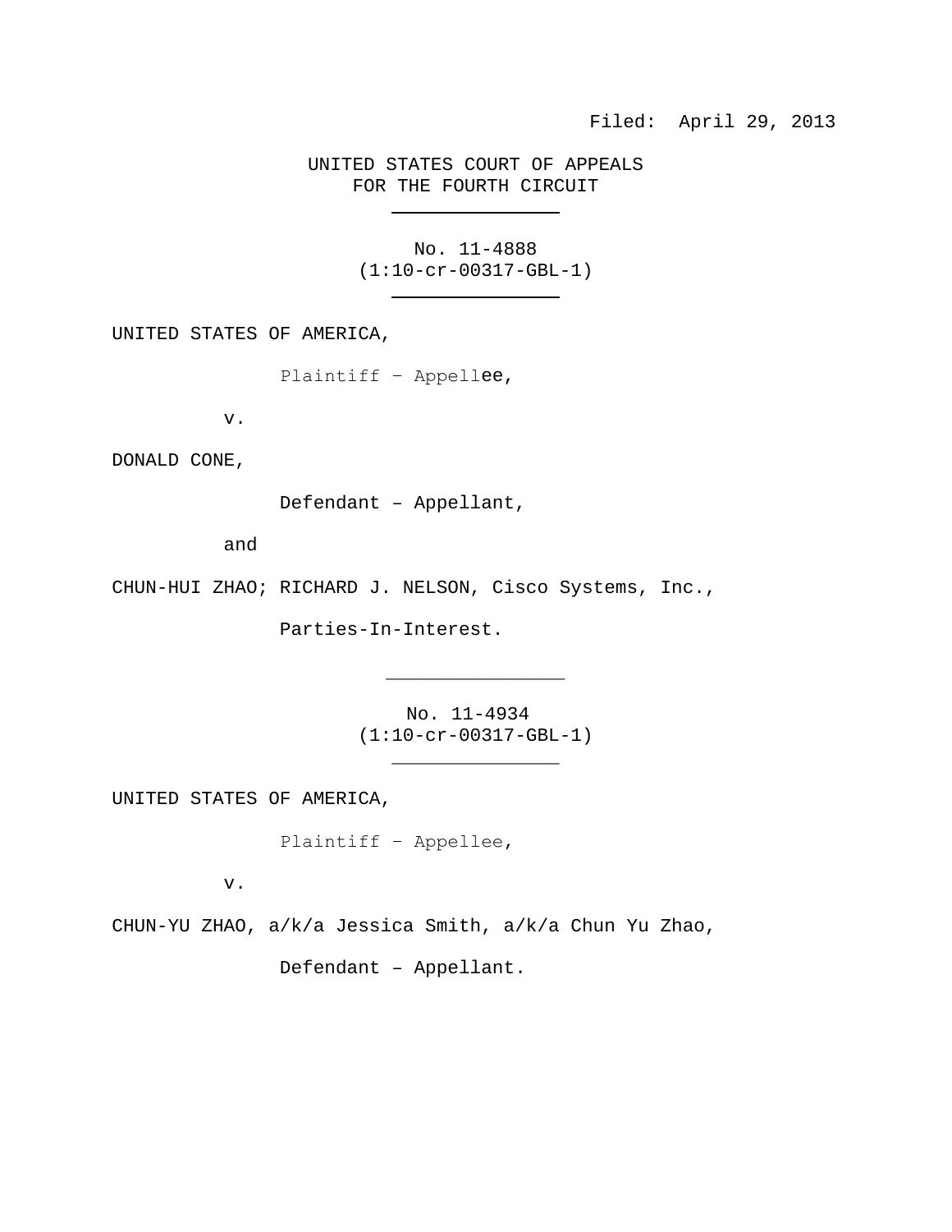Filed: April 29, 2013

UNITED STATES COURT OF APPEALS
FOR THE FOURTH CIRCUIT

---

No. 11-4888
(1:10-cr-00317-GBL-1)

---

UNITED STATES OF AMERICA,

Plaintiff – Appellee,

v.

DONALD CONE,

Defendant – Appellant,

and

CHUN-HUI ZHAO; RICHARD J. NELSON, Cisco Systems, Inc.,

Parties-In-Interest.

---

No. 11-4934
(1:10-cr-00317-GBL-1)

---

UNITED STATES OF AMERICA,

Plaintiff – Appellee,

v.

CHUN-YU ZHAO, a/k/a Jessica Smith, a/k/a Chun Yu Zhao,

Defendant – Appellant.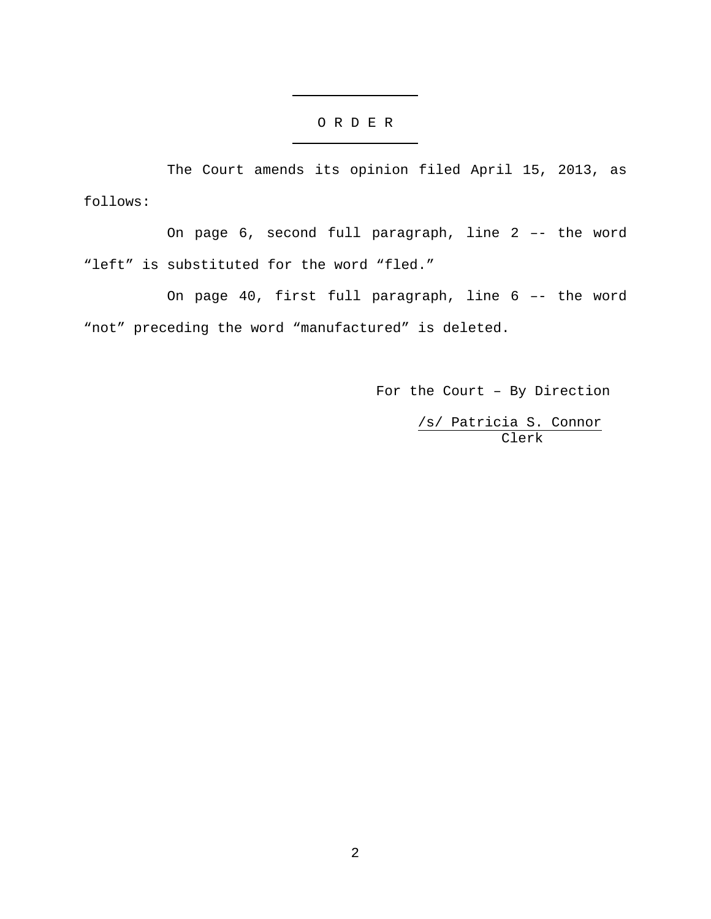# O R D E R

The Court amends its opinion filed April 15, 2013, as follows:

On page 6, second full paragraph, line 2 –– the word "left" is substituted for the word "fled."

On page 40, first full paragraph, line 6 –– the word "not" preceding the word "manufactured" is deleted.

For the Court – By Direction

/s/ Patricia S. Connor
Clerk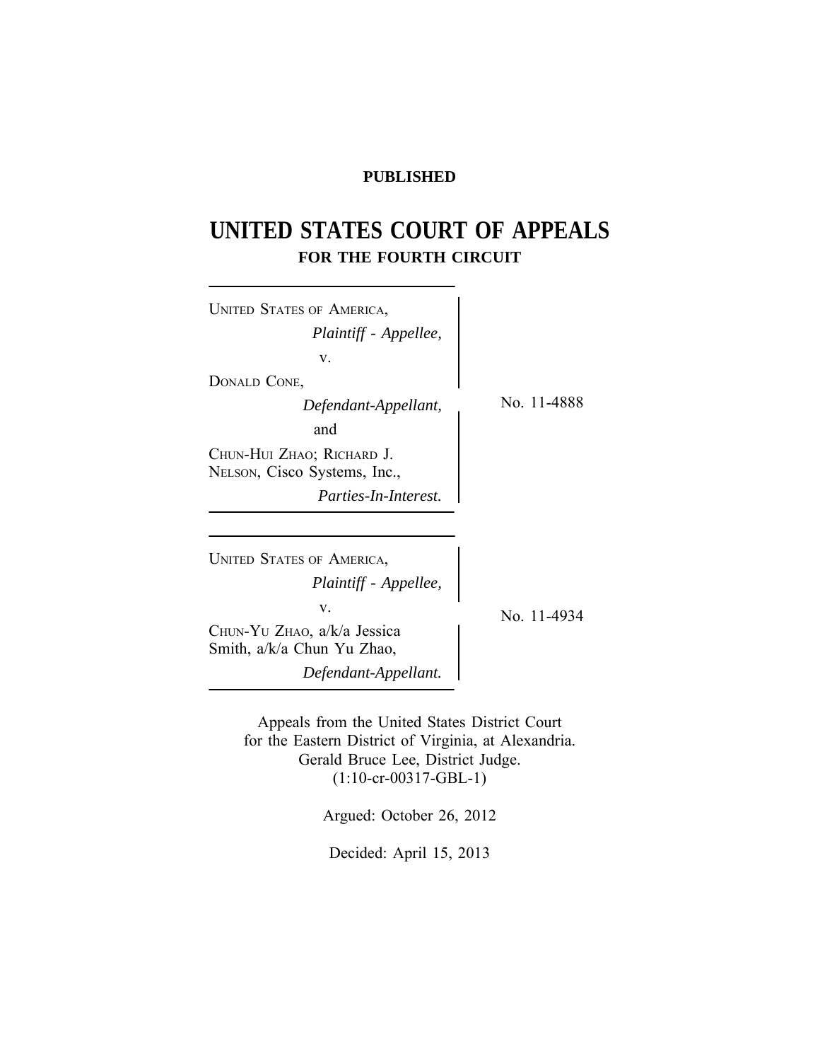**PUBLISHED**

# UNITED STATES COURT OF APPEALS
## FOR THE FOURTH CIRCUIT

UNITED STATES OF AMERICA,
*Plaintiff - Appellee,*
v.
DONALD CONE,
*Defendant-Appellant,*
and
CHUN-HUI ZHAO; RICHARD J. NELSON, Cisco Systems, Inc.,
*Parties-In-Interest.*

No. 11-4888

UNITED STATES OF AMERICA,
*Plaintiff - Appellee,*
v.
CHUN-YU ZHAO, a/k/a Jessica Smith, a/k/a Chun Yu Zhao,
*Defendant-Appellant.*

No. 11-4934

Appeals from the United States District Court
for the Eastern District of Virginia, at Alexandria.
Gerald Bruce Lee, District Judge.
(1:10-cr-00317-GBL-1)

Argued: October 26, 2012

Decided: April 15, 2013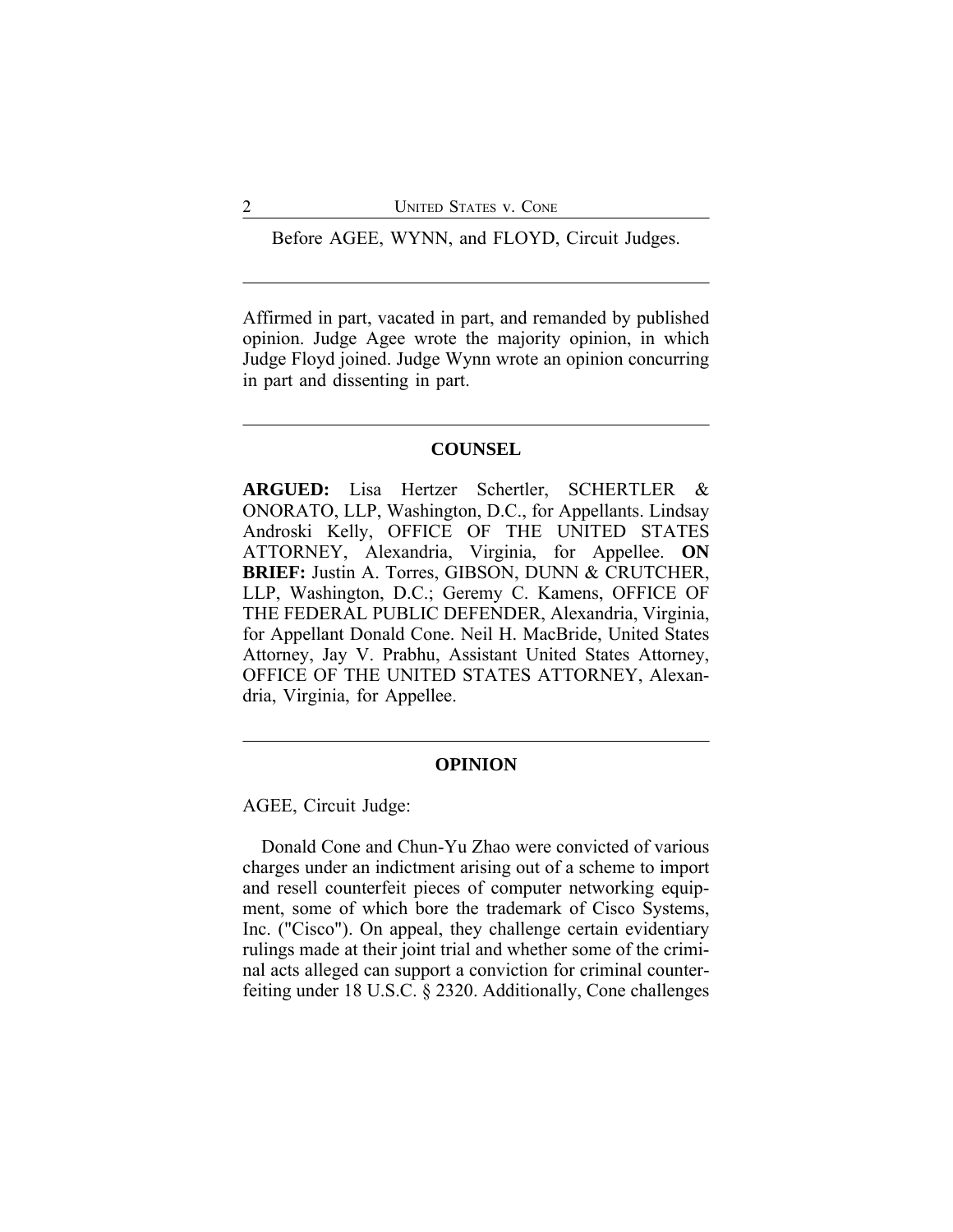Before AGEE, WYNN, and FLOYD, Circuit Judges.

---

Affirmed in part, vacated in part, and remanded by published opinion. Judge Agee wrote the majority opinion, in which Judge Floyd joined. Judge Wynn wrote an opinion concurring in part and dissenting in part.

---

## COUNSEL

**ARGUED:** Lisa Hertzer Schertler, SCHERTLER & ONORATO, LLP, Washington, D.C., for Appellants. Lindsay Androski Kelly, OFFICE OF THE UNITED STATES ATTORNEY, Alexandria, Virginia, for Appellee. **ON BRIEF:** Justin A. Torres, GIBSON, DUNN & CRUTCHER, LLP, Washington, D.C.; Geremy C. Kamens, OFFICE OF THE FEDERAL PUBLIC DEFENDER, Alexandria, Virginia, for Appellant Donald Cone. Neil H. MacBride, United States Attorney, Jay V. Prabhu, Assistant United States Attorney, OFFICE OF THE UNITED STATES ATTORNEY, Alexandria, Virginia, for Appellee.

---

## OPINION

AGEE, Circuit Judge:

Donald Cone and Chun-Yu Zhao were convicted of various charges under an indictment arising out of a scheme to import and resell counterfeit pieces of computer networking equipment, some of which bore the trademark of Cisco Systems, Inc. ("Cisco"). On appeal, they challenge certain evidentiary rulings made at their joint trial and whether some of the criminal acts alleged can support a conviction for criminal counterfeiting under 18 U.S.C. § 2320. Additionally, Cone challenges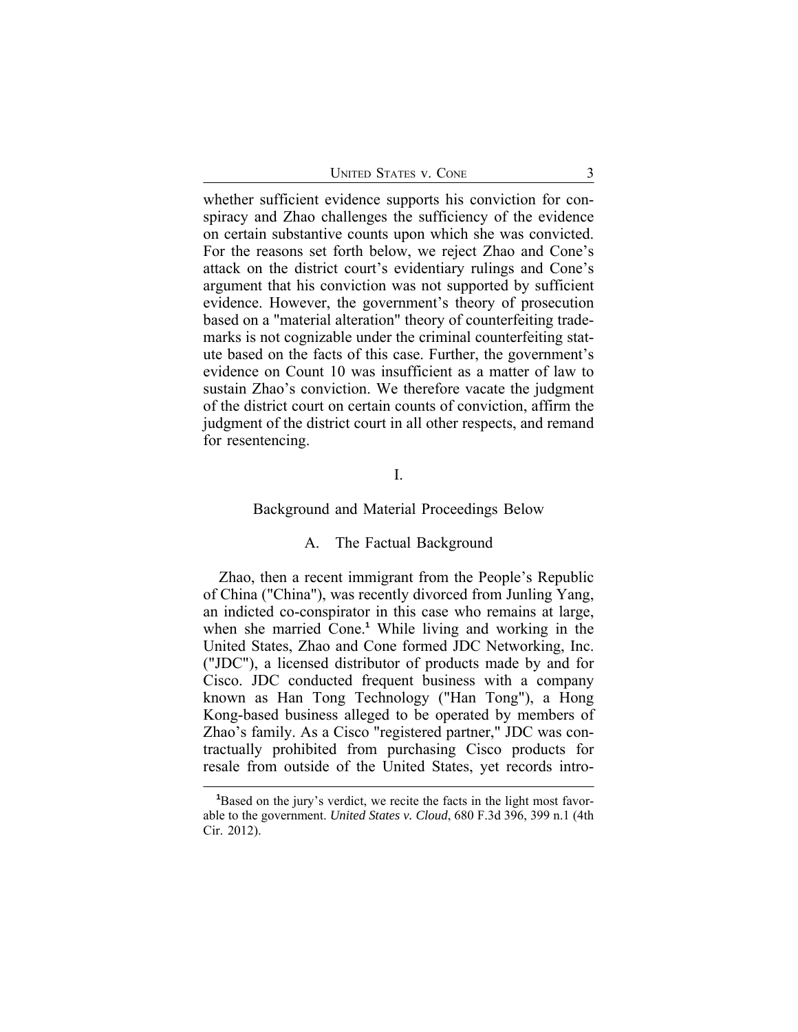whether sufficient evidence supports his conviction for conspiracy and Zhao challenges the sufficiency of the evidence on certain substantive counts upon which she was convicted. For the reasons set forth below, we reject Zhao and Cone's attack on the district court's evidentiary rulings and Cone's argument that his conviction was not supported by sufficient evidence. However, the government's theory of prosecution based on a "material alteration" theory of counterfeiting trademarks is not cognizable under the criminal counterfeiting statute based on the facts of this case. Further, the government's evidence on Count 10 was insufficient as a matter of law to sustain Zhao's conviction. We therefore vacate the judgment of the district court on certain counts of conviction, affirm the judgment of the district court in all other respects, and remand for resentencing.

## I.

### Background and Material Proceedings Below

#### A. The Factual Background

Zhao, then a recent immigrant from the People's Republic of China ("China"), was recently divorced from Junling Yang, an indicted co-conspirator in this case who remains at large, when she married Cone.[1] While living and working in the United States, Zhao and Cone formed JDC Networking, Inc. ("JDC"), a licensed distributor of products made by and for Cisco. JDC conducted frequent business with a company known as Han Tong Technology ("Han Tong"), a Hong Kong-based business alleged to be operated by members of Zhao's family. As a Cisco "registered partner," JDC was contractually prohibited from purchasing Cisco products for resale from outside of the United States, yet records intro-

[1] Based on the jury's verdict, we recite the facts in the light most favorable to the government. *United States v. Cloud*, 680 F.3d 396, 399 n.1 (4th Cir. 2012).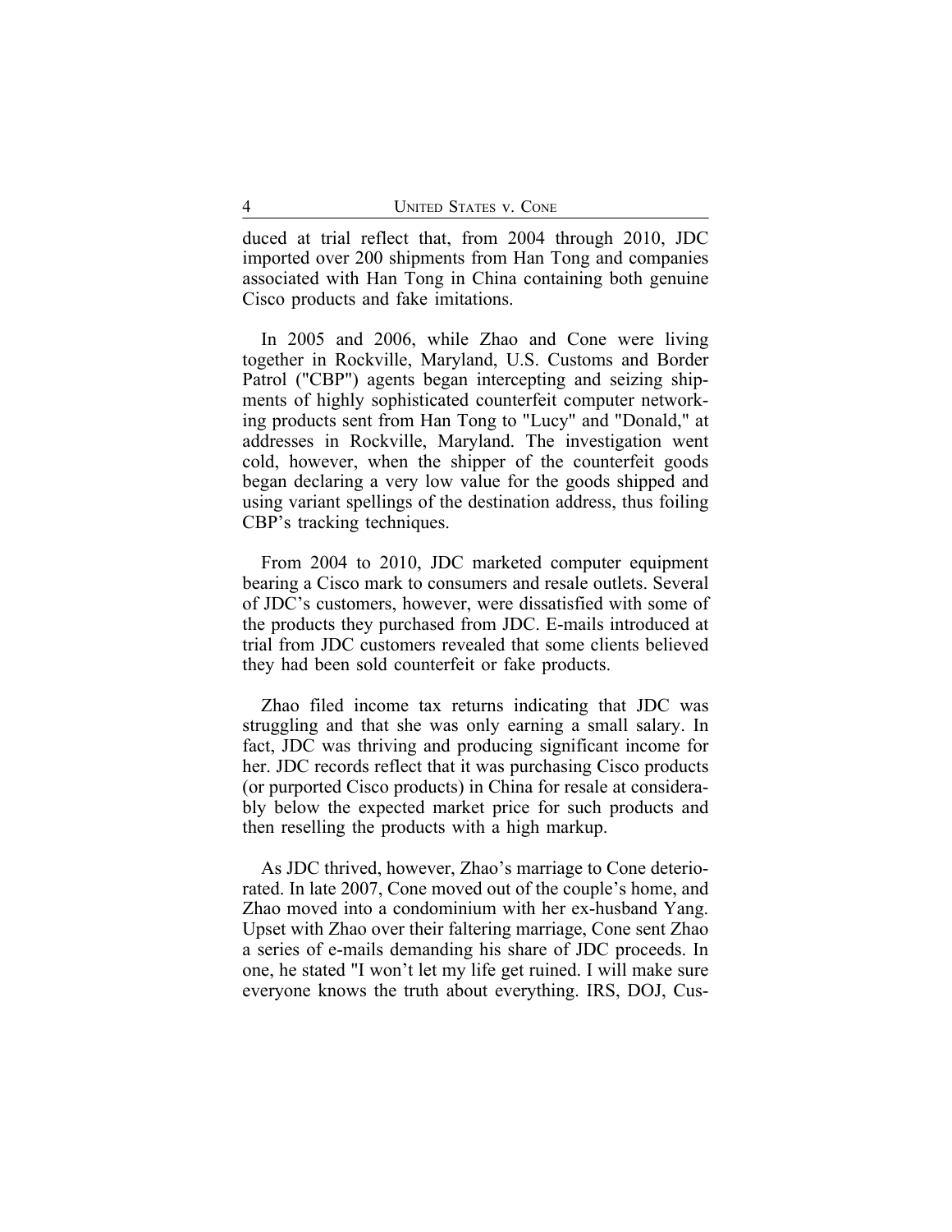duced at trial reflect that, from 2004 through 2010, JDC imported over 200 shipments from Han Tong and companies associated with Han Tong in China containing both genuine Cisco products and fake imitations.

In 2005 and 2006, while Zhao and Cone were living together in Rockville, Maryland, U.S. Customs and Border Patrol ("CBP") agents began intercepting and seizing shipments of highly sophisticated counterfeit computer networking products sent from Han Tong to "Lucy" and "Donald," at addresses in Rockville, Maryland. The investigation went cold, however, when the shipper of the counterfeit goods began declaring a very low value for the goods shipped and using variant spellings of the destination address, thus foiling CBP's tracking techniques.

From 2004 to 2010, JDC marketed computer equipment bearing a Cisco mark to consumers and resale outlets. Several of JDC's customers, however, were dissatisfied with some of the products they purchased from JDC. E-mails introduced at trial from JDC customers revealed that some clients believed they had been sold counterfeit or fake products.

Zhao filed income tax returns indicating that JDC was struggling and that she was only earning a small salary. In fact, JDC was thriving and producing significant income for her. JDC records reflect that it was purchasing Cisco products (or purported Cisco products) in China for resale at considerably below the expected market price for such products and then reselling the products with a high markup.

As JDC thrived, however, Zhao's marriage to Cone deteriorated. In late 2007, Cone moved out of the couple's home, and Zhao moved into a condominium with her ex-husband Yang. Upset with Zhao over their faltering marriage, Cone sent Zhao a series of e-mails demanding his share of JDC proceeds. In one, he stated "I won't let my life get ruined. I will make sure everyone knows the truth about everything. IRS, DOJ, Cus-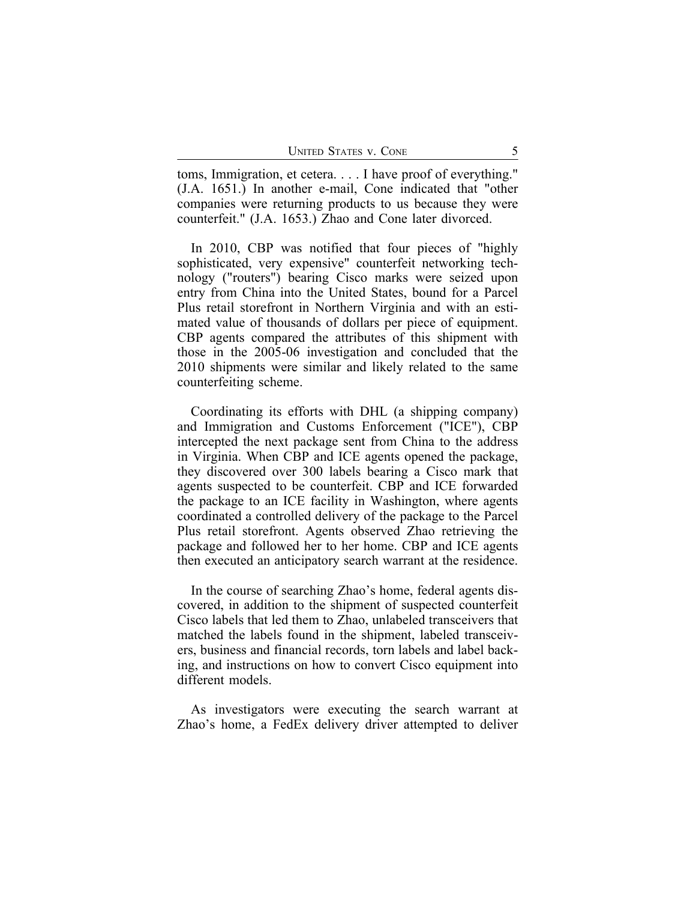toms, Immigration, et cetera. . . . I have proof of everything." (J.A. 1651.) In another e-mail, Cone indicated that "other companies were returning products to us because they were counterfeit." (J.A. 1653.) Zhao and Cone later divorced.

In 2010, CBP was notified that four pieces of "highly sophisticated, very expensive" counterfeit networking technology ("routers") bearing Cisco marks were seized upon entry from China into the United States, bound for a Parcel Plus retail storefront in Northern Virginia and with an estimated value of thousands of dollars per piece of equipment. CBP agents compared the attributes of this shipment with those in the 2005-06 investigation and concluded that the 2010 shipments were similar and likely related to the same counterfeiting scheme.

Coordinating its efforts with DHL (a shipping company) and Immigration and Customs Enforcement ("ICE"), CBP intercepted the next package sent from China to the address in Virginia. When CBP and ICE agents opened the package, they discovered over 300 labels bearing a Cisco mark that agents suspected to be counterfeit. CBP and ICE forwarded the package to an ICE facility in Washington, where agents coordinated a controlled delivery of the package to the Parcel Plus retail storefront. Agents observed Zhao retrieving the package and followed her to her home. CBP and ICE agents then executed an anticipatory search warrant at the residence.

In the course of searching Zhao's home, federal agents discovered, in addition to the shipment of suspected counterfeit Cisco labels that led them to Zhao, unlabeled transceivers that matched the labels found in the shipment, labeled transceivers, business and financial records, torn labels and label backing, and instructions on how to convert Cisco equipment into different models.

As investigators were executing the search warrant at Zhao's home, a FedEx delivery driver attempted to deliver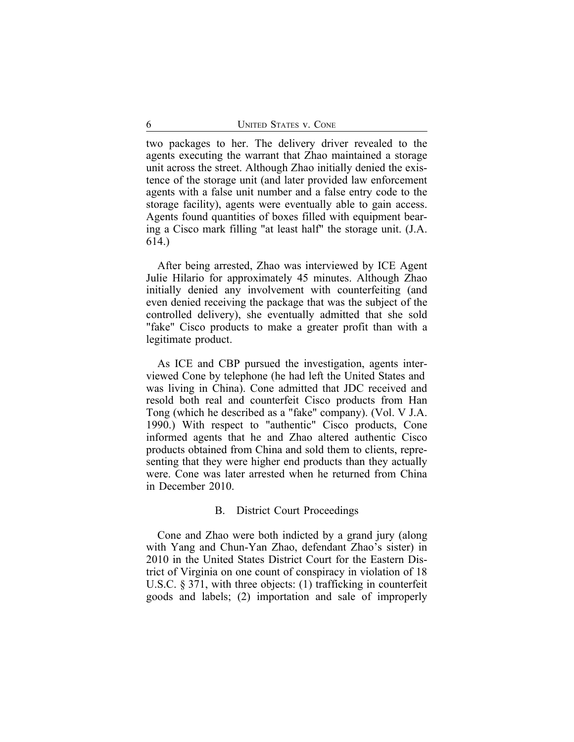two packages to her. The delivery driver revealed to the agents executing the warrant that Zhao maintained a storage unit across the street. Although Zhao initially denied the existence of the storage unit (and later provided law enforcement agents with a false unit number and a false entry code to the storage facility), agents were eventually able to gain access. Agents found quantities of boxes filled with equipment bearing a Cisco mark filling "at least half" the storage unit. (J.A. 614.)

After being arrested, Zhao was interviewed by ICE Agent Julie Hilario for approximately 45 minutes. Although Zhao initially denied any involvement with counterfeiting (and even denied receiving the package that was the subject of the controlled delivery), she eventually admitted that she sold "fake" Cisco products to make a greater profit than with a legitimate product.

As ICE and CBP pursued the investigation, agents interviewed Cone by telephone (he had left the United States and was living in China). Cone admitted that JDC received and resold both real and counterfeit Cisco products from Han Tong (which he described as a "fake" company). (Vol. V J.A. 1990.) With respect to "authentic" Cisco products, Cone informed agents that he and Zhao altered authentic Cisco products obtained from China and sold them to clients, representing that they were higher end products than they actually were. Cone was later arrested when he returned from China in December 2010.

### B. District Court Proceedings

Cone and Zhao were both indicted by a grand jury (along with Yang and Chun-Yan Zhao, defendant Zhao's sister) in 2010 in the United States District Court for the Eastern District of Virginia on one count of conspiracy in violation of 18 U.S.C. § 371, with three objects: (1) trafficking in counterfeit goods and labels; (2) importation and sale of improperly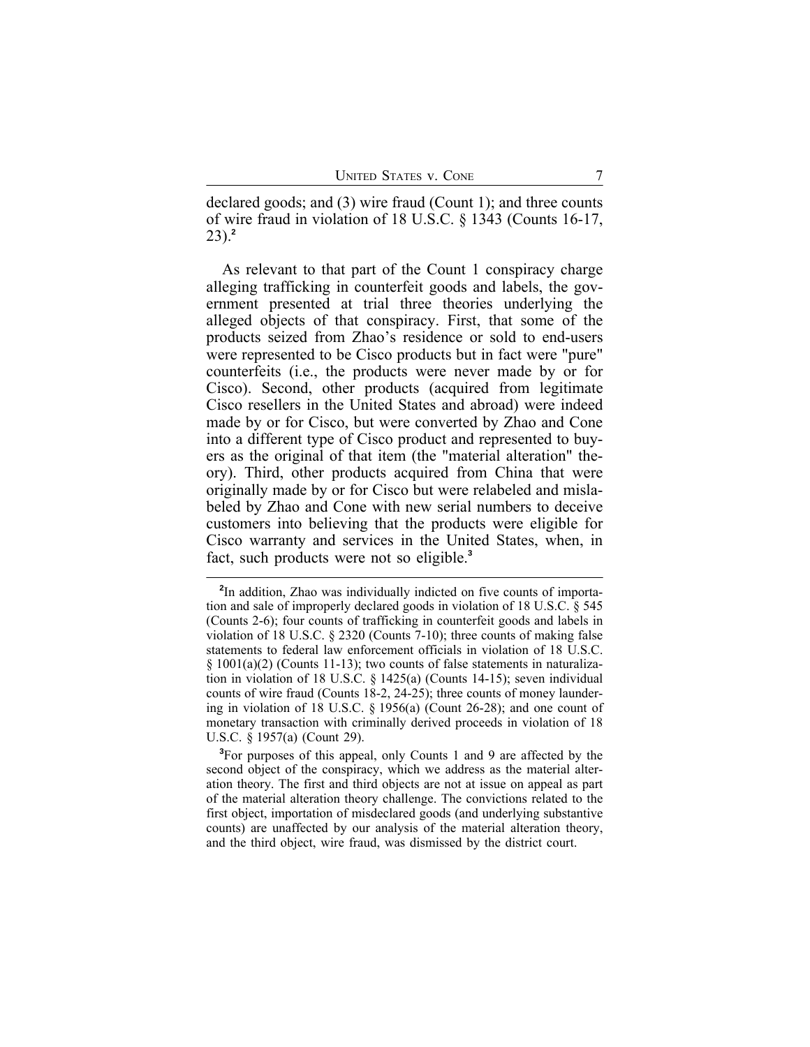declared goods; and (3) wire fraud (Count 1); and three counts of wire fraud in violation of 18 U.S.C. § 1343 (Counts 16-17, 23).[2]

As relevant to that part of the Count 1 conspiracy charge alleging trafficking in counterfeit goods and labels, the government presented at trial three theories underlying the alleged objects of that conspiracy. First, that some of the products seized from Zhao's residence or sold to end-users were represented to be Cisco products but in fact were "pure" counterfeits (i.e., the products were never made by or for Cisco). Second, other products (acquired from legitimate Cisco resellers in the United States and abroad) were indeed made by or for Cisco, but were converted by Zhao and Cone into a different type of Cisco product and represented to buyers as the original of that item (the "material alteration" theory). Third, other products acquired from China that were originally made by or for Cisco but were relabeled and mislabeled by Zhao and Cone with new serial numbers to deceive customers into believing that the products were eligible for Cisco warranty and services in the United States, when, in fact, such products were not so eligible.[3]

[2]In addition, Zhao was individually indicted on five counts of importation and sale of improperly declared goods in violation of 18 U.S.C. § 545 (Counts 2-6); four counts of trafficking in counterfeit goods and labels in violation of 18 U.S.C. § 2320 (Counts 7-10); three counts of making false statements to federal law enforcement officials in violation of 18 U.S.C. § 1001(a)(2) (Counts 11-13); two counts of false statements in naturalization in violation of 18 U.S.C. § 1425(a) (Counts 14-15); seven individual counts of wire fraud (Counts 18-2, 24-25); three counts of money laundering in violation of 18 U.S.C. § 1956(a) (Count 26-28); and one count of monetary transaction with criminally derived proceeds in violation of 18 U.S.C. § 1957(a) (Count 29).

[3]For purposes of this appeal, only Counts 1 and 9 are affected by the second object of the conspiracy, which we address as the material alteration theory. The first and third objects are not at issue on appeal as part of the material alteration theory challenge. The convictions related to the first object, importation of misdeclared goods (and underlying substantive counts) are unaffected by our analysis of the material alteration theory, and the third object, wire fraud, was dismissed by the district court.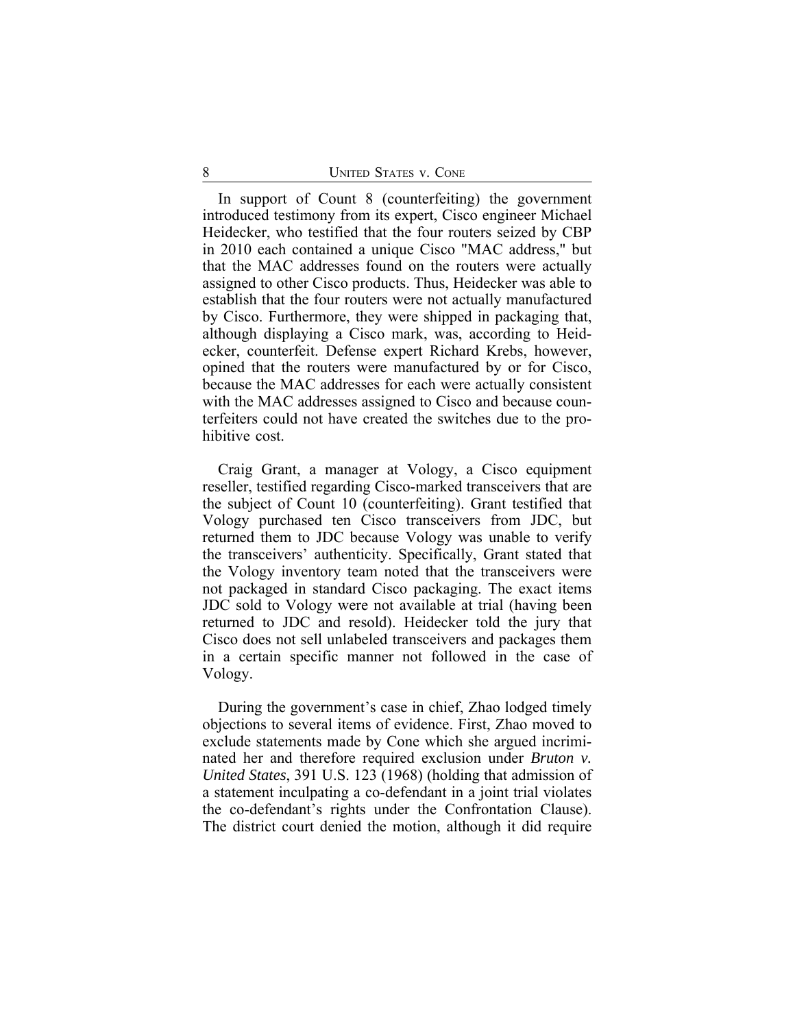In support of Count 8 (counterfeiting) the government introduced testimony from its expert, Cisco engineer Michael Heidecker, who testified that the four routers seized by CBP in 2010 each contained a unique Cisco "MAC address," but that the MAC addresses found on the routers were actually assigned to other Cisco products. Thus, Heidecker was able to establish that the four routers were not actually manufactured by Cisco. Furthermore, they were shipped in packaging that, although displaying a Cisco mark, was, according to Heidecker, counterfeit. Defense expert Richard Krebs, however, opined that the routers were manufactured by or for Cisco, because the MAC addresses for each were actually consistent with the MAC addresses assigned to Cisco and because counterfeiters could not have created the switches due to the prohibitive cost.

Craig Grant, a manager at Vology, a Cisco equipment reseller, testified regarding Cisco-marked transceivers that are the subject of Count 10 (counterfeiting). Grant testified that Vology purchased ten Cisco transceivers from JDC, but returned them to JDC because Vology was unable to verify the transceivers' authenticity. Specifically, Grant stated that the Vology inventory team noted that the transceivers were not packaged in standard Cisco packaging. The exact items JDC sold to Vology were not available at trial (having been returned to JDC and resold). Heidecker told the jury that Cisco does not sell unlabeled transceivers and packages them in a certain specific manner not followed in the case of Vology.

During the government's case in chief, Zhao lodged timely objections to several items of evidence. First, Zhao moved to exclude statements made by Cone which she argued incriminated her and therefore required exclusion under *Bruton v. United States*, 391 U.S. 123 (1968) (holding that admission of a statement inculpating a co-defendant in a joint trial violates the co-defendant's rights under the Confrontation Clause). The district court denied the motion, although it did require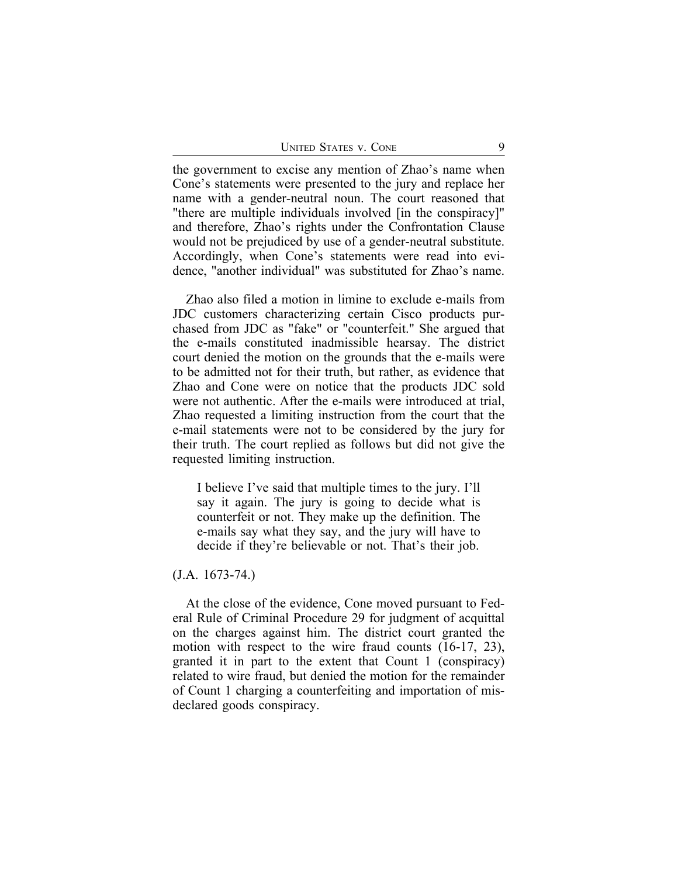the government to excise any mention of Zhao's name when Cone's statements were presented to the jury and replace her name with a gender-neutral noun. The court reasoned that "there are multiple individuals involved [in the conspiracy]" and therefore, Zhao's rights under the Confrontation Clause would not be prejudiced by use of a gender-neutral substitute. Accordingly, when Cone's statements were read into evidence, "another individual" was substituted for Zhao's name.

Zhao also filed a motion in limine to exclude e-mails from JDC customers characterizing certain Cisco products purchased from JDC as "fake" or "counterfeit." She argued that the e-mails constituted inadmissible hearsay. The district court denied the motion on the grounds that the e-mails were to be admitted not for their truth, but rather, as evidence that Zhao and Cone were on notice that the products JDC sold were not authentic. After the e-mails were introduced at trial, Zhao requested a limiting instruction from the court that the e-mail statements were not to be considered by the jury for their truth. The court replied as follows but did not give the requested limiting instruction.

> I believe I've said that multiple times to the jury. I'll say it again. The jury is going to decide what is counterfeit or not. They make up the definition. The e-mails say what they say, and the jury will have to decide if they're believable or not. That's their job.

(J.A. 1673-74.)

At the close of the evidence, Cone moved pursuant to Federal Rule of Criminal Procedure 29 for judgment of acquittal on the charges against him. The district court granted the motion with respect to the wire fraud counts (16-17, 23), granted it in part to the extent that Count 1 (conspiracy) related to wire fraud, but denied the motion for the remainder of Count 1 charging a counterfeiting and importation of misdeclared goods conspiracy.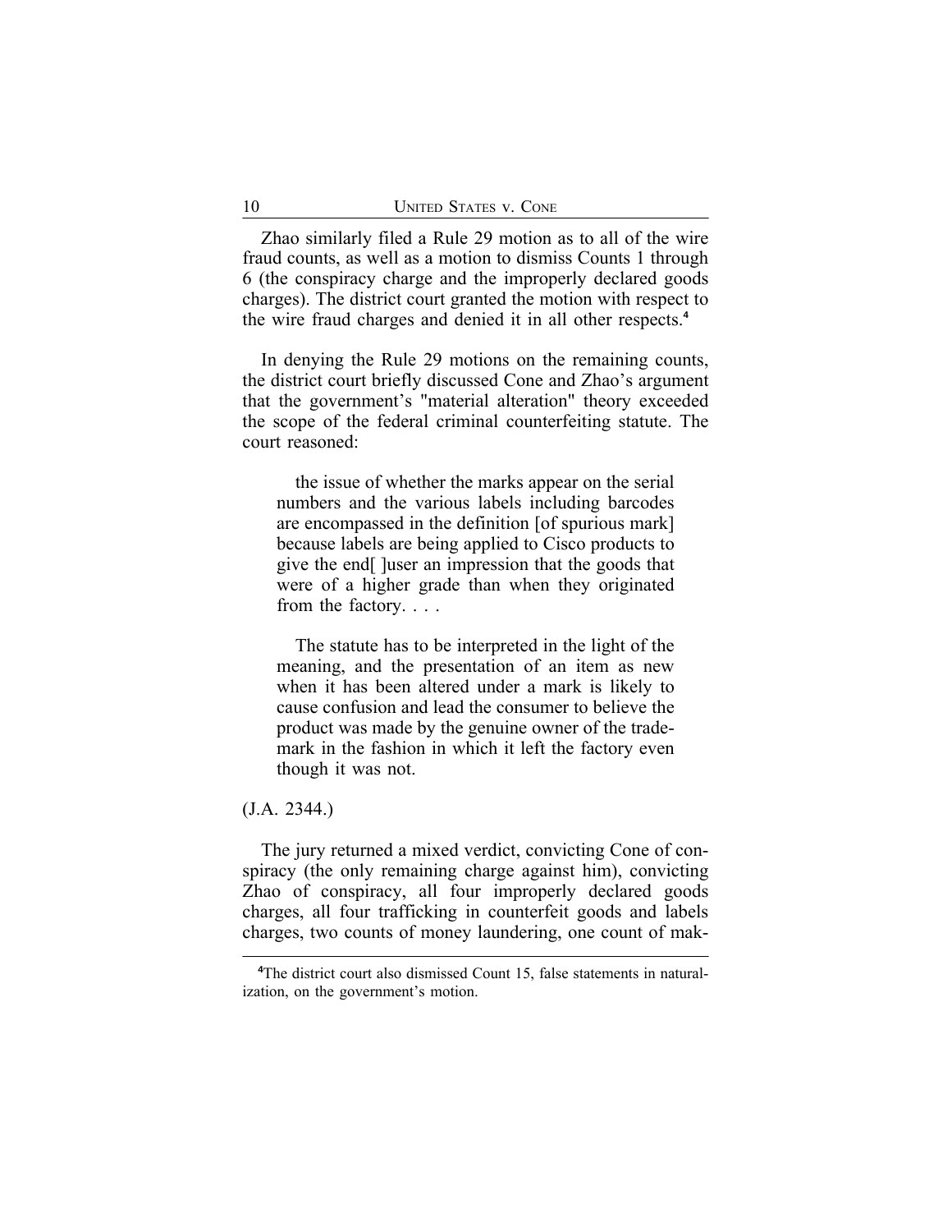Zhao similarly filed a Rule 29 motion as to all of the wire fraud counts, as well as a motion to dismiss Counts 1 through 6 (the conspiracy charge and the improperly declared goods charges). The district court granted the motion with respect to the wire fraud charges and denied it in all other respects.[4]

In denying the Rule 29 motions on the remaining counts, the district court briefly discussed Cone and Zhao's argument that the government's "material alteration" theory exceeded the scope of the federal criminal counterfeiting statute. The court reasoned:

> the issue of whether the marks appear on the serial numbers and the various labels including barcodes are encompassed in the definition [of spurious mark] because labels are being applied to Cisco products to give the end[ ]user an impression that the goods that were of a higher grade than when they originated from the factory. . . .
>
> The statute has to be interpreted in the light of the meaning, and the presentation of an item as new when it has been altered under a mark is likely to cause confusion and lead the consumer to believe the product was made by the genuine owner of the trademark in the fashion in which it left the factory even though it was not.

(J.A. 2344.)

The jury returned a mixed verdict, convicting Cone of conspiracy (the only remaining charge against him), convicting Zhao of conspiracy, all four improperly declared goods charges, all four trafficking in counterfeit goods and labels charges, two counts of money laundering, one count of mak-

[4] The district court also dismissed Count 15, false statements in naturalization, on the government's motion.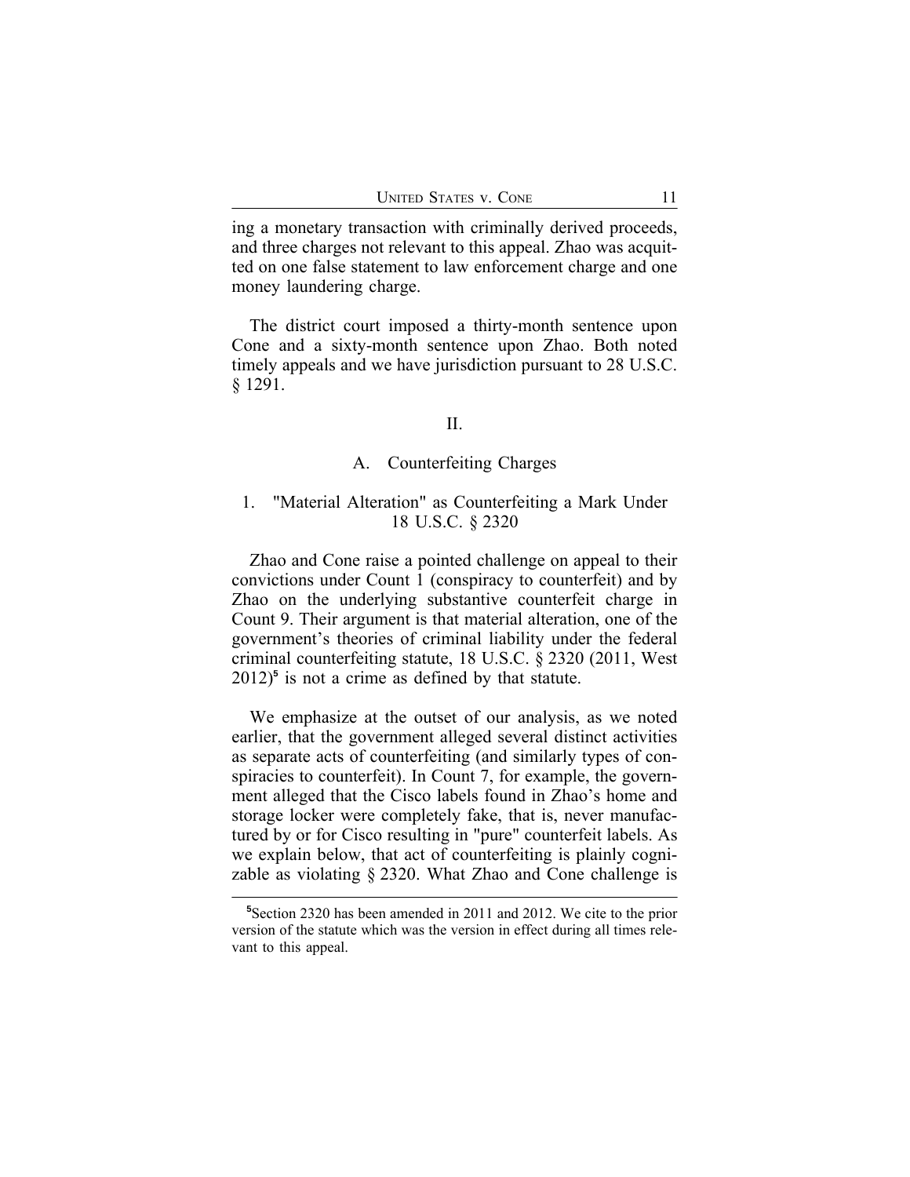ing a monetary transaction with criminally derived proceeds, and three charges not relevant to this appeal. Zhao was acquitted on one false statement to law enforcement charge and one money laundering charge.

The district court imposed a thirty-month sentence upon Cone and a sixty-month sentence upon Zhao. Both noted timely appeals and we have jurisdiction pursuant to 28 U.S.C. § 1291.

## II.

### A. Counterfeiting Charges

#### 1. "Material Alteration" as Counterfeiting a Mark Under 18 U.S.C. § 2320

Zhao and Cone raise a pointed challenge on appeal to their convictions under Count 1 (conspiracy to counterfeit) and by Zhao on the underlying substantive counterfeit charge in Count 9. Their argument is that material alteration, one of the government's theories of criminal liability under the federal criminal counterfeiting statute, 18 U.S.C. § 2320 (2011, West 2012)[5] is not a crime as defined by that statute.

We emphasize at the outset of our analysis, as we noted earlier, that the government alleged several distinct activities as separate acts of counterfeiting (and similarly types of conspiracies to counterfeit). In Count 7, for example, the government alleged that the Cisco labels found in Zhao's home and storage locker were completely fake, that is, never manufactured by or for Cisco resulting in "pure" counterfeit labels. As we explain below, that act of counterfeiting is plainly cognizable as violating § 2320. What Zhao and Cone challenge is

[5]Section 2320 has been amended in 2011 and 2012. We cite to the prior version of the statute which was the version in effect during all times relevant to this appeal.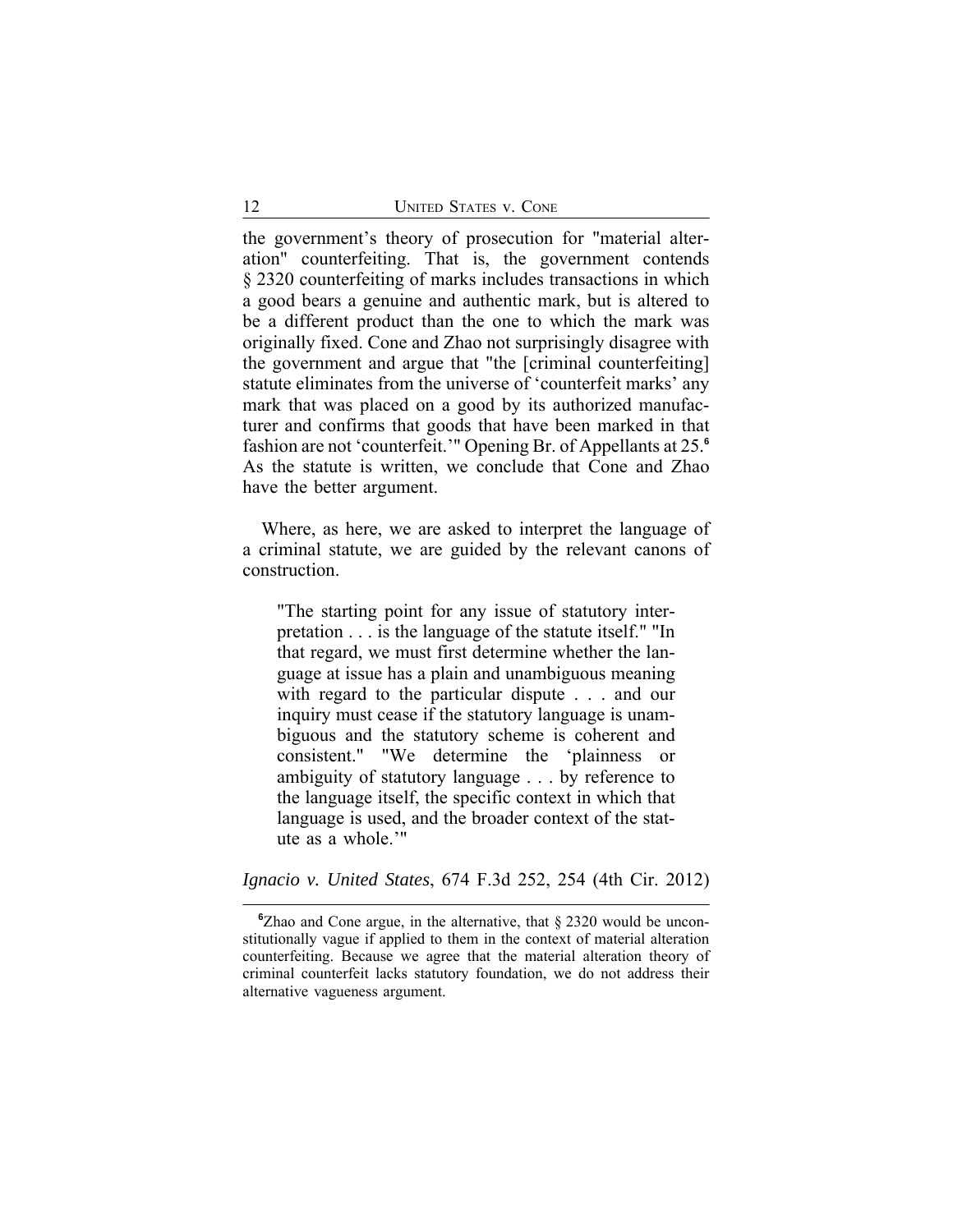the government's theory of prosecution for "material alteration" counterfeiting. That is, the government contends § 2320 counterfeiting of marks includes transactions in which a good bears a genuine and authentic mark, but is altered to be a different product than the one to which the mark was originally fixed. Cone and Zhao not surprisingly disagree with the government and argue that "the [criminal counterfeiting] statute eliminates from the universe of 'counterfeit marks' any mark that was placed on a good by its authorized manufacturer and confirms that goods that have been marked in that fashion are not 'counterfeit.'" Opening Br. of Appellants at 25.[6] As the statute is written, we conclude that Cone and Zhao have the better argument.

Where, as here, we are asked to interpret the language of a criminal statute, we are guided by the relevant canons of construction.

> "The starting point for any issue of statutory interpretation . . . is the language of the statute itself." "In that regard, we must first determine whether the language at issue has a plain and unambiguous meaning with regard to the particular dispute . . . and our inquiry must cease if the statutory language is unambiguous and the statutory scheme is coherent and consistent." "We determine the 'plainness or ambiguity of statutory language . . . by reference to the language itself, the specific context in which that language is used, and the broader context of the statute as a whole.'"

*Ignacio v. United States*, 674 F.3d 252, 254 (4th Cir. 2012)

[6]Zhao and Cone argue, in the alternative, that § 2320 would be unconstitutionally vague if applied to them in the context of material alteration counterfeiting. Because we agree that the material alteration theory of criminal counterfeit lacks statutory foundation, we do not address their alternative vagueness argument.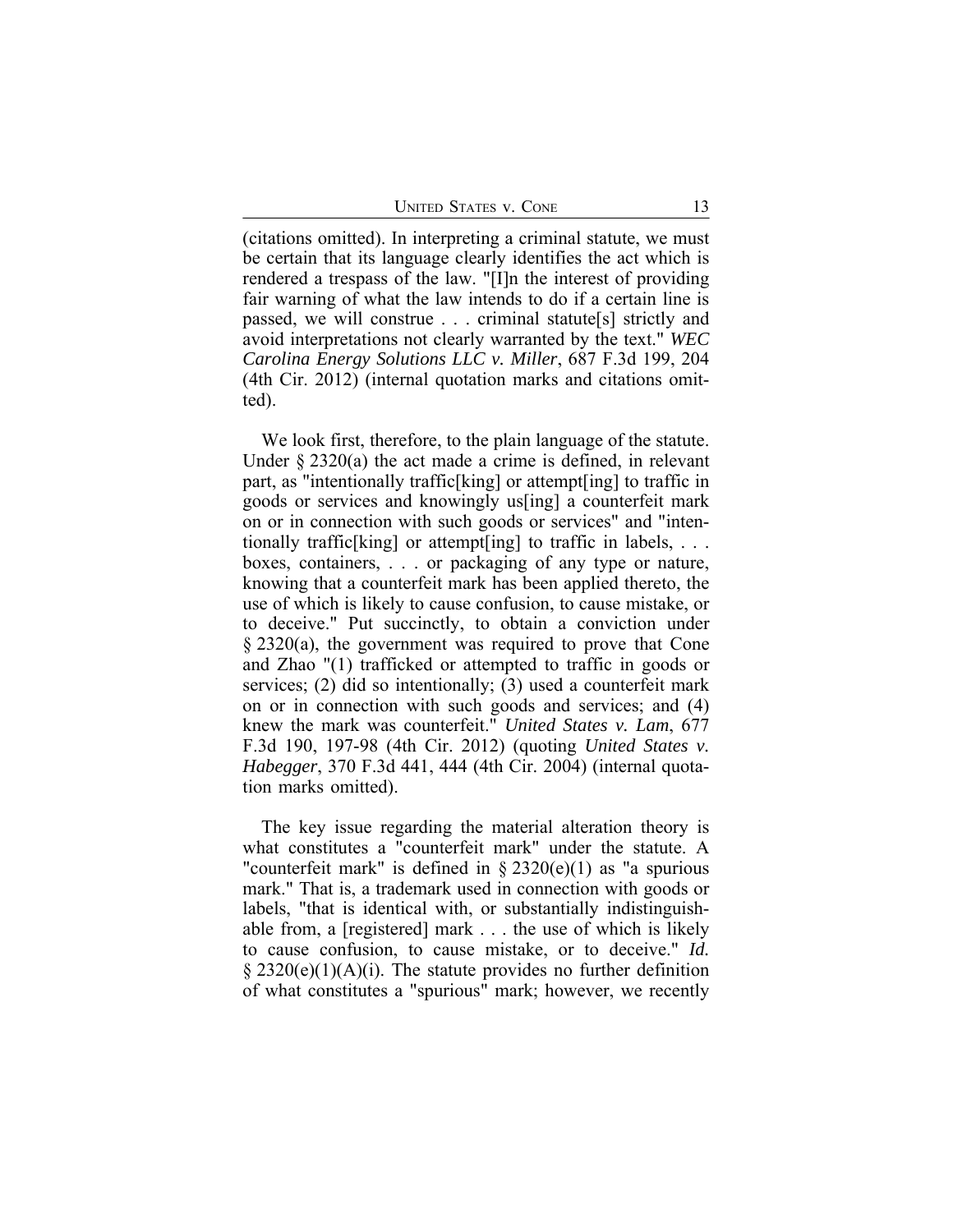(citations omitted). In interpreting a criminal statute, we must be certain that its language clearly identifies the act which is rendered a trespass of the law. "[I]n the interest of providing fair warning of what the law intends to do if a certain line is passed, we will construe . . . criminal statute[s] strictly and avoid interpretations not clearly warranted by the text." *WEC Carolina Energy Solutions LLC v. Miller*, 687 F.3d 199, 204 (4th Cir. 2012) (internal quotation marks and citations omitted).

We look first, therefore, to the plain language of the statute. Under § 2320(a) the act made a crime is defined, in relevant part, as "intentionally traffic[king] or attempt[ing] to traffic in goods or services and knowingly us[ing] a counterfeit mark on or in connection with such goods or services" and "intentionally traffic[king] or attempt[ing] to traffic in labels, . . . boxes, containers, . . . or packaging of any type or nature, knowing that a counterfeit mark has been applied thereto, the use of which is likely to cause confusion, to cause mistake, or to deceive." Put succinctly, to obtain a conviction under § 2320(a), the government was required to prove that Cone and Zhao "(1) trafficked or attempted to traffic in goods or services; (2) did so intentionally; (3) used a counterfeit mark on or in connection with such goods and services; and (4) knew the mark was counterfeit." *United States v. Lam*, 677 F.3d 190, 197-98 (4th Cir. 2012) (quoting *United States v. Habegger*, 370 F.3d 441, 444 (4th Cir. 2004) (internal quotation marks omitted).

The key issue regarding the material alteration theory is what constitutes a "counterfeit mark" under the statute. A "counterfeit mark" is defined in § 2320(e)(1) as "a spurious mark." That is, a trademark used in connection with goods or labels, "that is identical with, or substantially indistinguishable from, a [registered] mark . . . the use of which is likely to cause confusion, to cause mistake, or to deceive." *Id.* § 2320(e)(1)(A)(i). The statute provides no further definition of what constitutes a "spurious" mark; however, we recently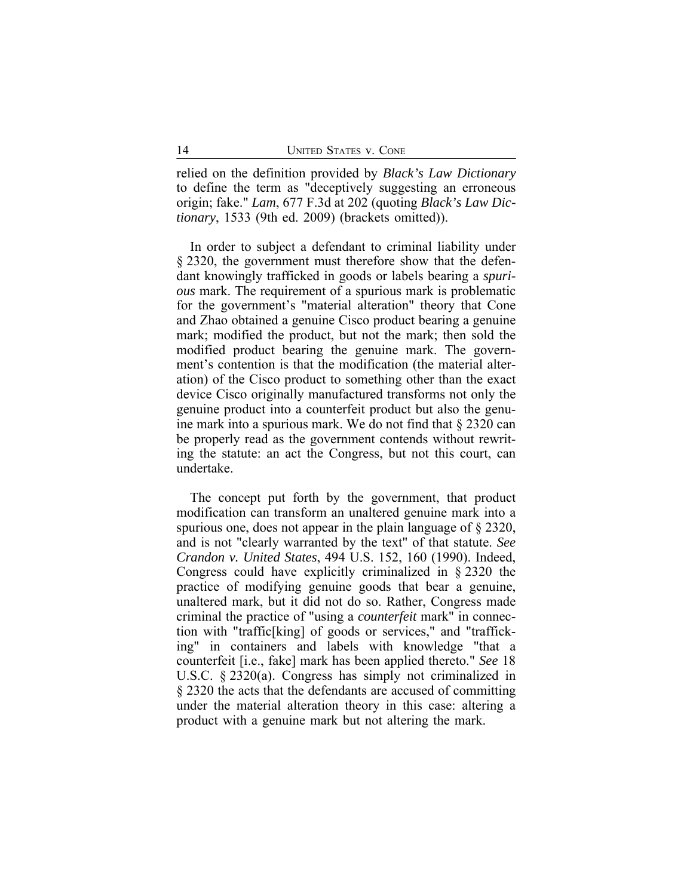relied on the definition provided by *Black's Law Dictionary* to define the term as "deceptively suggesting an erroneous origin; fake." *Lam*, 677 F.3d at 202 (quoting *Black's Law Dictionary*, 1533 (9th ed. 2009) (brackets omitted)).

In order to subject a defendant to criminal liability under § 2320, the government must therefore show that the defendant knowingly trafficked in goods or labels bearing a *spurious* mark. The requirement of a spurious mark is problematic for the government's "material alteration" theory that Cone and Zhao obtained a genuine Cisco product bearing a genuine mark; modified the product, but not the mark; then sold the modified product bearing the genuine mark. The government's contention is that the modification (the material alteration) of the Cisco product to something other than the exact device Cisco originally manufactured transforms not only the genuine product into a counterfeit product but also the genuine mark into a spurious mark. We do not find that § 2320 can be properly read as the government contends without rewriting the statute: an act the Congress, but not this court, can undertake.

The concept put forth by the government, that product modification can transform an unaltered genuine mark into a spurious one, does not appear in the plain language of § 2320, and is not "clearly warranted by the text" of that statute. *See Crandon v. United States*, 494 U.S. 152, 160 (1990). Indeed, Congress could have explicitly criminalized in § 2320 the practice of modifying genuine goods that bear a genuine, unaltered mark, but it did not do so. Rather, Congress made criminal the practice of "using a *counterfeit* mark" in connection with "traffic[king] of goods or services," and "trafficking" in containers and labels with knowledge "that a counterfeit [i.e., fake] mark has been applied thereto." *See* 18 U.S.C. § 2320(a). Congress has simply not criminalized in § 2320 the acts that the defendants are accused of committing under the material alteration theory in this case: altering a product with a genuine mark but not altering the mark.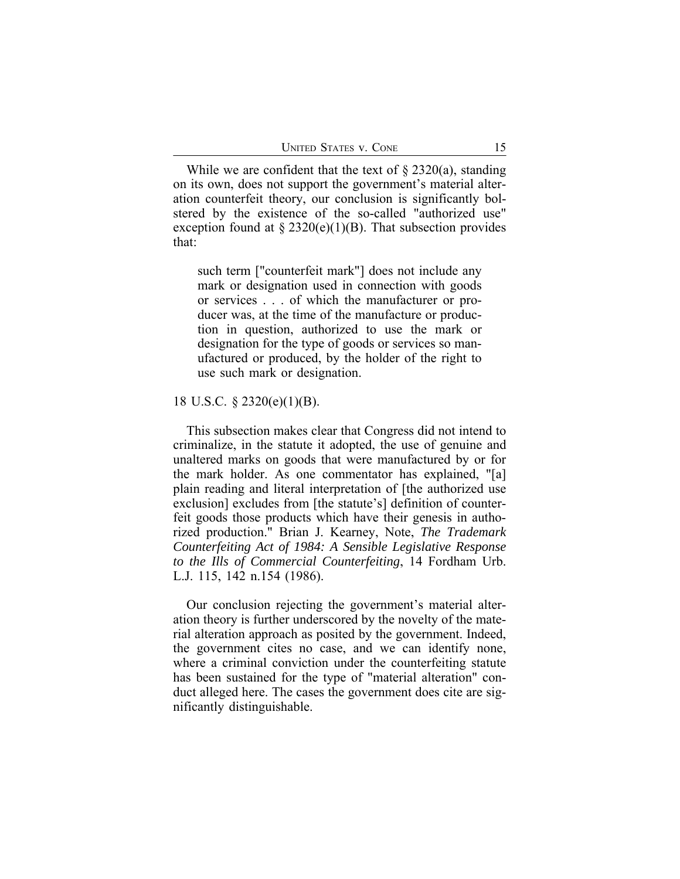While we are confident that the text of § 2320(a), standing on its own, does not support the government's material alteration counterfeit theory, our conclusion is significantly bolstered by the existence of the so-called "authorized use" exception found at § 2320(e)(1)(B). That subsection provides that:

> such term ["counterfeit mark"] does not include any mark or designation used in connection with goods or services . . . of which the manufacturer or producer was, at the time of the manufacture or production in question, authorized to use the mark or designation for the type of goods or services so manufactured or produced, by the holder of the right to use such mark or designation.

18 U.S.C. § 2320(e)(1)(B).

This subsection makes clear that Congress did not intend to criminalize, in the statute it adopted, the use of genuine and unaltered marks on goods that were manufactured by or for the mark holder. As one commentator has explained, "[a] plain reading and literal interpretation of [the authorized use exclusion] excludes from [the statute's] definition of counterfeit goods those products which have their genesis in authorized production." Brian J. Kearney, Note, *The Trademark Counterfeiting Act of 1984: A Sensible Legislative Response to the Ills of Commercial Counterfeiting*, 14 Fordham Urb. L.J. 115, 142 n.154 (1986).

Our conclusion rejecting the government's material alteration theory is further underscored by the novelty of the material alteration approach as posited by the government. Indeed, the government cites no case, and we can identify none, where a criminal conviction under the counterfeiting statute has been sustained for the type of "material alteration" conduct alleged here. The cases the government does cite are significantly distinguishable.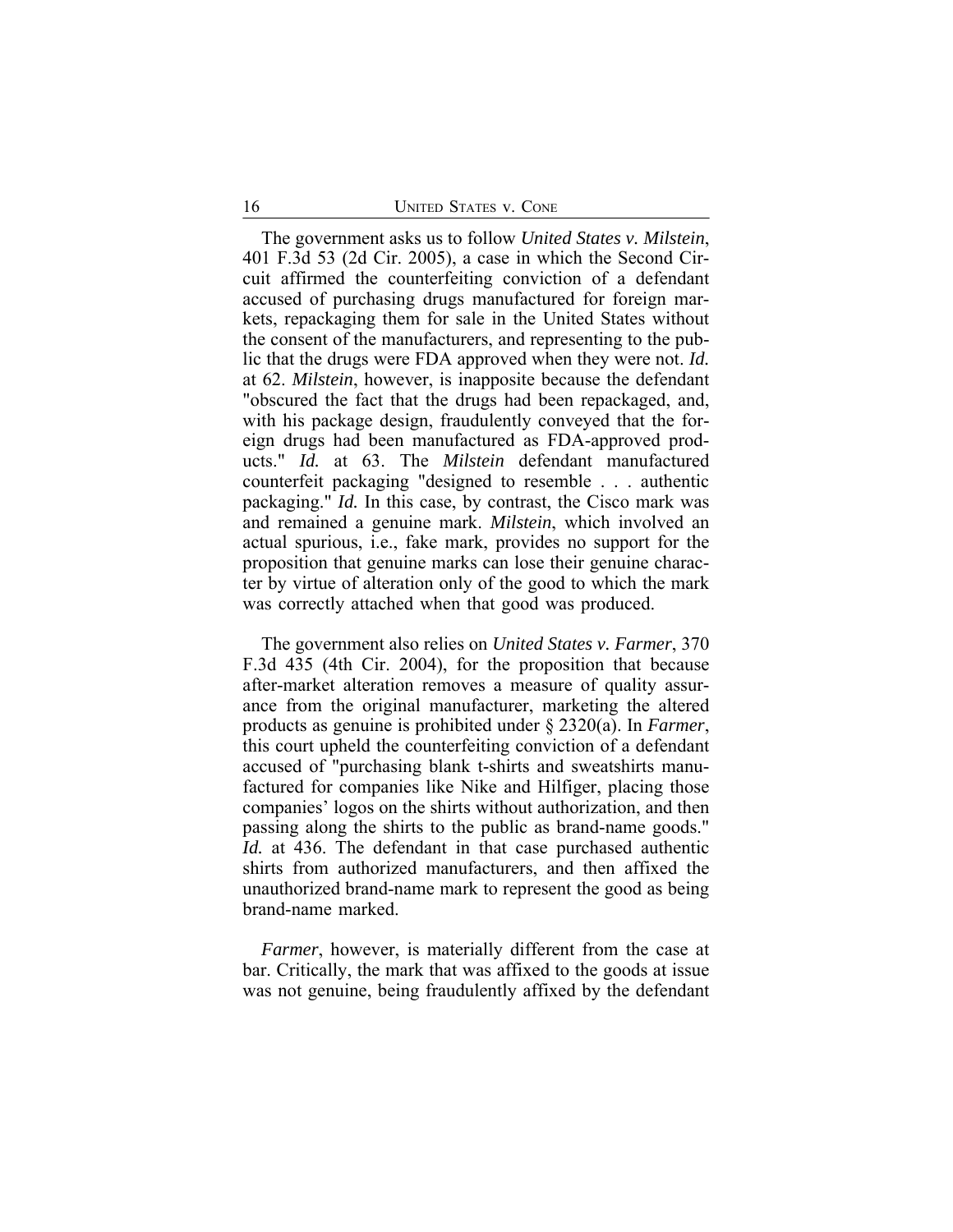The government asks us to follow *United States v. Milstein*, 401 F.3d 53 (2d Cir. 2005), a case in which the Second Circuit affirmed the counterfeiting conviction of a defendant accused of purchasing drugs manufactured for foreign markets, repackaging them for sale in the United States without the consent of the manufacturers, and representing to the public that the drugs were FDA approved when they were not. *Id.* at 62. *Milstein*, however, is inapposite because the defendant "obscured the fact that the drugs had been repackaged, and, with his package design, fraudulently conveyed that the foreign drugs had been manufactured as FDA-approved products." *Id.* at 63. The *Milstein* defendant manufactured counterfeit packaging "designed to resemble . . . authentic packaging." *Id.* In this case, by contrast, the Cisco mark was and remained a genuine mark. *Milstein*, which involved an actual spurious, i.e., fake mark, provides no support for the proposition that genuine marks can lose their genuine character by virtue of alteration only of the good to which the mark was correctly attached when that good was produced.

The government also relies on *United States v. Farmer*, 370 F.3d 435 (4th Cir. 2004), for the proposition that because after-market alteration removes a measure of quality assurance from the original manufacturer, marketing the altered products as genuine is prohibited under § 2320(a). In *Farmer*, this court upheld the counterfeiting conviction of a defendant accused of "purchasing blank t-shirts and sweatshirts manufactured for companies like Nike and Hilfiger, placing those companies' logos on the shirts without authorization, and then passing along the shirts to the public as brand-name goods." *Id.* at 436. The defendant in that case purchased authentic shirts from authorized manufacturers, and then affixed the unauthorized brand-name mark to represent the good as being brand-name marked.

*Farmer*, however, is materially different from the case at bar. Critically, the mark that was affixed to the goods at issue was not genuine, being fraudulently affixed by the defendant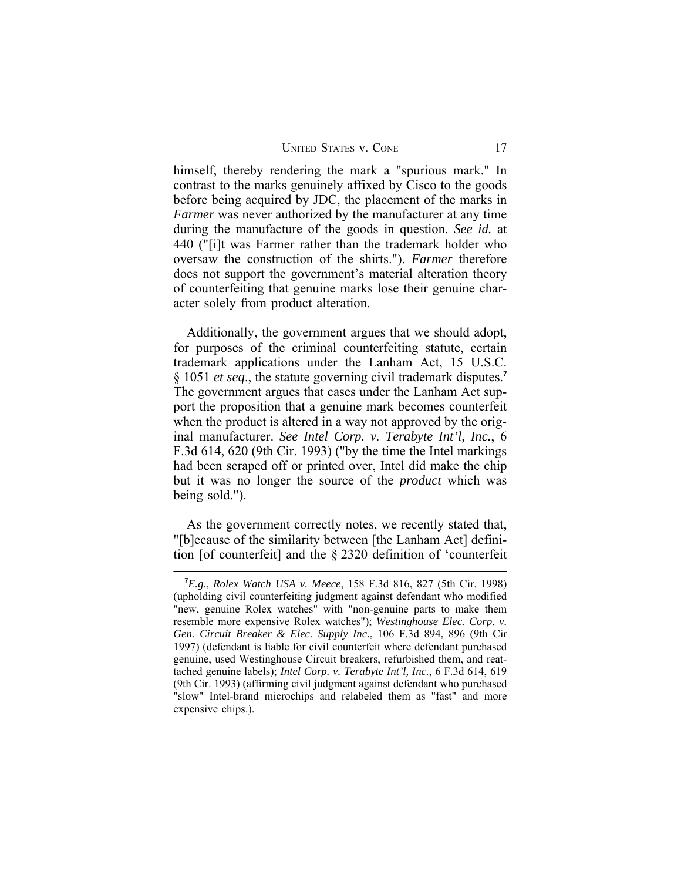himself, thereby rendering the mark a "spurious mark." In contrast to the marks genuinely affixed by Cisco to the goods before being acquired by JDC, the placement of the marks in *Farmer* was never authorized by the manufacturer at any time during the manufacture of the goods in question. *See id.* at 440 ("[i]t was Farmer rather than the trademark holder who oversaw the construction of the shirts."). *Farmer* therefore does not support the government's material alteration theory of counterfeiting that genuine marks lose their genuine character solely from product alteration.

Additionally, the government argues that we should adopt, for purposes of the criminal counterfeiting statute, certain trademark applications under the Lanham Act, 15 U.S.C. § 1051 *et seq*., the statute governing civil trademark disputes.[7] The government argues that cases under the Lanham Act support the proposition that a genuine mark becomes counterfeit when the product is altered in a way not approved by the original manufacturer. *See Intel Corp. v. Terabyte Int'l, Inc.*, 6 F.3d 614, 620 (9th Cir. 1993) ("by the time the Intel markings had been scraped off or printed over, Intel did make the chip but it was no longer the source of the *product* which was being sold.").

As the government correctly notes, we recently stated that, "[b]ecause of the similarity between [the Lanham Act] definition [of counterfeit] and the § 2320 definition of 'counterfeit

---

[7]*E.g.*, *Rolex Watch USA v. Meece*, 158 F.3d 816, 827 (5th Cir. 1998) (upholding civil counterfeiting judgment against defendant who modified "new, genuine Rolex watches" with "non-genuine parts to make them resemble more expensive Rolex watches"); *Westinghouse Elec. Corp. v. Gen. Circuit Breaker & Elec. Supply Inc.*, 106 F.3d 894, 896 (9th Cir 1997) (defendant is liable for civil counterfeit where defendant purchased genuine, used Westinghouse Circuit breakers, refurbished them, and reattached genuine labels); *Intel Corp. v. Terabyte Int'l, Inc.*, 6 F.3d 614, 619 (9th Cir. 1993) (affirming civil judgment against defendant who purchased "slow" Intel-brand microchips and relabeled them as "fast" and more expensive chips.).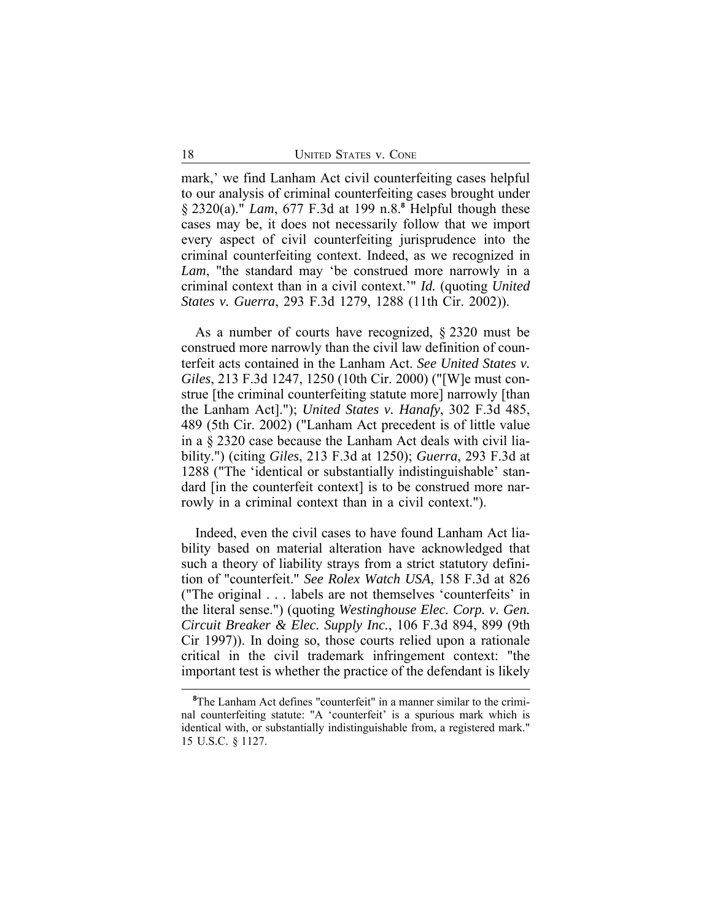mark,' we find Lanham Act civil counterfeiting cases helpful to our analysis of criminal counterfeiting cases brought under § 2320(a)." *Lam*, 677 F.3d at 199 n.8.[8] Helpful though these cases may be, it does not necessarily follow that we import every aspect of civil counterfeiting jurisprudence into the criminal counterfeiting context. Indeed, as we recognized in *Lam*, "the standard may 'be construed more narrowly in a criminal context than in a civil context.'" *Id.* (quoting *United States v. Guerra*, 293 F.3d 1279, 1288 (11th Cir. 2002)).

As a number of courts have recognized, § 2320 must be construed more narrowly than the civil law definition of counterfeit acts contained in the Lanham Act. *See United States v. Giles*, 213 F.3d 1247, 1250 (10th Cir. 2000) ("[W]e must construe [the criminal counterfeiting statute more] narrowly [than the Lanham Act]."); *United States v. Hanafy*, 302 F.3d 485, 489 (5th Cir. 2002) ("Lanham Act precedent is of little value in a § 2320 case because the Lanham Act deals with civil liability.") (citing *Giles*, 213 F.3d at 1250); *Guerra*, 293 F.3d at 1288 ("The 'identical or substantially indistinguishable' standard [in the counterfeit context] is to be construed more narrowly in a criminal context than in a civil context.").

Indeed, even the civil cases to have found Lanham Act liability based on material alteration have acknowledged that such a theory of liability strays from a strict statutory definition of "counterfeit." *See Rolex Watch USA*, 158 F.3d at 826 ("The original . . . labels are not themselves 'counterfeits' in the literal sense.") (quoting *Westinghouse Elec. Corp. v. Gen. Circuit Breaker & Elec. Supply Inc.*, 106 F.3d 894, 899 (9th Cir 1997)). In doing so, those courts relied upon a rationale critical in the civil trademark infringement context: "the important test is whether the practice of the defendant is likely

[8] The Lanham Act defines "counterfeit" in a manner similar to the criminal counterfeiting statute: "A 'counterfeit' is a spurious mark which is identical with, or substantially indistinguishable from, a registered mark." 15 U.S.C. § 1127.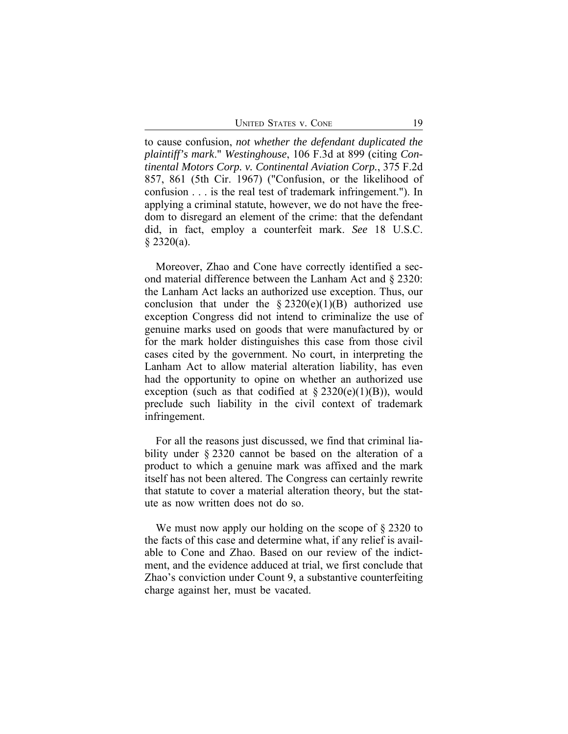to cause confusion, *not whether the defendant duplicated the plaintiff's mark*." *Westinghouse*, 106 F.3d at 899 (citing *Continental Motors Corp. v. Continental Aviation Corp.*, 375 F.2d 857, 861 (5th Cir. 1967) ("Confusion, or the likelihood of confusion . . . is the real test of trademark infringement."). In applying a criminal statute, however, we do not have the freedom to disregard an element of the crime: that the defendant did, in fact, employ a counterfeit mark. *See* 18 U.S.C. § 2320(a).

Moreover, Zhao and Cone have correctly identified a second material difference between the Lanham Act and § 2320: the Lanham Act lacks an authorized use exception. Thus, our conclusion that under the § 2320(e)(1)(B) authorized use exception Congress did not intend to criminalize the use of genuine marks used on goods that were manufactured by or for the mark holder distinguishes this case from those civil cases cited by the government. No court, in interpreting the Lanham Act to allow material alteration liability, has even had the opportunity to opine on whether an authorized use exception (such as that codified at § 2320(e)(1)(B)), would preclude such liability in the civil context of trademark infringement.

For all the reasons just discussed, we find that criminal liability under § 2320 cannot be based on the alteration of a product to which a genuine mark was affixed and the mark itself has not been altered. The Congress can certainly rewrite that statute to cover a material alteration theory, but the statute as now written does not do so.

We must now apply our holding on the scope of § 2320 to the facts of this case and determine what, if any relief is available to Cone and Zhao. Based on our review of the indictment, and the evidence adduced at trial, we first conclude that Zhao's conviction under Count 9, a substantive counterfeiting charge against her, must be vacated.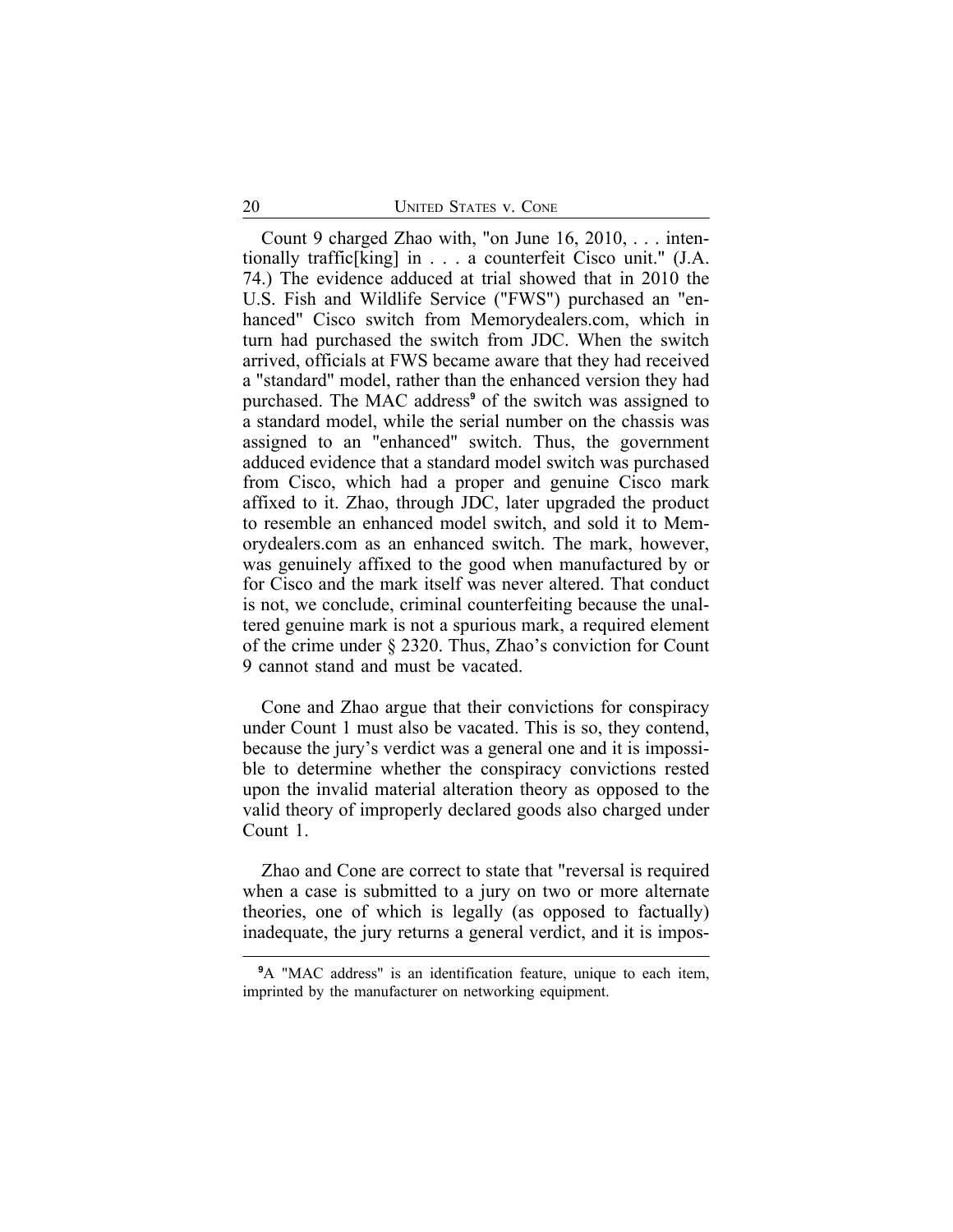Count 9 charged Zhao with, "on June 16, 2010, . . . intentionally traffic[king] in . . . a counterfeit Cisco unit." (J.A. 74.) The evidence adduced at trial showed that in 2010 the U.S. Fish and Wildlife Service ("FWS") purchased an "enhanced" Cisco switch from Memorydealers.com, which in turn had purchased the switch from JDC. When the switch arrived, officials at FWS became aware that they had received a "standard" model, rather than the enhanced version they had purchased. The MAC address[9] of the switch was assigned to a standard model, while the serial number on the chassis was assigned to an "enhanced" switch. Thus, the government adduced evidence that a standard model switch was purchased from Cisco, which had a proper and genuine Cisco mark affixed to it. Zhao, through JDC, later upgraded the product to resemble an enhanced model switch, and sold it to Memorydealers.com as an enhanced switch. The mark, however, was genuinely affixed to the good when manufactured by or for Cisco and the mark itself was never altered. That conduct is not, we conclude, criminal counterfeiting because the unaltered genuine mark is not a spurious mark, a required element of the crime under § 2320. Thus, Zhao's conviction for Count 9 cannot stand and must be vacated.

Cone and Zhao argue that their convictions for conspiracy under Count 1 must also be vacated. This is so, they contend, because the jury's verdict was a general one and it is impossible to determine whether the conspiracy convictions rested upon the invalid material alteration theory as opposed to the valid theory of improperly declared goods also charged under Count 1.

Zhao and Cone are correct to state that "reversal is required when a case is submitted to a jury on two or more alternate theories, one of which is legally (as opposed to factually) inadequate, the jury returns a general verdict, and it is impos-

---

[9]A "MAC address" is an identification feature, unique to each item, imprinted by the manufacturer on networking equipment.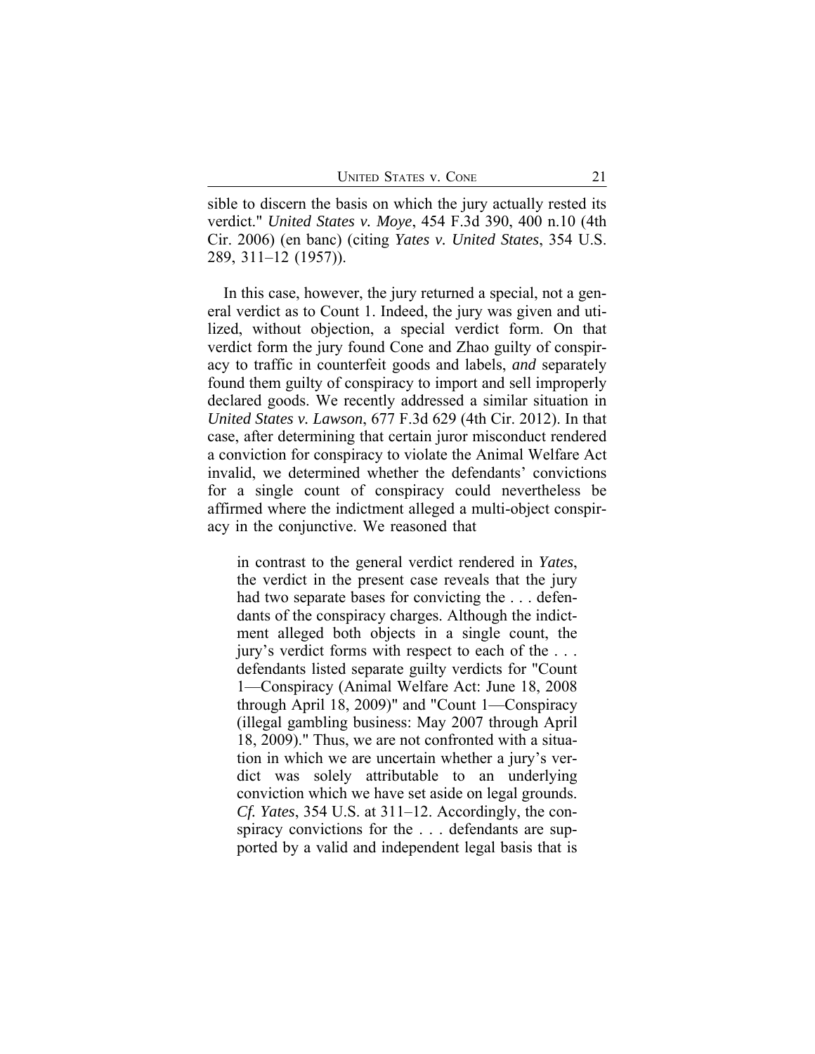sible to discern the basis on which the jury actually rested its verdict." *United States v. Moye*, 454 F.3d 390, 400 n.10 (4th Cir. 2006) (en banc) (citing *Yates v. United States*, 354 U.S. 289, 311–12 (1957)).

In this case, however, the jury returned a special, not a general verdict as to Count 1. Indeed, the jury was given and utilized, without objection, a special verdict form. On that verdict form the jury found Cone and Zhao guilty of conspiracy to traffic in counterfeit goods and labels, *and* separately found them guilty of conspiracy to import and sell improperly declared goods. We recently addressed a similar situation in *United States v. Lawson*, 677 F.3d 629 (4th Cir. 2012). In that case, after determining that certain juror misconduct rendered a conviction for conspiracy to violate the Animal Welfare Act invalid, we determined whether the defendants' convictions for a single count of conspiracy could nevertheless be affirmed where the indictment alleged a multi-object conspiracy in the conjunctive. We reasoned that

> in contrast to the general verdict rendered in *Yates*, the verdict in the present case reveals that the jury had two separate bases for convicting the . . . defendants of the conspiracy charges. Although the indictment alleged both objects in a single count, the jury's verdict forms with respect to each of the . . . defendants listed separate guilty verdicts for "Count 1—Conspiracy (Animal Welfare Act: June 18, 2008 through April 18, 2009)" and "Count 1—Conspiracy (illegal gambling business: May 2007 through April 18, 2009)." Thus, we are not confronted with a situation in which we are uncertain whether a jury's verdict was solely attributable to an underlying conviction which we have set aside on legal grounds. *Cf. Yates*, 354 U.S. at 311–12. Accordingly, the conspiracy convictions for the . . . defendants are supported by a valid and independent legal basis that is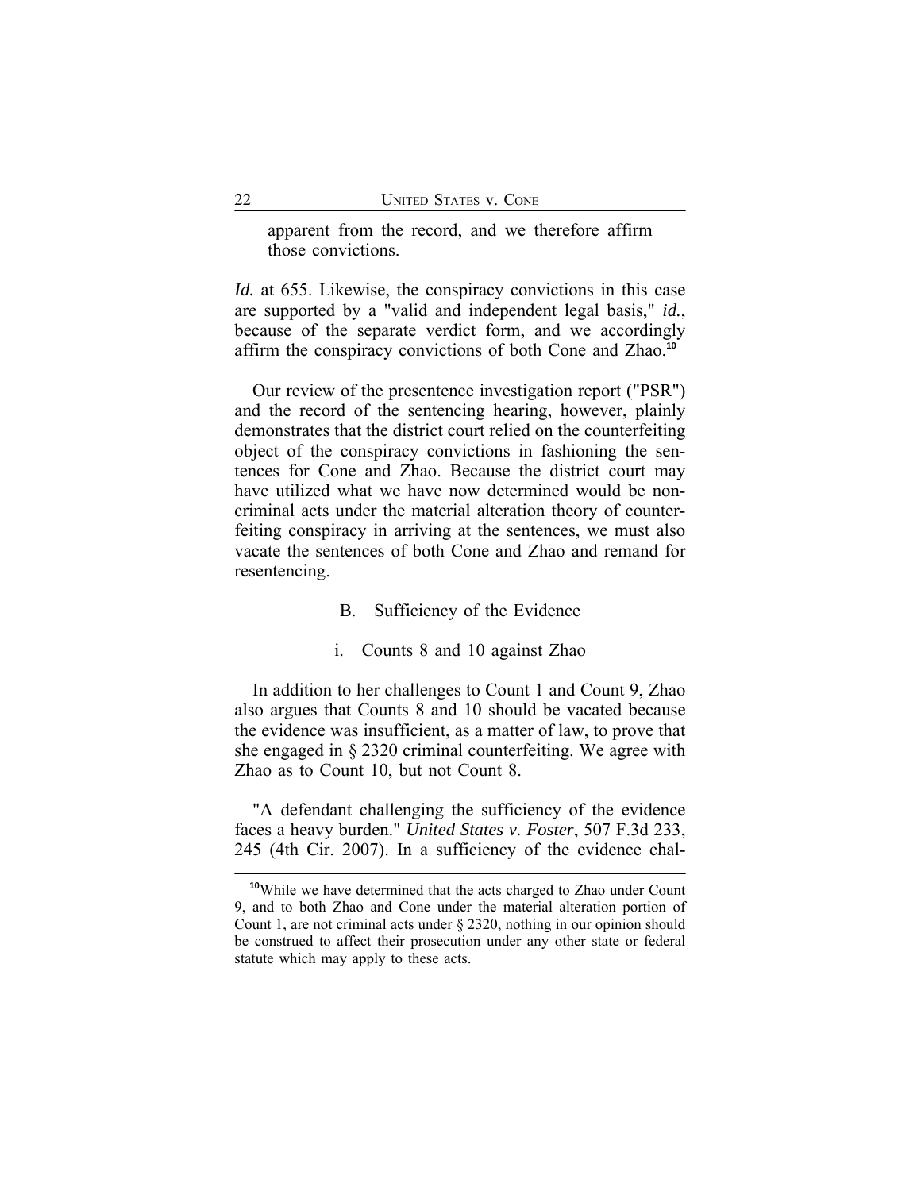> apparent from the record, and we therefore affirm those convictions.

*Id.* at 655. Likewise, the conspiracy convictions in this case are supported by a "valid and independent legal basis," *id.*, because of the separate verdict form, and we accordingly affirm the conspiracy convictions of both Cone and Zhao.[10]

Our review of the presentence investigation report ("PSR") and the record of the sentencing hearing, however, plainly demonstrates that the district court relied on the counterfeiting object of the conspiracy convictions in fashioning the sentences for Cone and Zhao. Because the district court may have utilized what we have now determined would be noncriminal acts under the material alteration theory of counterfeiting conspiracy in arriving at the sentences, we must also vacate the sentences of both Cone and Zhao and remand for resentencing.

### B. Sufficiency of the Evidence

#### i. Counts 8 and 10 against Zhao

In addition to her challenges to Count 1 and Count 9, Zhao also argues that Counts 8 and 10 should be vacated because the evidence was insufficient, as a matter of law, to prove that she engaged in § 2320 criminal counterfeiting. We agree with Zhao as to Count 10, but not Count 8.

"A defendant challenging the sufficiency of the evidence faces a heavy burden." *United States v. Foster*, 507 F.3d 233, 245 (4th Cir. 2007). In a sufficiency of the evidence chal-

[10] While we have determined that the acts charged to Zhao under Count 9, and to both Zhao and Cone under the material alteration portion of Count 1, are not criminal acts under § 2320, nothing in our opinion should be construed to affect their prosecution under any other state or federal statute which may apply to these acts.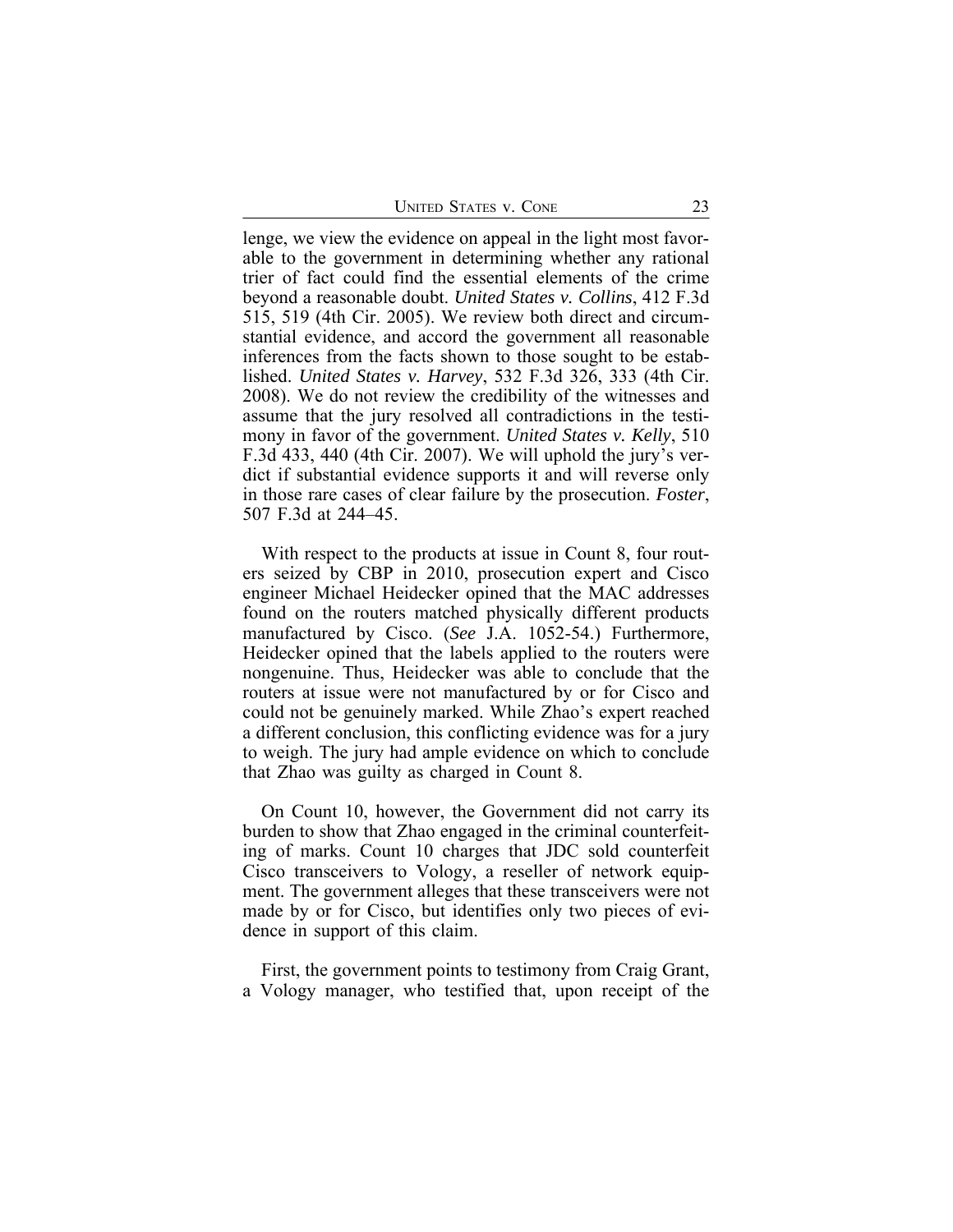lenge, we view the evidence on appeal in the light most favorable to the government in determining whether any rational trier of fact could find the essential elements of the crime beyond a reasonable doubt. *United States v. Collins*, 412 F.3d 515, 519 (4th Cir. 2005). We review both direct and circumstantial evidence, and accord the government all reasonable inferences from the facts shown to those sought to be established. *United States v. Harvey*, 532 F.3d 326, 333 (4th Cir. 2008). We do not review the credibility of the witnesses and assume that the jury resolved all contradictions in the testimony in favor of the government. *United States v. Kelly*, 510 F.3d 433, 440 (4th Cir. 2007). We will uphold the jury's verdict if substantial evidence supports it and will reverse only in those rare cases of clear failure by the prosecution. *Foster*, 507 F.3d at 244–45.

With respect to the products at issue in Count 8, four routers seized by CBP in 2010, prosecution expert and Cisco engineer Michael Heidecker opined that the MAC addresses found on the routers matched physically different products manufactured by Cisco. (*See* J.A. 1052-54.) Furthermore, Heidecker opined that the labels applied to the routers were nongenuine. Thus, Heidecker was able to conclude that the routers at issue were not manufactured by or for Cisco and could not be genuinely marked. While Zhao's expert reached a different conclusion, this conflicting evidence was for a jury to weigh. The jury had ample evidence on which to conclude that Zhao was guilty as charged in Count 8.

On Count 10, however, the Government did not carry its burden to show that Zhao engaged in the criminal counterfeiting of marks. Count 10 charges that JDC sold counterfeit Cisco transceivers to Vology, a reseller of network equipment. The government alleges that these transceivers were not made by or for Cisco, but identifies only two pieces of evidence in support of this claim.

First, the government points to testimony from Craig Grant, a Vology manager, who testified that, upon receipt of the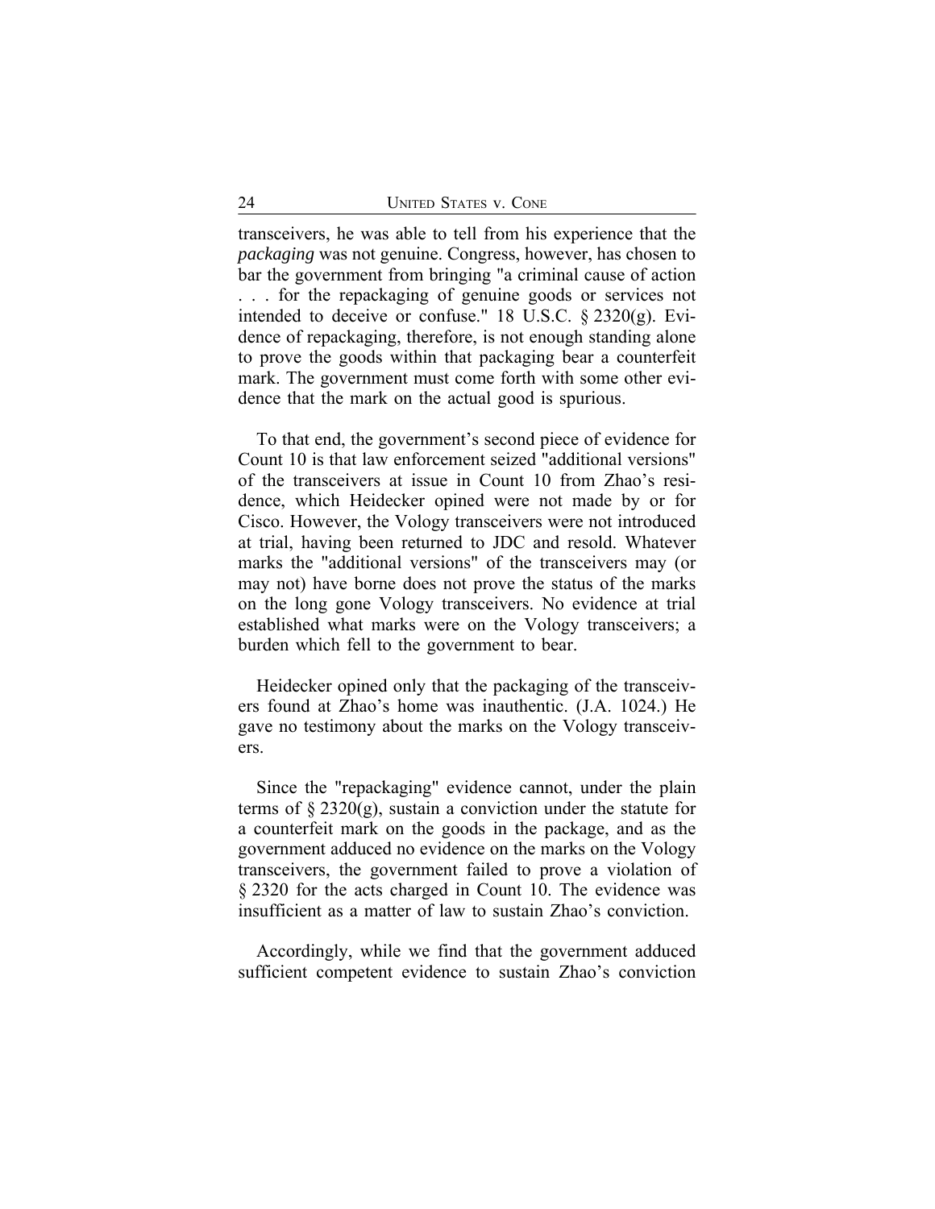transceivers, he was able to tell from his experience that the *packaging* was not genuine. Congress, however, has chosen to bar the government from bringing "a criminal cause of action . . . for the repackaging of genuine goods or services not intended to deceive or confuse." 18 U.S.C. § 2320(g). Evidence of repackaging, therefore, is not enough standing alone to prove the goods within that packaging bear a counterfeit mark. The government must come forth with some other evidence that the mark on the actual good is spurious.

To that end, the government's second piece of evidence for Count 10 is that law enforcement seized "additional versions" of the transceivers at issue in Count 10 from Zhao's residence, which Heidecker opined were not made by or for Cisco. However, the Vology transceivers were not introduced at trial, having been returned to JDC and resold. Whatever marks the "additional versions" of the transceivers may (or may not) have borne does not prove the status of the marks on the long gone Vology transceivers. No evidence at trial established what marks were on the Vology transceivers; a burden which fell to the government to bear.

Heidecker opined only that the packaging of the transceivers found at Zhao's home was inauthentic. (J.A. 1024.) He gave no testimony about the marks on the Vology transceivers.

Since the "repackaging" evidence cannot, under the plain terms of § 2320(g), sustain a conviction under the statute for a counterfeit mark on the goods in the package, and as the government adduced no evidence on the marks on the Vology transceivers, the government failed to prove a violation of § 2320 for the acts charged in Count 10. The evidence was insufficient as a matter of law to sustain Zhao's conviction.

Accordingly, while we find that the government adduced sufficient competent evidence to sustain Zhao's conviction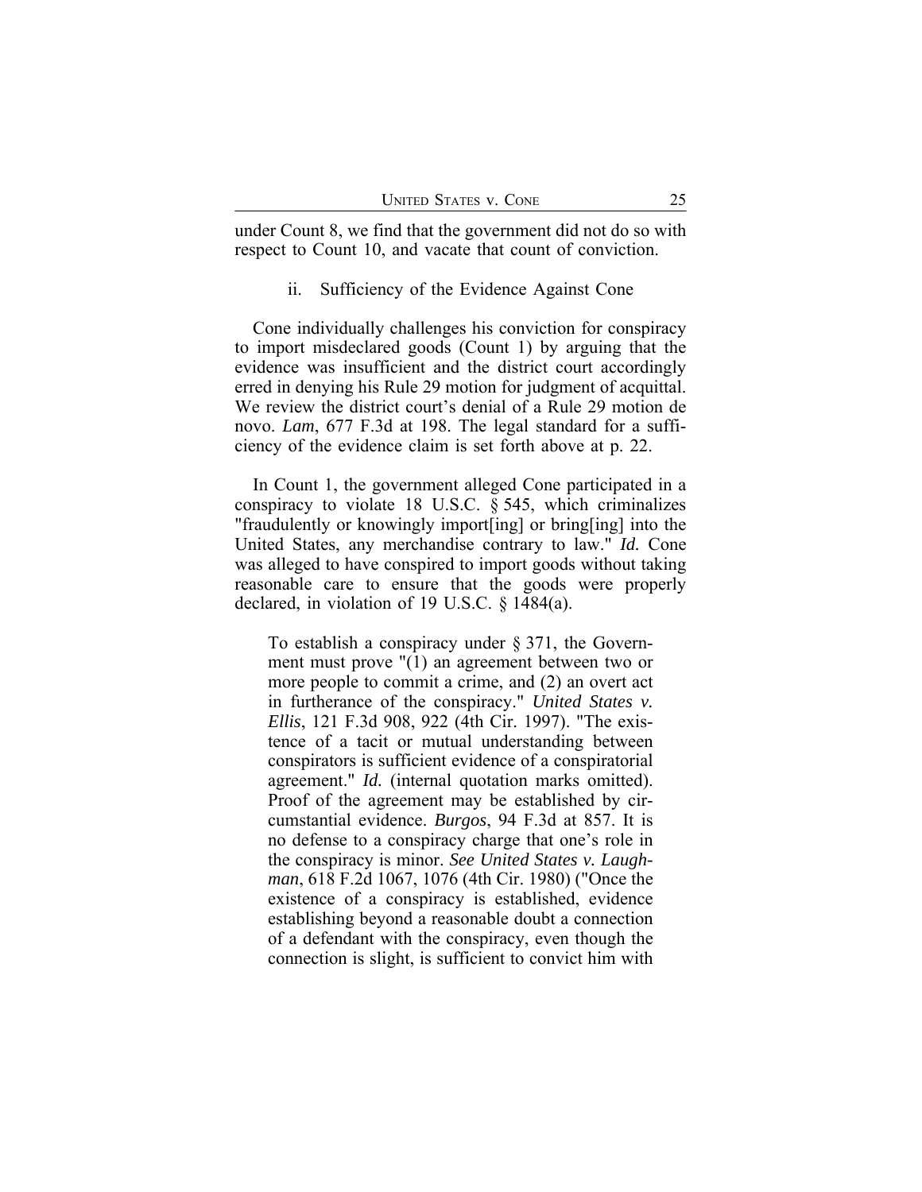under Count 8, we find that the government did not do so with respect to Count 10, and vacate that count of conviction.

ii. Sufficiency of the Evidence Against Cone

Cone individually challenges his conviction for conspiracy to import misdeclared goods (Count 1) by arguing that the evidence was insufficient and the district court accordingly erred in denying his Rule 29 motion for judgment of acquittal. We review the district court's denial of a Rule 29 motion de novo. *Lam*, 677 F.3d at 198. The legal standard for a sufficiency of the evidence claim is set forth above at p. 22.

In Count 1, the government alleged Cone participated in a conspiracy to violate 18 U.S.C. § 545, which criminalizes "fraudulently or knowingly import[ing] or bring[ing] into the United States, any merchandise contrary to law." *Id.* Cone was alleged to have conspired to import goods without taking reasonable care to ensure that the goods were properly declared, in violation of 19 U.S.C. § 1484(a).

> To establish a conspiracy under § 371, the Government must prove "(1) an agreement between two or more people to commit a crime, and (2) an overt act in furtherance of the conspiracy." *United States v. Ellis*, 121 F.3d 908, 922 (4th Cir. 1997). "The existence of a tacit or mutual understanding between conspirators is sufficient evidence of a conspiratorial agreement." *Id.* (internal quotation marks omitted). Proof of the agreement may be established by circumstantial evidence. *Burgos*, 94 F.3d at 857. It is no defense to a conspiracy charge that one's role in the conspiracy is minor. *See United States v. Laughman*, 618 F.2d 1067, 1076 (4th Cir. 1980) ("Once the existence of a conspiracy is established, evidence establishing beyond a reasonable doubt a connection of a defendant with the conspiracy, even though the connection is slight, is sufficient to convict him with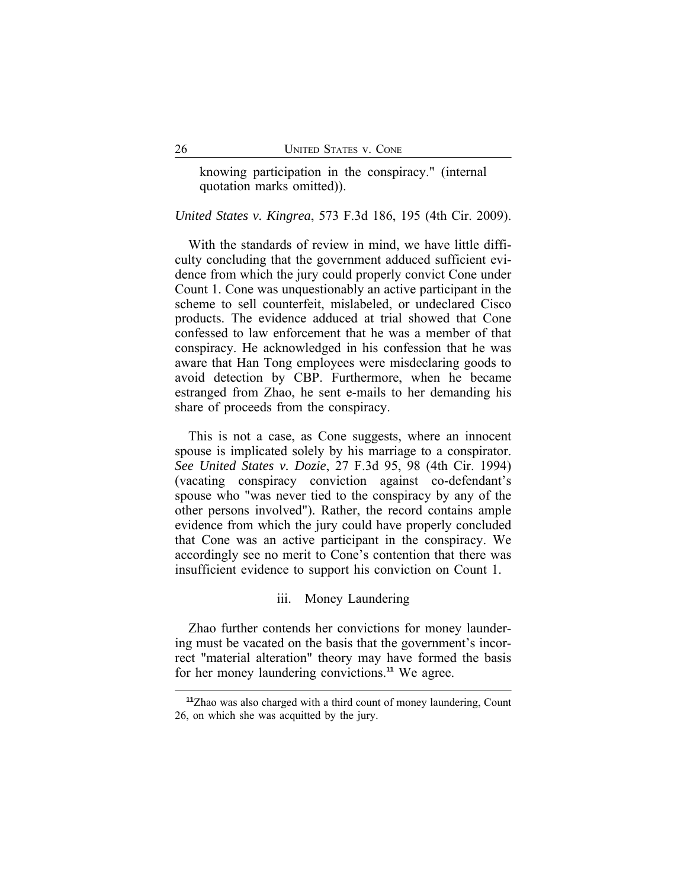knowing participation in the conspiracy." (internal quotation marks omitted)).

*United States v. Kingrea*, 573 F.3d 186, 195 (4th Cir. 2009).

With the standards of review in mind, we have little difficulty concluding that the government adduced sufficient evidence from which the jury could properly convict Cone under Count 1. Cone was unquestionably an active participant in the scheme to sell counterfeit, mislabeled, or undeclared Cisco products. The evidence adduced at trial showed that Cone confessed to law enforcement that he was a member of that conspiracy. He acknowledged in his confession that he was aware that Han Tong employees were misdeclaring goods to avoid detection by CBP. Furthermore, when he became estranged from Zhao, he sent e-mails to her demanding his share of proceeds from the conspiracy.

This is not a case, as Cone suggests, where an innocent spouse is implicated solely by his marriage to a conspirator. *See United States v. Dozie*, 27 F.3d 95, 98 (4th Cir. 1994) (vacating conspiracy conviction against co-defendant's spouse who "was never tied to the conspiracy by any of the other persons involved"). Rather, the record contains ample evidence from which the jury could have properly concluded that Cone was an active participant in the conspiracy. We accordingly see no merit to Cone's contention that there was insufficient evidence to support his conviction on Count 1.

### iii. Money Laundering

Zhao further contends her convictions for money laundering must be vacated on the basis that the government's incorrect "material alteration" theory may have formed the basis for her money laundering convictions.[11] We agree.

[11]Zhao was also charged with a third count of money laundering, Count 26, on which she was acquitted by the jury.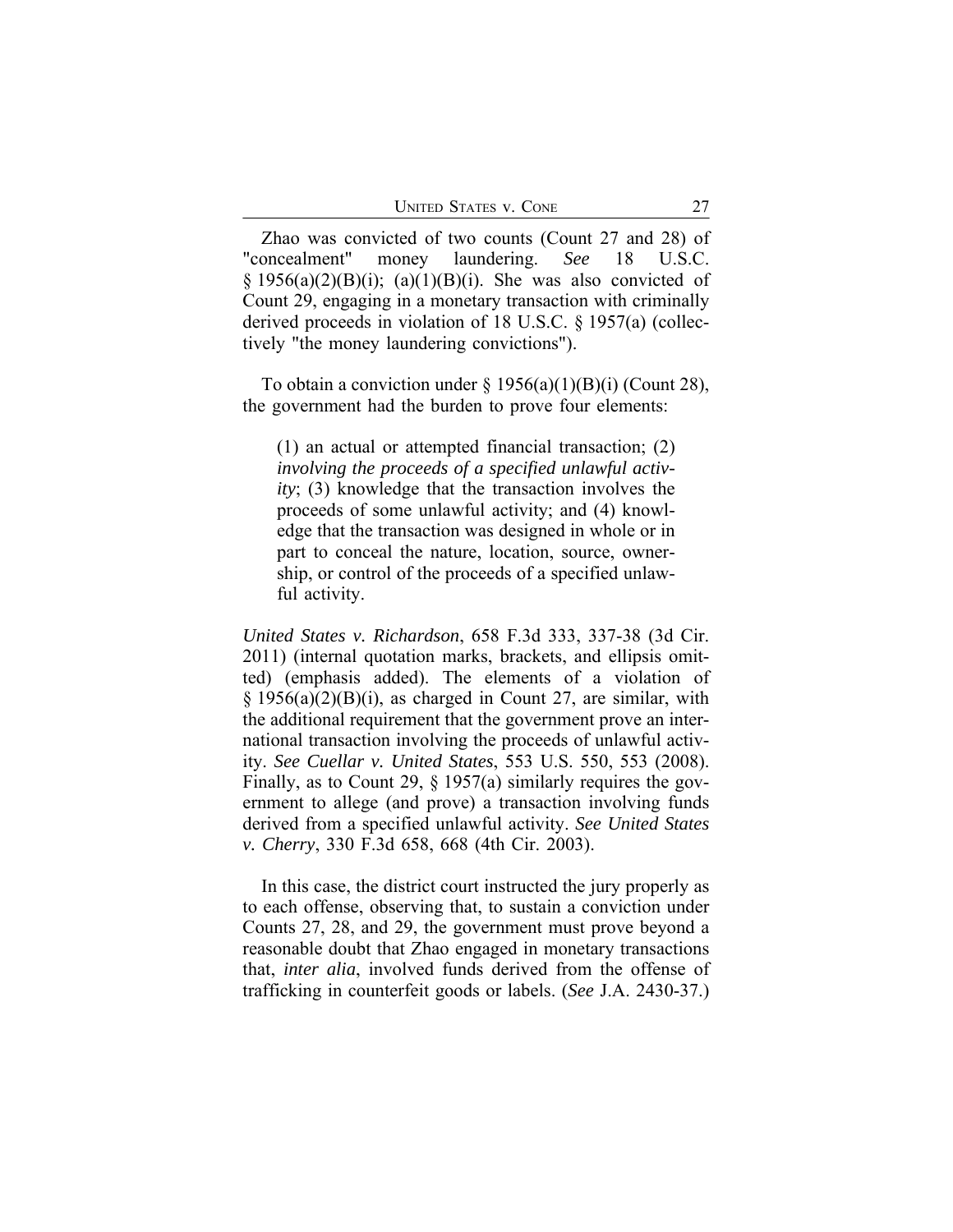Zhao was convicted of two counts (Count 27 and 28) of "concealment" money laundering. *See* 18 U.S.C. § 1956(a)(2)(B)(i); (a)(1)(B)(i). She was also convicted of Count 29, engaging in a monetary transaction with criminally derived proceeds in violation of 18 U.S.C. § 1957(a) (collectively "the money laundering convictions").

To obtain a conviction under § 1956(a)(1)(B)(i) (Count 28), the government had the burden to prove four elements:

> (1) an actual or attempted financial transaction; (2) *involving the proceeds of a specified unlawful activity*; (3) knowledge that the transaction involves the proceeds of some unlawful activity; and (4) knowledge that the transaction was designed in whole or in part to conceal the nature, location, source, ownership, or control of the proceeds of a specified unlawful activity.

*United States v. Richardson*, 658 F.3d 333, 337-38 (3d Cir. 2011) (internal quotation marks, brackets, and ellipsis omitted) (emphasis added). The elements of a violation of § 1956(a)(2)(B)(i), as charged in Count 27, are similar, with the additional requirement that the government prove an international transaction involving the proceeds of unlawful activity. *See Cuellar v. United States*, 553 U.S. 550, 553 (2008). Finally, as to Count 29, § 1957(a) similarly requires the government to allege (and prove) a transaction involving funds derived from a specified unlawful activity. *See United States v. Cherry*, 330 F.3d 658, 668 (4th Cir. 2003).

In this case, the district court instructed the jury properly as to each offense, observing that, to sustain a conviction under Counts 27, 28, and 29, the government must prove beyond a reasonable doubt that Zhao engaged in monetary transactions that, *inter alia*, involved funds derived from the offense of trafficking in counterfeit goods or labels. (*See* J.A. 2430-37.)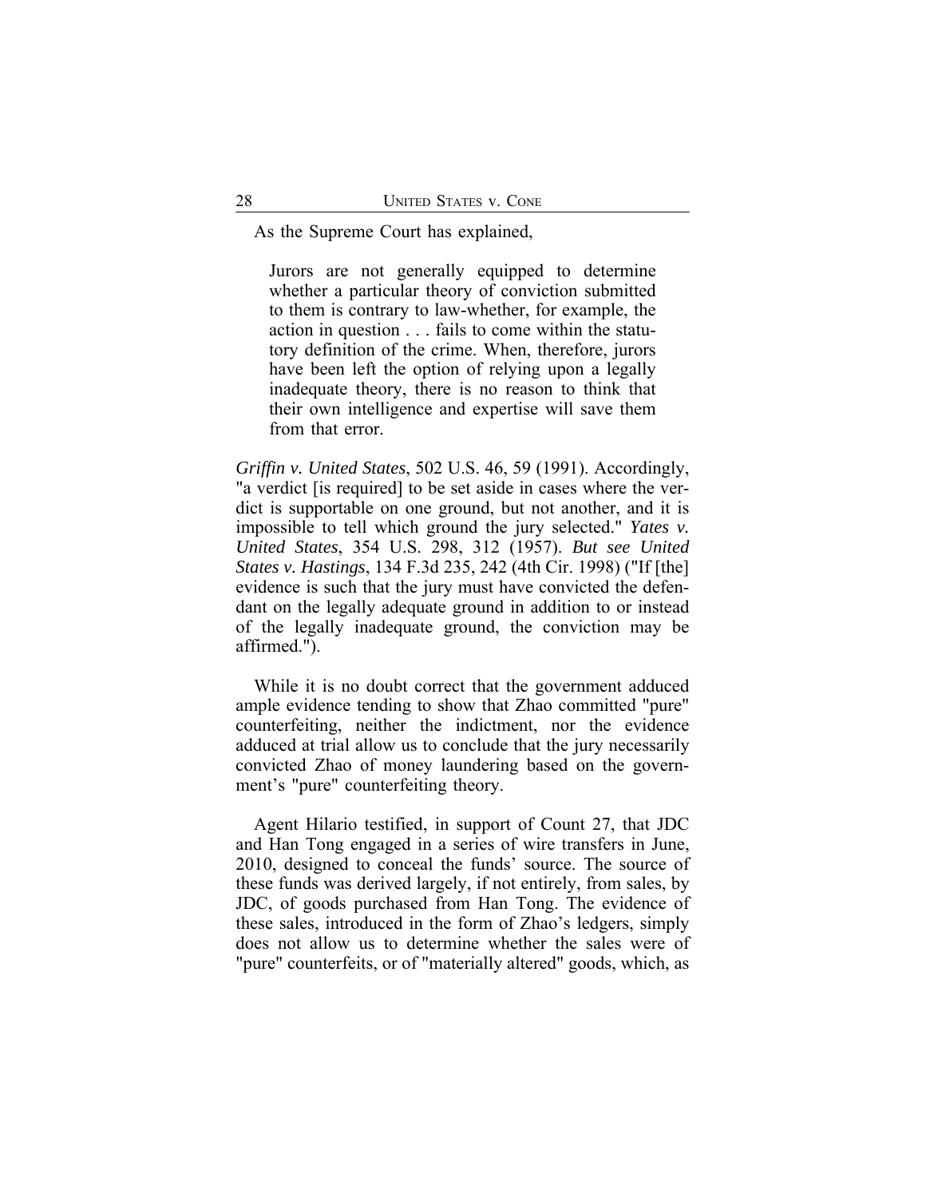As the Supreme Court has explained,

> Jurors are not generally equipped to determine whether a particular theory of conviction submitted to them is contrary to law-whether, for example, the action in question . . . fails to come within the statutory definition of the crime. When, therefore, jurors have been left the option of relying upon a legally inadequate theory, there is no reason to think that their own intelligence and expertise will save them from that error.

*Griffin v. United States*, 502 U.S. 46, 59 (1991). Accordingly, "a verdict [is required] to be set aside in cases where the verdict is supportable on one ground, but not another, and it is impossible to tell which ground the jury selected." *Yates v. United States*, 354 U.S. 298, 312 (1957). *But see United States v. Hastings*, 134 F.3d 235, 242 (4th Cir. 1998) ("If [the] evidence is such that the jury must have convicted the defendant on the legally adequate ground in addition to or instead of the legally inadequate ground, the conviction may be affirmed.").

While it is no doubt correct that the government adduced ample evidence tending to show that Zhao committed "pure" counterfeiting, neither the indictment, nor the evidence adduced at trial allow us to conclude that the jury necessarily convicted Zhao of money laundering based on the government's "pure" counterfeiting theory.

Agent Hilario testified, in support of Count 27, that JDC and Han Tong engaged in a series of wire transfers in June, 2010, designed to conceal the funds' source. The source of these funds was derived largely, if not entirely, from sales, by JDC, of goods purchased from Han Tong. The evidence of these sales, introduced in the form of Zhao's ledgers, simply does not allow us to determine whether the sales were of "pure" counterfeits, or of "materially altered" goods, which, as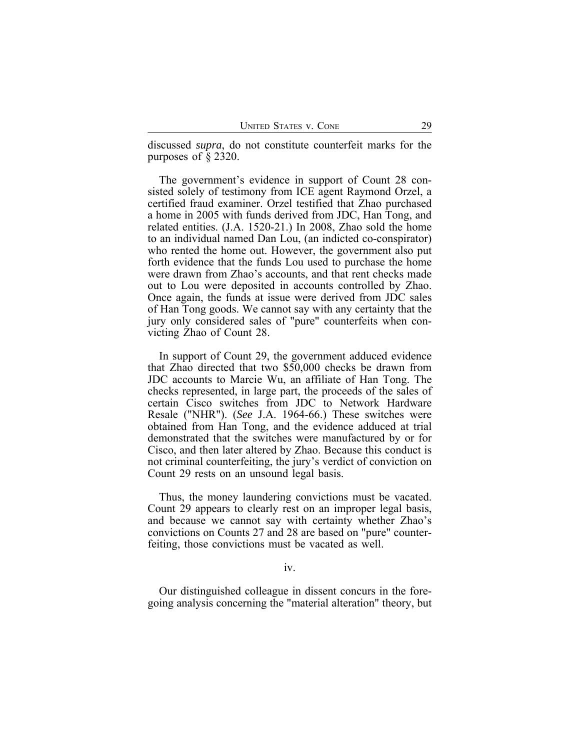discussed *supra*, do not constitute counterfeit marks for the purposes of § 2320.

The government's evidence in support of Count 28 consisted solely of testimony from ICE agent Raymond Orzel, a certified fraud examiner. Orzel testified that Zhao purchased a home in 2005 with funds derived from JDC, Han Tong, and related entities. (J.A. 1520-21.) In 2008, Zhao sold the home to an individual named Dan Lou, (an indicted co-conspirator) who rented the home out. However, the government also put forth evidence that the funds Lou used to purchase the home were drawn from Zhao's accounts, and that rent checks made out to Lou were deposited in accounts controlled by Zhao. Once again, the funds at issue were derived from JDC sales of Han Tong goods. We cannot say with any certainty that the jury only considered sales of "pure" counterfeits when convicting Zhao of Count 28.

In support of Count 29, the government adduced evidence that Zhao directed that two $50,000 checks be drawn from JDC accounts to Marcie Wu, an affiliate of Han Tong. The checks represented, in large part, the proceeds of the sales of certain Cisco switches from JDC to Network Hardware Resale ("NHR"). (*See* J.A. 1964-66.) These switches were obtained from Han Tong, and the evidence adduced at trial demonstrated that the switches were manufactured by or for Cisco, and then later altered by Zhao. Because this conduct is not criminal counterfeiting, the jury's verdict of conviction on Count 29 rests on an unsound legal basis.

Thus, the money laundering convictions must be vacated. Count 29 appears to clearly rest on an improper legal basis, and because we cannot say with certainty whether Zhao's convictions on Counts 27 and 28 are based on "pure" counterfeiting, those convictions must be vacated as well.

iv.

Our distinguished colleague in dissent concurs in the foregoing analysis concerning the "material alteration" theory, but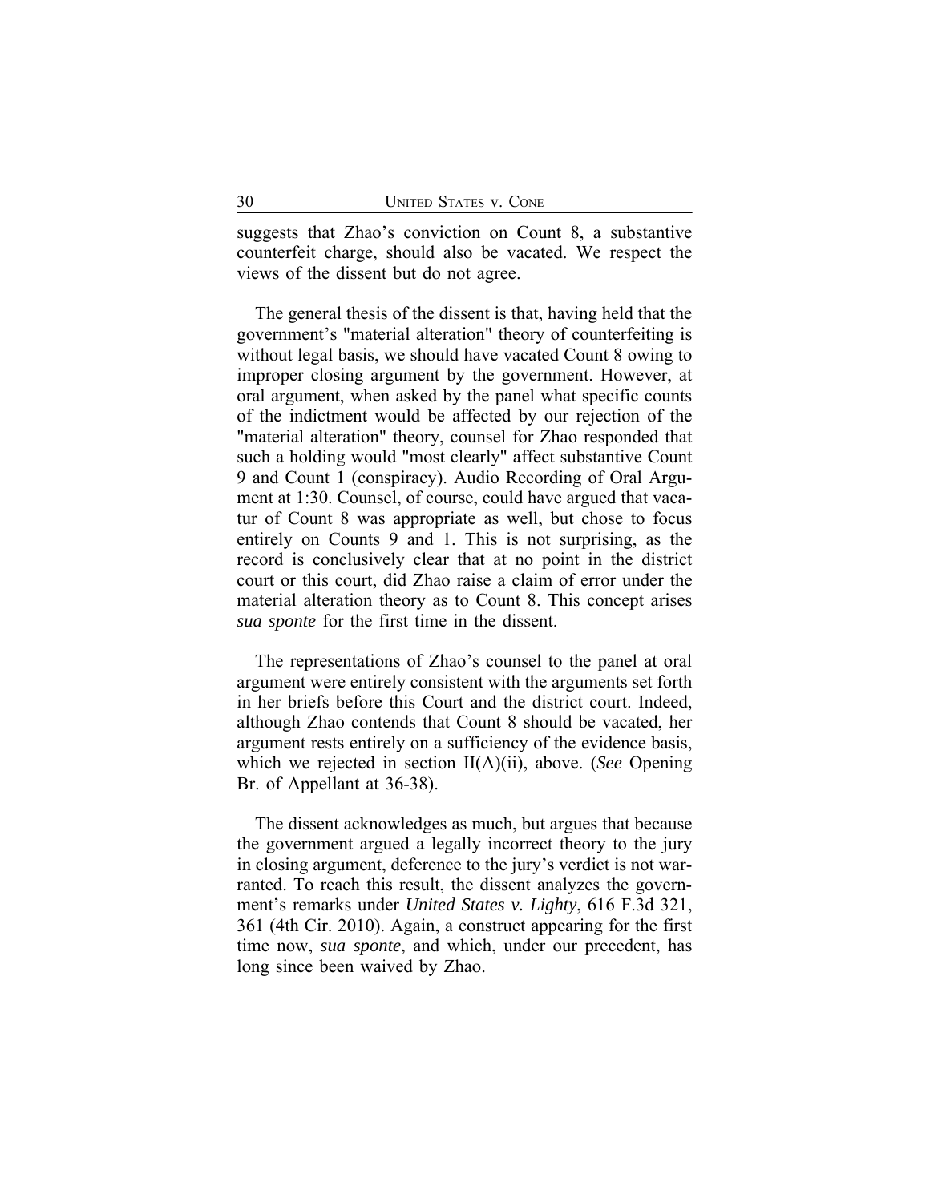suggests that Zhao's conviction on Count 8, a substantive counterfeit charge, should also be vacated. We respect the views of the dissent but do not agree.

The general thesis of the dissent is that, having held that the government's "material alteration" theory of counterfeiting is without legal basis, we should have vacated Count 8 owing to improper closing argument by the government. However, at oral argument, when asked by the panel what specific counts of the indictment would be affected by our rejection of the "material alteration" theory, counsel for Zhao responded that such a holding would "most clearly" affect substantive Count 9 and Count 1 (conspiracy). Audio Recording of Oral Argument at 1:30. Counsel, of course, could have argued that vacatur of Count 8 was appropriate as well, but chose to focus entirely on Counts 9 and 1. This is not surprising, as the record is conclusively clear that at no point in the district court or this court, did Zhao raise a claim of error under the material alteration theory as to Count 8. This concept arises *sua sponte* for the first time in the dissent.

The representations of Zhao's counsel to the panel at oral argument were entirely consistent with the arguments set forth in her briefs before this Court and the district court. Indeed, although Zhao contends that Count 8 should be vacated, her argument rests entirely on a sufficiency of the evidence basis, which we rejected in section II(A)(ii), above. (*See* Opening Br. of Appellant at 36-38).

The dissent acknowledges as much, but argues that because the government argued a legally incorrect theory to the jury in closing argument, deference to the jury's verdict is not warranted. To reach this result, the dissent analyzes the government's remarks under *United States v. Lighty*, 616 F.3d 321, 361 (4th Cir. 2010). Again, a construct appearing for the first time now, *sua sponte*, and which, under our precedent, has long since been waived by Zhao.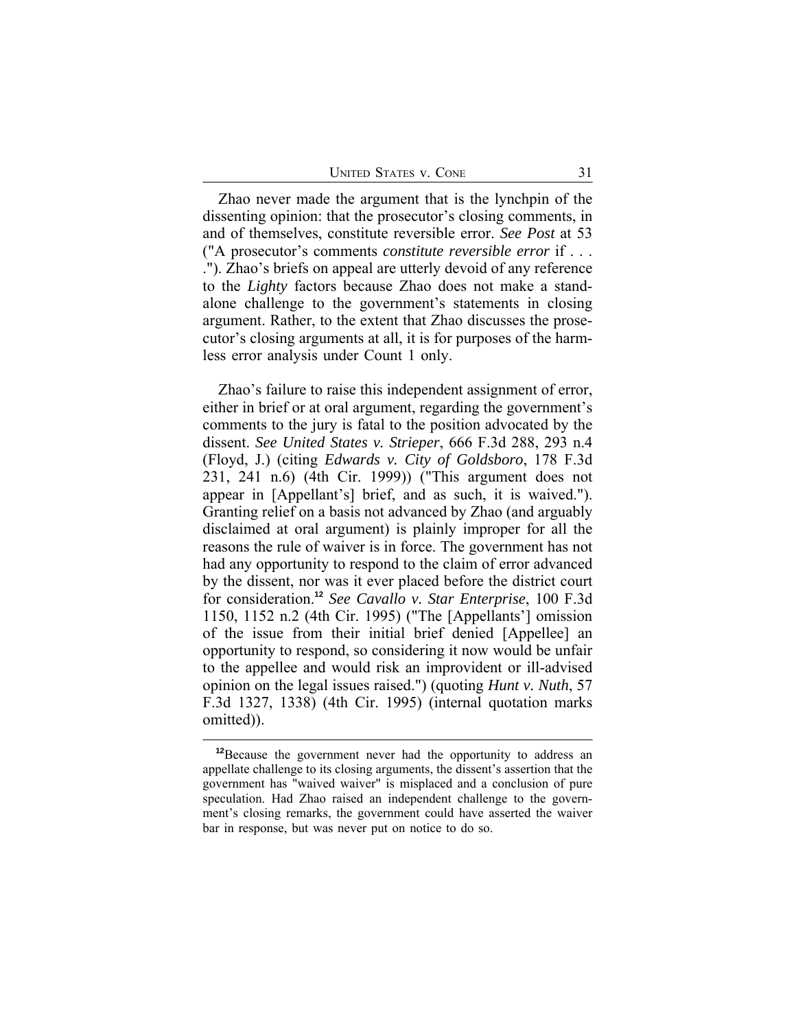Zhao never made the argument that is the lynchpin of the dissenting opinion: that the prosecutor's closing comments, in and of themselves, constitute reversible error. *See Post* at 53 ("A prosecutor's comments *constitute reversible error* if . . . ."). Zhao's briefs on appeal are utterly devoid of any reference to the *Lighty* factors because Zhao does not make a standalone challenge to the government's statements in closing argument. Rather, to the extent that Zhao discusses the prosecutor's closing arguments at all, it is for purposes of the harmless error analysis under Count 1 only.

Zhao's failure to raise this independent assignment of error, either in brief or at oral argument, regarding the government's comments to the jury is fatal to the position advocated by the dissent. *See United States v. Strieper*, 666 F.3d 288, 293 n.4 (Floyd, J.) (citing *Edwards v. City of Goldsboro*, 178 F.3d 231, 241 n.6) (4th Cir. 1999)) ("This argument does not appear in [Appellant's] brief, and as such, it is waived."). Granting relief on a basis not advanced by Zhao (and arguably disclaimed at oral argument) is plainly improper for all the reasons the rule of waiver is in force. The government has not had any opportunity to respond to the claim of error advanced by the dissent, nor was it ever placed before the district court for consideration.[12] *See Cavallo v. Star Enterprise*, 100 F.3d 1150, 1152 n.2 (4th Cir. 1995) ("The [Appellants'] omission of the issue from their initial brief denied [Appellee] an opportunity to respond, so considering it now would be unfair to the appellee and would risk an improvident or ill-advised opinion on the legal issues raised.") (quoting *Hunt v. Nuth*, 57 F.3d 1327, 1338) (4th Cir. 1995) (internal quotation marks omitted)).

---

[12]Because the government never had the opportunity to address an appellate challenge to its closing arguments, the dissent's assertion that the government has "waived waiver" is misplaced and a conclusion of pure speculation. Had Zhao raised an independent challenge to the government's closing remarks, the government could have asserted the waiver bar in response, but was never put on notice to do so.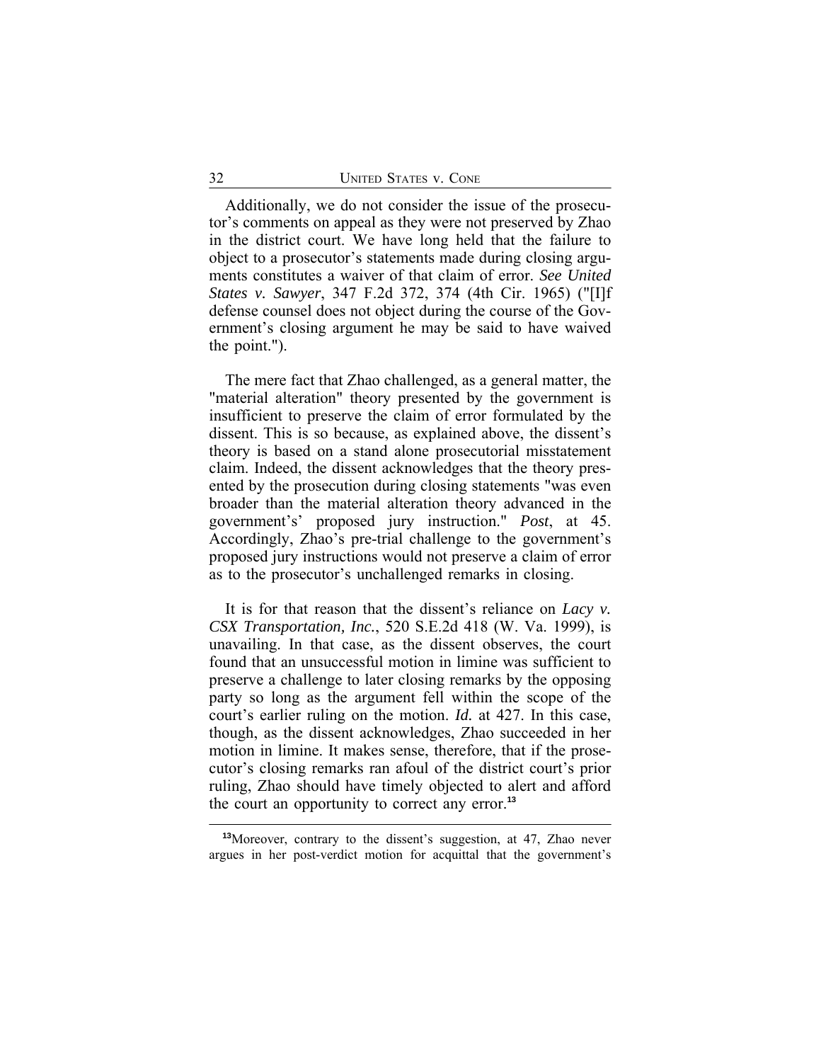Additionally, we do not consider the issue of the prosecutor's comments on appeal as they were not preserved by Zhao in the district court. We have long held that the failure to object to a prosecutor's statements made during closing arguments constitutes a waiver of that claim of error. *See United States v. Sawyer*, 347 F.2d 372, 374 (4th Cir. 1965) ("[I]f defense counsel does not object during the course of the Government's closing argument he may be said to have waived the point.").

The mere fact that Zhao challenged, as a general matter, the "material alteration" theory presented by the government is insufficient to preserve the claim of error formulated by the dissent. This is so because, as explained above, the dissent's theory is based on a stand alone prosecutorial misstatement claim. Indeed, the dissent acknowledges that the theory presented by the prosecution during closing statements "was even broader than the material alteration theory advanced in the government's' proposed jury instruction." *Post*, at 45. Accordingly, Zhao's pre-trial challenge to the government's proposed jury instructions would not preserve a claim of error as to the prosecutor's unchallenged remarks in closing.

It is for that reason that the dissent's reliance on *Lacy v. CSX Transportation, Inc.*, 520 S.E.2d 418 (W. Va. 1999), is unavailing. In that case, as the dissent observes, the court found that an unsuccessful motion in limine was sufficient to preserve a challenge to later closing remarks by the opposing party so long as the argument fell within the scope of the court's earlier ruling on the motion. *Id.* at 427. In this case, though, as the dissent acknowledges, Zhao succeeded in her motion in limine. It makes sense, therefore, that if the prosecutor's closing remarks ran afoul of the district court's prior ruling, Zhao should have timely objected to alert and afford the court an opportunity to correct any error.[13]

[13]Moreover, contrary to the dissent's suggestion, at 47, Zhao never argues in her post-verdict motion for acquittal that the government's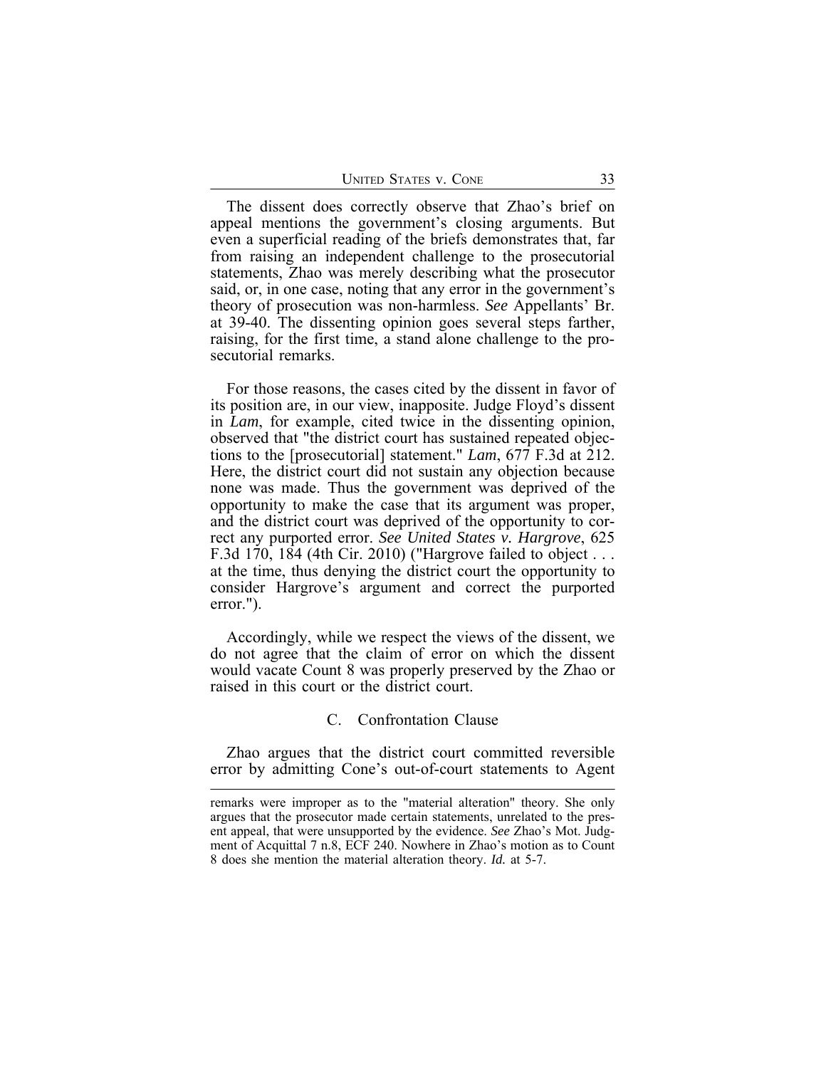The dissent does correctly observe that Zhao's brief on appeal mentions the government's closing arguments. But even a superficial reading of the briefs demonstrates that, far from raising an independent challenge to the prosecutorial statements, Zhao was merely describing what the prosecutor said, or, in one case, noting that any error in the government's theory of prosecution was non-harmless. *See* Appellants' Br. at 39-40. The dissenting opinion goes several steps farther, raising, for the first time, a stand alone challenge to the prosecutorial remarks.

For those reasons, the cases cited by the dissent in favor of its position are, in our view, inapposite. Judge Floyd's dissent in *Lam*, for example, cited twice in the dissenting opinion, observed that "the district court has sustained repeated objections to the [prosecutorial] statement." *Lam*, 677 F.3d at 212. Here, the district court did not sustain any objection because none was made. Thus the government was deprived of the opportunity to make the case that its argument was proper, and the district court was deprived of the opportunity to correct any purported error. *See United States v. Hargrove*, 625 F.3d 170, 184 (4th Cir. 2010) ("Hargrove failed to object . . . at the time, thus denying the district court the opportunity to consider Hargrove's argument and correct the purported error.").

Accordingly, while we respect the views of the dissent, we do not agree that the claim of error on which the dissent would vacate Count 8 was properly preserved by the Zhao or raised in this court or the district court.

### C. Confrontation Clause

Zhao argues that the district court committed reversible error by admitting Cone's out-of-court statements to Agent

---

remarks were improper as to the "material alteration" theory. She only argues that the prosecutor made certain statements, unrelated to the present appeal, that were unsupported by the evidence. *See* Zhao's Mot. Judgment of Acquittal 7 n.8, ECF 240. Nowhere in Zhao's motion as to Count 8 does she mention the material alteration theory. *Id.* at 5-7.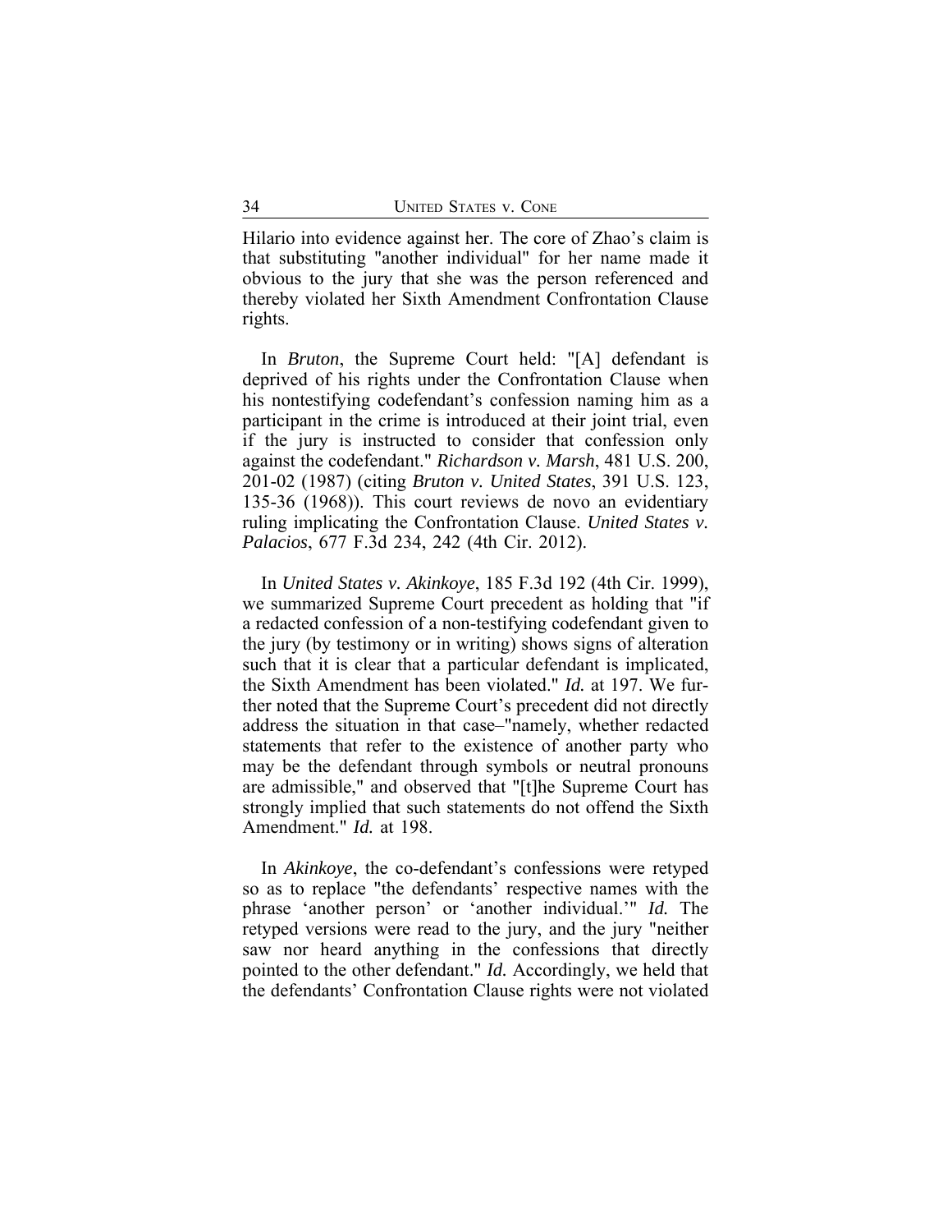Hilario into evidence against her. The core of Zhao's claim is that substituting "another individual" for her name made it obvious to the jury that she was the person referenced and thereby violated her Sixth Amendment Confrontation Clause rights.

In *Bruton*, the Supreme Court held: "[A] defendant is deprived of his rights under the Confrontation Clause when his nontestifying codefendant's confession naming him as a participant in the crime is introduced at their joint trial, even if the jury is instructed to consider that confession only against the codefendant." *Richardson v. Marsh*, 481 U.S. 200, 201-02 (1987) (citing *Bruton v. United States*, 391 U.S. 123, 135-36 (1968)). This court reviews de novo an evidentiary ruling implicating the Confrontation Clause. *United States v. Palacios*, 677 F.3d 234, 242 (4th Cir. 2012).

In *United States v. Akinkoye*, 185 F.3d 192 (4th Cir. 1999), we summarized Supreme Court precedent as holding that "if a redacted confession of a non-testifying codefendant given to the jury (by testimony or in writing) shows signs of alteration such that it is clear that a particular defendant is implicated, the Sixth Amendment has been violated." *Id.* at 197. We further noted that the Supreme Court's precedent did not directly address the situation in that case–"namely, whether redacted statements that refer to the existence of another party who may be the defendant through symbols or neutral pronouns are admissible," and observed that "[t]he Supreme Court has strongly implied that such statements do not offend the Sixth Amendment." *Id.* at 198.

In *Akinkoye*, the co-defendant's confessions were retyped so as to replace "the defendants' respective names with the phrase 'another person' or 'another individual.'" *Id.* The retyped versions were read to the jury, and the jury "neither saw nor heard anything in the confessions that directly pointed to the other defendant." *Id.* Accordingly, we held that the defendants' Confrontation Clause rights were not violated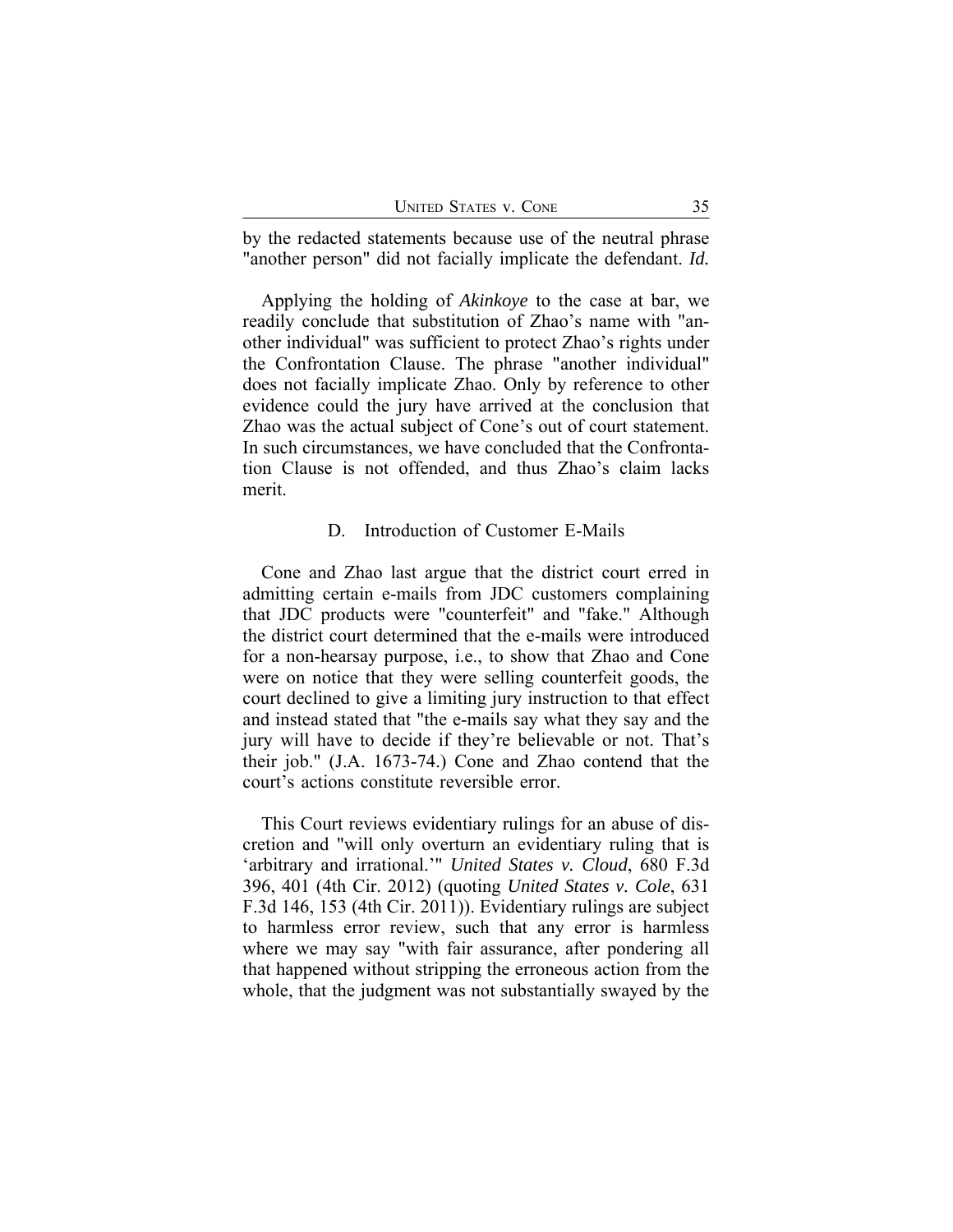by the redacted statements because use of the neutral phrase "another person" did not facially implicate the defendant. *Id.*

Applying the holding of *Akinkoye* to the case at bar, we readily conclude that substitution of Zhao's name with "another individual" was sufficient to protect Zhao's rights under the Confrontation Clause. The phrase "another individual" does not facially implicate Zhao. Only by reference to other evidence could the jury have arrived at the conclusion that Zhao was the actual subject of Cone's out of court statement. In such circumstances, we have concluded that the Confrontation Clause is not offended, and thus Zhao's claim lacks merit.

### D. Introduction of Customer E-Mails

Cone and Zhao last argue that the district court erred in admitting certain e-mails from JDC customers complaining that JDC products were "counterfeit" and "fake." Although the district court determined that the e-mails were introduced for a non-hearsay purpose, i.e., to show that Zhao and Cone were on notice that they were selling counterfeit goods, the court declined to give a limiting jury instruction to that effect and instead stated that "the e-mails say what they say and the jury will have to decide if they're believable or not. That's their job." (J.A. 1673-74.) Cone and Zhao contend that the court's actions constitute reversible error.

This Court reviews evidentiary rulings for an abuse of discretion and "will only overturn an evidentiary ruling that is 'arbitrary and irrational.'" *United States v. Cloud*, 680 F.3d 396, 401 (4th Cir. 2012) (quoting *United States v. Cole*, 631 F.3d 146, 153 (4th Cir. 2011)). Evidentiary rulings are subject to harmless error review, such that any error is harmless where we may say "with fair assurance, after pondering all that happened without stripping the erroneous action from the whole, that the judgment was not substantially swayed by the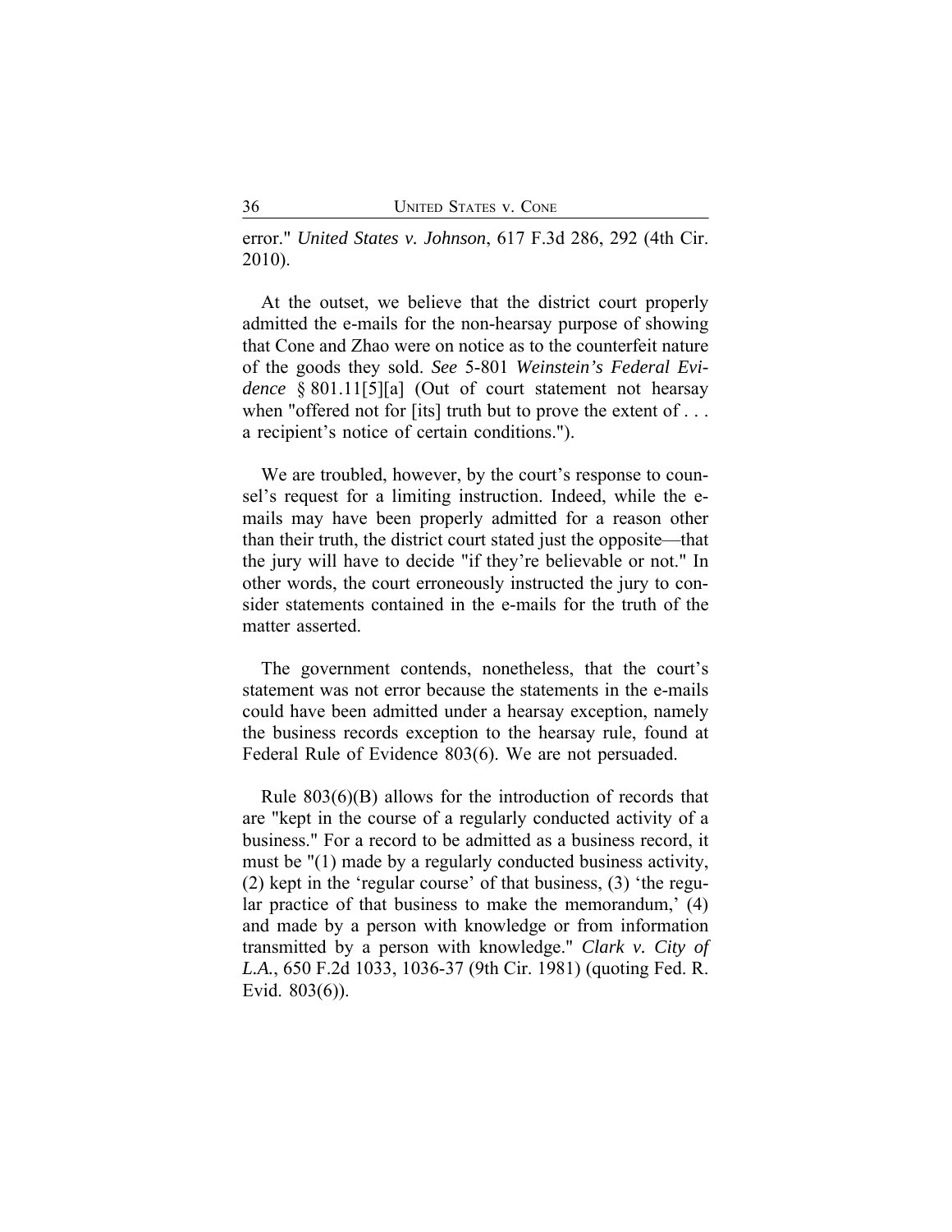error." *United States v. Johnson*, 617 F.3d 286, 292 (4th Cir. 2010).

At the outset, we believe that the district court properly admitted the e-mails for the non-hearsay purpose of showing that Cone and Zhao were on notice as to the counterfeit nature of the goods they sold. *See* 5-801 *Weinstein's Federal Evidence* § 801.11[5][a] (Out of court statement not hearsay when "offered not for [its] truth but to prove the extent of . . . a recipient's notice of certain conditions.").

We are troubled, however, by the court's response to counsel's request for a limiting instruction. Indeed, while the e-mails may have been properly admitted for a reason other than their truth, the district court stated just the opposite—that the jury will have to decide "if they're believable or not." In other words, the court erroneously instructed the jury to consider statements contained in the e-mails for the truth of the matter asserted.

The government contends, nonetheless, that the court's statement was not error because the statements in the e-mails could have been admitted under a hearsay exception, namely the business records exception to the hearsay rule, found at Federal Rule of Evidence 803(6). We are not persuaded.

Rule 803(6)(B) allows for the introduction of records that are "kept in the course of a regularly conducted activity of a business." For a record to be admitted as a business record, it must be "(1) made by a regularly conducted business activity, (2) kept in the 'regular course' of that business, (3) 'the regular practice of that business to make the memorandum,' (4) and made by a person with knowledge or from information transmitted by a person with knowledge." *Clark v. City of L.A.*, 650 F.2d 1033, 1036-37 (9th Cir. 1981) (quoting Fed. R. Evid. 803(6)).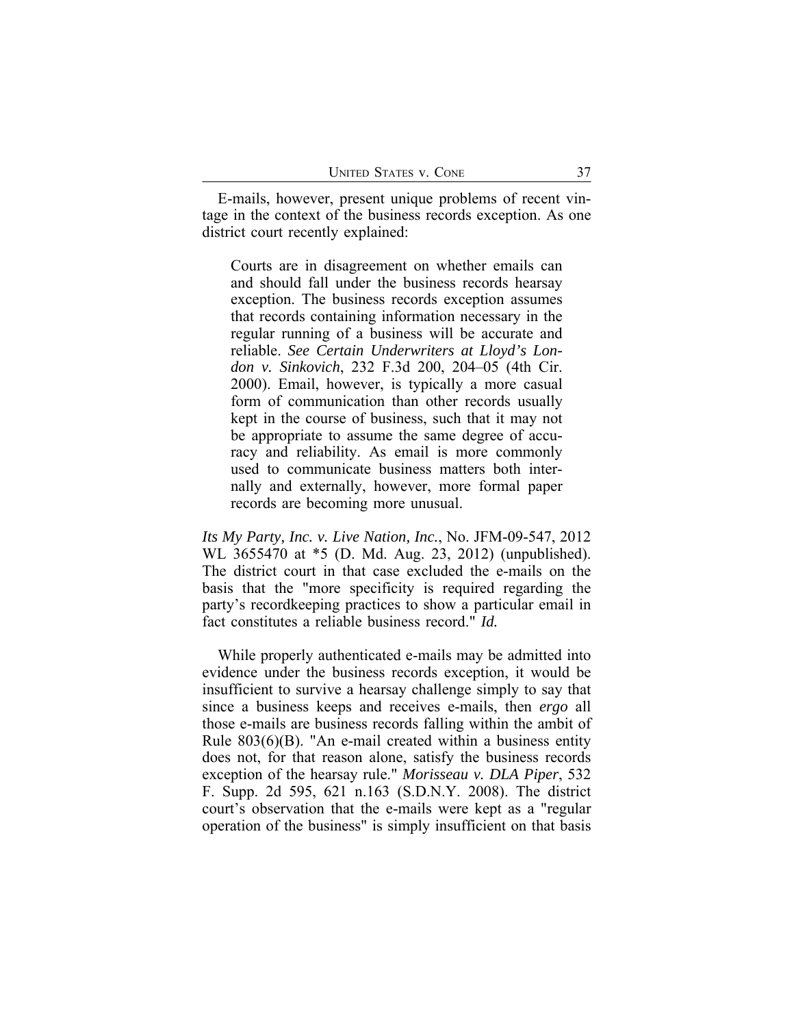E-mails, however, present unique problems of recent vintage in the context of the business records exception. As one district court recently explained:

> Courts are in disagreement on whether emails can and should fall under the business records hearsay exception. The business records exception assumes that records containing information necessary in the regular running of a business will be accurate and reliable. *See Certain Underwriters at Lloyd's London v. Sinkovich*, 232 F.3d 200, 204–05 (4th Cir. 2000). Email, however, is typically a more casual form of communication than other records usually kept in the course of business, such that it may not be appropriate to assume the same degree of accuracy and reliability. As email is more commonly used to communicate business matters both internally and externally, however, more formal paper records are becoming more unusual.

*Its My Party, Inc. v. Live Nation, Inc.*, No. JFM-09-547, 2012 WL 3655470 at *5 (D. Md. Aug. 23, 2012) (unpublished). The district court in that case excluded the e-mails on the basis that the "more specificity is required regarding the party's recordkeeping practices to show a particular email in fact constitutes a reliable business record." *Id.*

While properly authenticated e-mails may be admitted into evidence under the business records exception, it would be insufficient to survive a hearsay challenge simply to say that since a business keeps and receives e-mails, then *ergo* all those e-mails are business records falling within the ambit of Rule 803(6)(B). "An e-mail created within a business entity does not, for that reason alone, satisfy the business records exception of the hearsay rule." *Morisseau v. DLA Piper*, 532 F. Supp. 2d 595, 621 n.163 (S.D.N.Y. 2008). The district court's observation that the e-mails were kept as a "regular operation of the business" is simply insufficient on that basis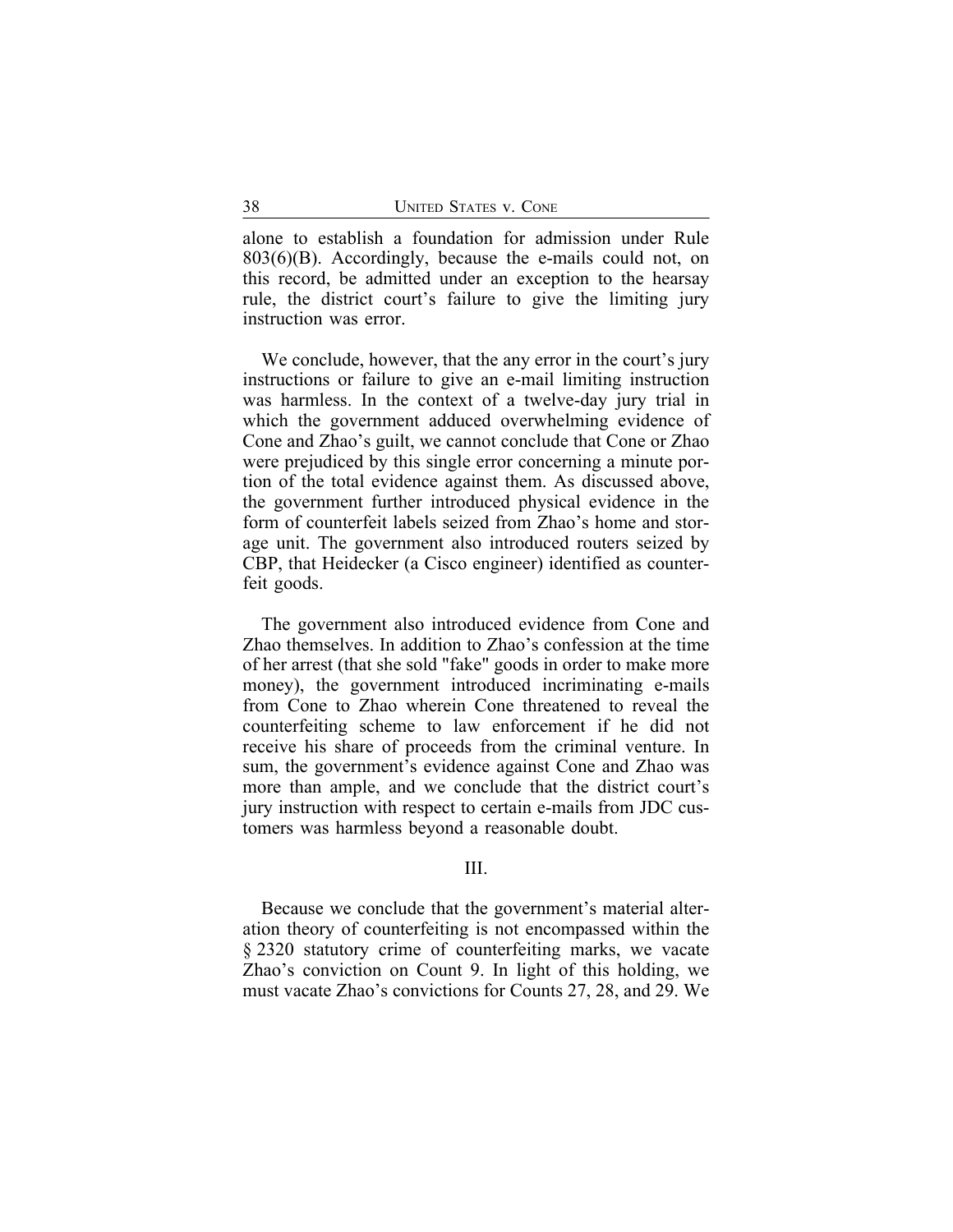alone to establish a foundation for admission under Rule 803(6)(B). Accordingly, because the e-mails could not, on this record, be admitted under an exception to the hearsay rule, the district court's failure to give the limiting jury instruction was error.

We conclude, however, that the any error in the court's jury instructions or failure to give an e-mail limiting instruction was harmless. In the context of a twelve-day jury trial in which the government adduced overwhelming evidence of Cone and Zhao's guilt, we cannot conclude that Cone or Zhao were prejudiced by this single error concerning a minute portion of the total evidence against them. As discussed above, the government further introduced physical evidence in the form of counterfeit labels seized from Zhao's home and storage unit. The government also introduced routers seized by CBP, that Heidecker (a Cisco engineer) identified as counterfeit goods.

The government also introduced evidence from Cone and Zhao themselves. In addition to Zhao's confession at the time of her arrest (that she sold "fake" goods in order to make more money), the government introduced incriminating e-mails from Cone to Zhao wherein Cone threatened to reveal the counterfeiting scheme to law enforcement if he did not receive his share of proceeds from the criminal venture. In sum, the government's evidence against Cone and Zhao was more than ample, and we conclude that the district court's jury instruction with respect to certain e-mails from JDC customers was harmless beyond a reasonable doubt.

## III.

Because we conclude that the government's material alteration theory of counterfeiting is not encompassed within the § 2320 statutory crime of counterfeiting marks, we vacate Zhao's conviction on Count 9. In light of this holding, we must vacate Zhao's convictions for Counts 27, 28, and 29. We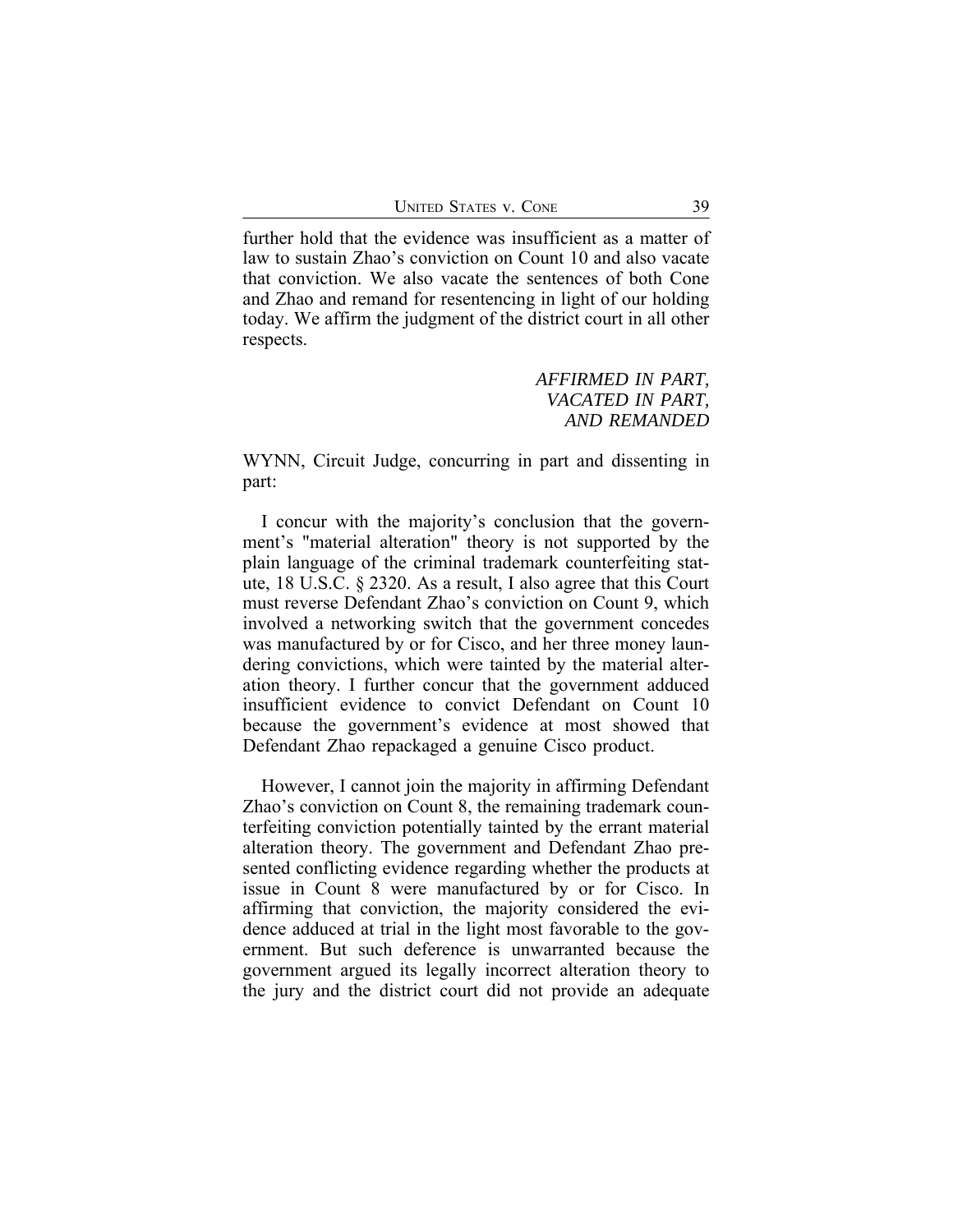further hold that the evidence was insufficient as a matter of law to sustain Zhao's conviction on Count 10 and also vacate that conviction. We also vacate the sentences of both Cone and Zhao and remand for resentencing in light of our holding today. We affirm the judgment of the district court in all other respects.

*AFFIRMED IN PART, VACATED IN PART, AND REMANDED*

WYNN, Circuit Judge, concurring in part and dissenting in part:

I concur with the majority's conclusion that the government's "material alteration" theory is not supported by the plain language of the criminal trademark counterfeiting statute, 18 U.S.C. § 2320. As a result, I also agree that this Court must reverse Defendant Zhao's conviction on Count 9, which involved a networking switch that the government concedes was manufactured by or for Cisco, and her three money laundering convictions, which were tainted by the material alteration theory. I further concur that the government adduced insufficient evidence to convict Defendant on Count 10 because the government's evidence at most showed that Defendant Zhao repackaged a genuine Cisco product.

However, I cannot join the majority in affirming Defendant Zhao's conviction on Count 8, the remaining trademark counterfeiting conviction potentially tainted by the errant material alteration theory. The government and Defendant Zhao presented conflicting evidence regarding whether the products at issue in Count 8 were manufactured by or for Cisco. In affirming that conviction, the majority considered the evidence adduced at trial in the light most favorable to the government. But such deference is unwarranted because the government argued its legally incorrect alteration theory to the jury and the district court did not provide an adequate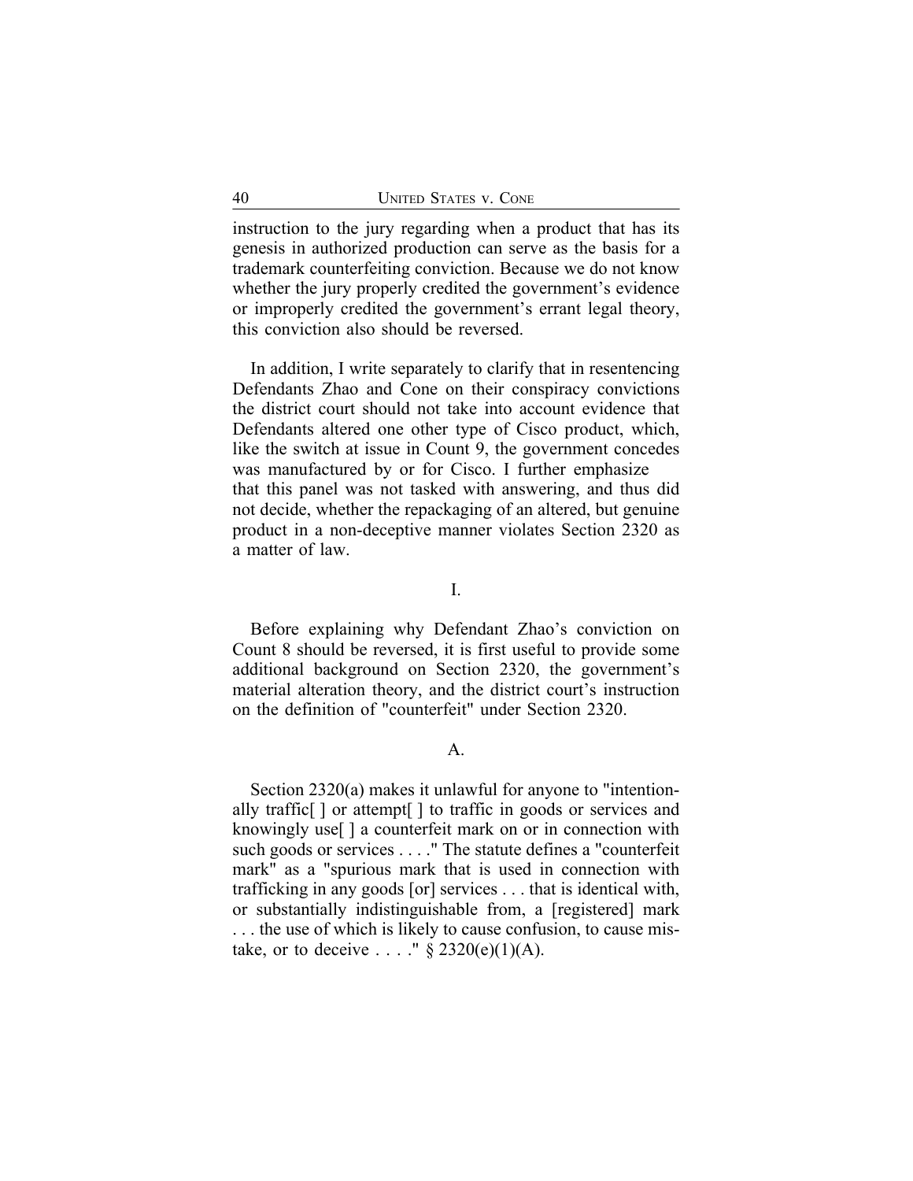instruction to the jury regarding when a product that has its genesis in authorized production can serve as the basis for a trademark counterfeiting conviction. Because we do not know whether the jury properly credited the government's evidence or improperly credited the government's errant legal theory, this conviction also should be reversed.

In addition, I write separately to clarify that in resentencing Defendants Zhao and Cone on their conspiracy convictions the district court should not take into account evidence that Defendants altered one other type of Cisco product, which, like the switch at issue in Count 9, the government concedes was manufactured by or for Cisco. I further emphasize that this panel was not tasked with answering, and thus did not decide, whether the repackaging of an altered, but genuine product in a non-deceptive manner violates Section 2320 as a matter of law.

## I.

Before explaining why Defendant Zhao's conviction on Count 8 should be reversed, it is first useful to provide some additional background on Section 2320, the government's material alteration theory, and the district court's instruction on the definition of "counterfeit" under Section 2320.

### A.

Section 2320(a) makes it unlawful for anyone to "intentionally traffic[ ] or attempt[ ] to traffic in goods or services and knowingly use[ ] a counterfeit mark on or in connection with such goods or services . . . ." The statute defines a "counterfeit mark" as a "spurious mark that is used in connection with trafficking in any goods [or] services . . . that is identical with, or substantially indistinguishable from, a [registered] mark . . . the use of which is likely to cause confusion, to cause mistake, or to deceive . . . ." § 2320(e)(1)(A).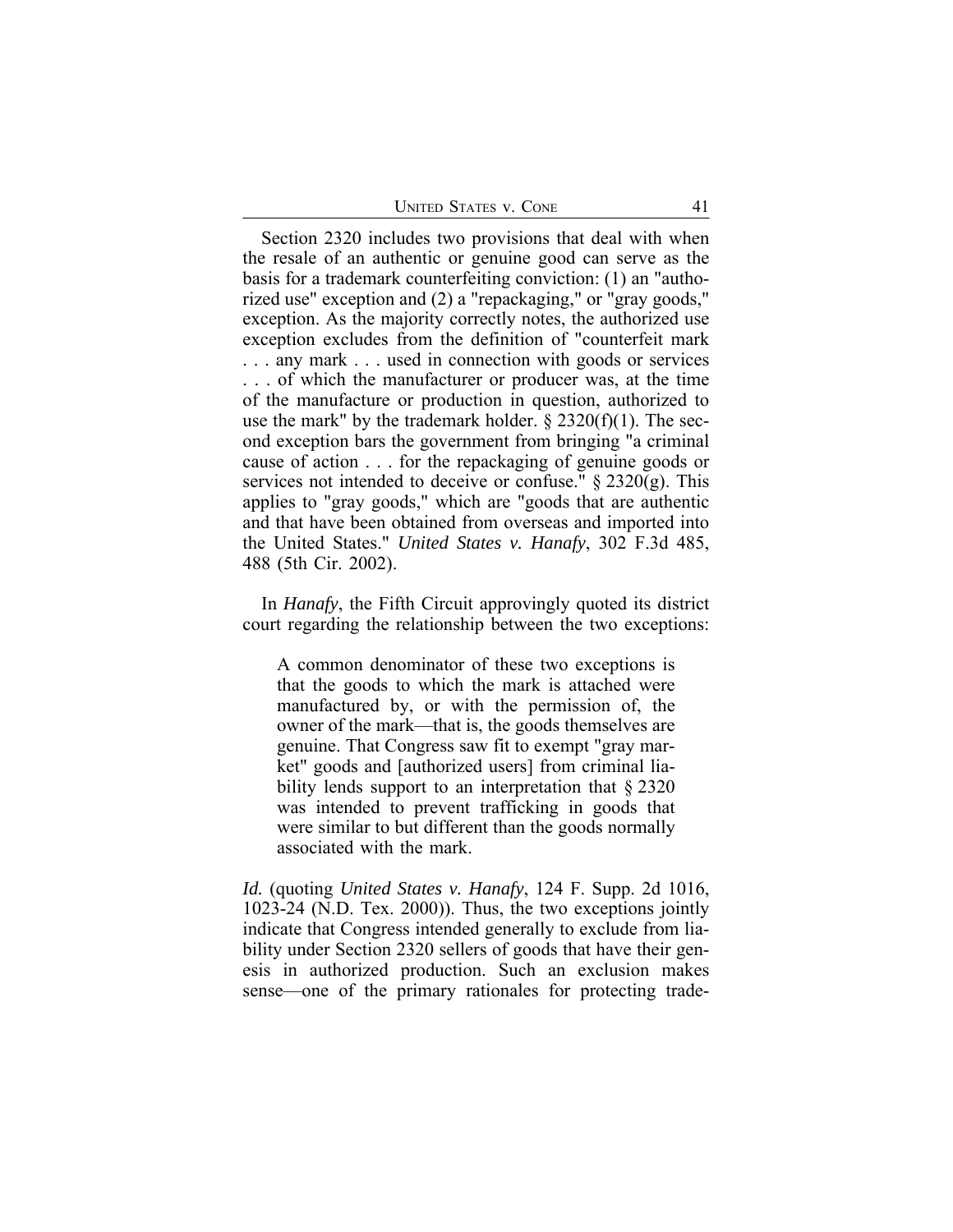Section 2320 includes two provisions that deal with when the resale of an authentic or genuine good can serve as the basis for a trademark counterfeiting conviction: (1) an "authorized use" exception and (2) a "repackaging," or "gray goods," exception. As the majority correctly notes, the authorized use exception excludes from the definition of "counterfeit mark . . . any mark . . . used in connection with goods or services . . . of which the manufacturer or producer was, at the time of the manufacture or production in question, authorized to use the mark" by the trademark holder. § 2320(f)(1). The second exception bars the government from bringing "a criminal cause of action . . . for the repackaging of genuine goods or services not intended to deceive or confuse." § 2320(g). This applies to "gray goods," which are "goods that are authentic and that have been obtained from overseas and imported into the United States." *United States v. Hanafy*, 302 F.3d 485, 488 (5th Cir. 2002).

In *Hanafy*, the Fifth Circuit approvingly quoted its district court regarding the relationship between the two exceptions:

> A common denominator of these two exceptions is that the goods to which the mark is attached were manufactured by, or with the permission of, the owner of the mark—that is, the goods themselves are genuine. That Congress saw fit to exempt "gray market" goods and [authorized users] from criminal liability lends support to an interpretation that § 2320 was intended to prevent trafficking in goods that were similar to but different than the goods normally associated with the mark.

*Id.* (quoting *United States v. Hanafy*, 124 F. Supp. 2d 1016, 1023-24 (N.D. Tex. 2000)). Thus, the two exceptions jointly indicate that Congress intended generally to exclude from liability under Section 2320 sellers of goods that have their genesis in authorized production. Such an exclusion makes sense—one of the primary rationales for protecting trade-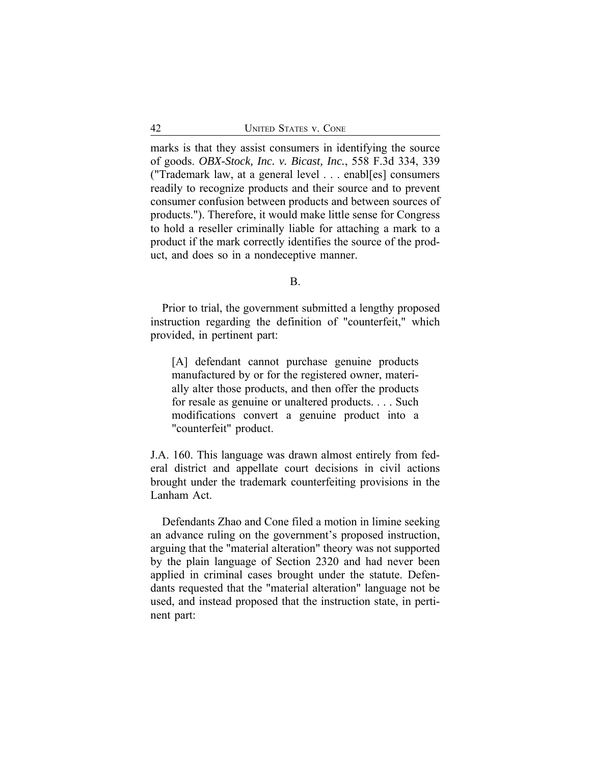marks is that they assist consumers in identifying the source of goods. *OBX-Stock, Inc. v. Bicast, Inc.*, 558 F.3d 334, 339 ("Trademark law, at a general level . . . enabl[es] consumers readily to recognize products and their source and to prevent consumer confusion between products and between sources of products."). Therefore, it would make little sense for Congress to hold a reseller criminally liable for attaching a mark to a product if the mark correctly identifies the source of the product, and does so in a nondeceptive manner.

B.

Prior to trial, the government submitted a lengthy proposed instruction regarding the definition of "counterfeit," which provided, in pertinent part:

> [A] defendant cannot purchase genuine products manufactured by or for the registered owner, materially alter those products, and then offer the products for resale as genuine or unaltered products. . . . Such modifications convert a genuine product into a "counterfeit" product.

J.A. 160. This language was drawn almost entirely from federal district and appellate court decisions in civil actions brought under the trademark counterfeiting provisions in the Lanham Act.

Defendants Zhao and Cone filed a motion in limine seeking an advance ruling on the government's proposed instruction, arguing that the "material alteration" theory was not supported by the plain language of Section 2320 and had never been applied in criminal cases brought under the statute. Defendants requested that the "material alteration" language not be used, and instead proposed that the instruction state, in pertinent part: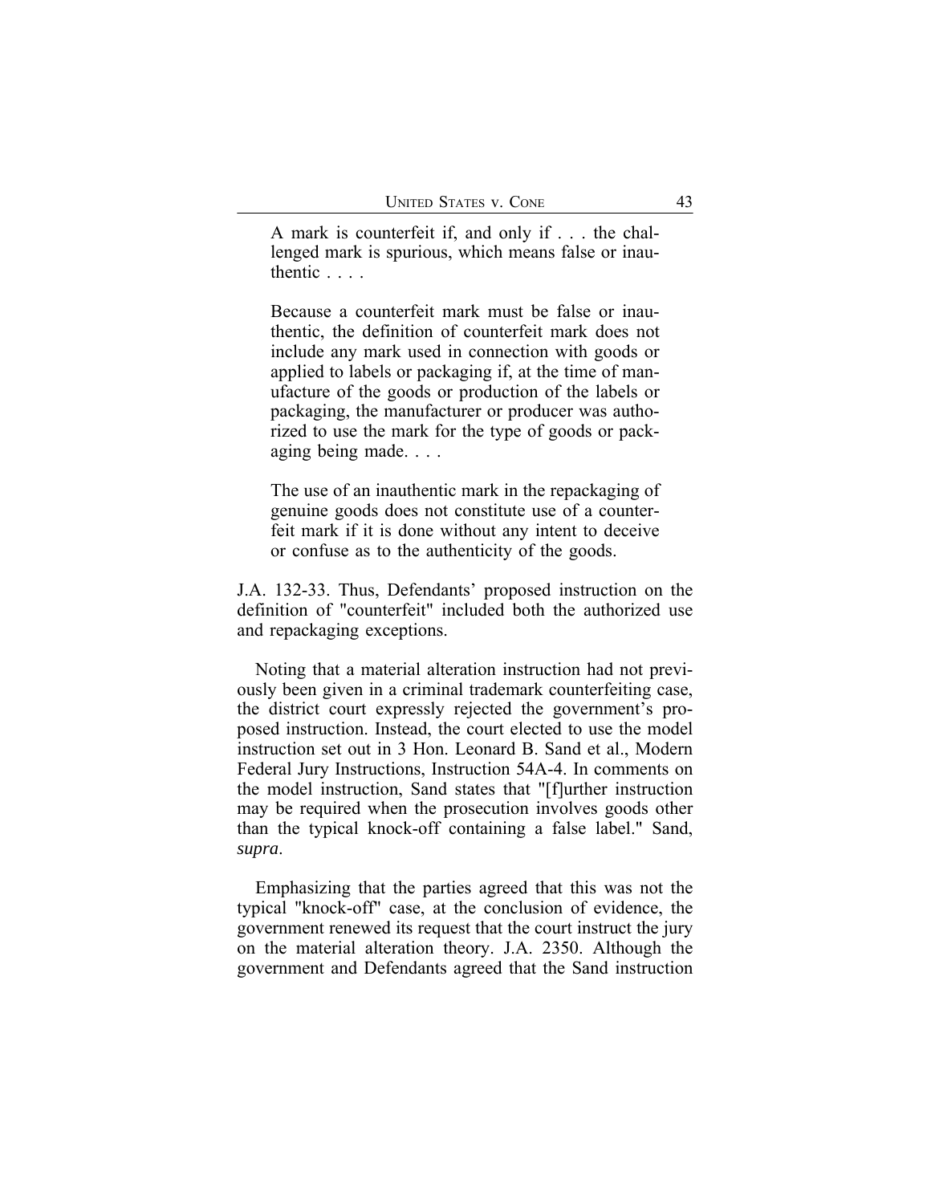> A mark is counterfeit if, and only if . . . the challenged mark is spurious, which means false or inauthentic . . . .
>
> Because a counterfeit mark must be false or inauthentic, the definition of counterfeit mark does not include any mark used in connection with goods or applied to labels or packaging if, at the time of manufacture of the goods or production of the labels or packaging, the manufacturer or producer was authorized to use the mark for the type of goods or packaging being made. . . .
>
> The use of an inauthentic mark in the repackaging of genuine goods does not constitute use of a counterfeit mark if it is done without any intent to deceive or confuse as to the authenticity of the goods.

J.A. 132-33. Thus, Defendants' proposed instruction on the definition of "counterfeit" included both the authorized use and repackaging exceptions.

Noting that a material alteration instruction had not previously been given in a criminal trademark counterfeiting case, the district court expressly rejected the government's proposed instruction. Instead, the court elected to use the model instruction set out in 3 Hon. Leonard B. Sand et al., Modern Federal Jury Instructions, Instruction 54A-4. In comments on the model instruction, Sand states that "[f]urther instruction may be required when the prosecution involves goods other than the typical knock-off containing a false label." Sand, *supra*.

Emphasizing that the parties agreed that this was not the typical "knock-off" case, at the conclusion of evidence, the government renewed its request that the court instruct the jury on the material alteration theory. J.A. 2350. Although the government and Defendants agreed that the Sand instruction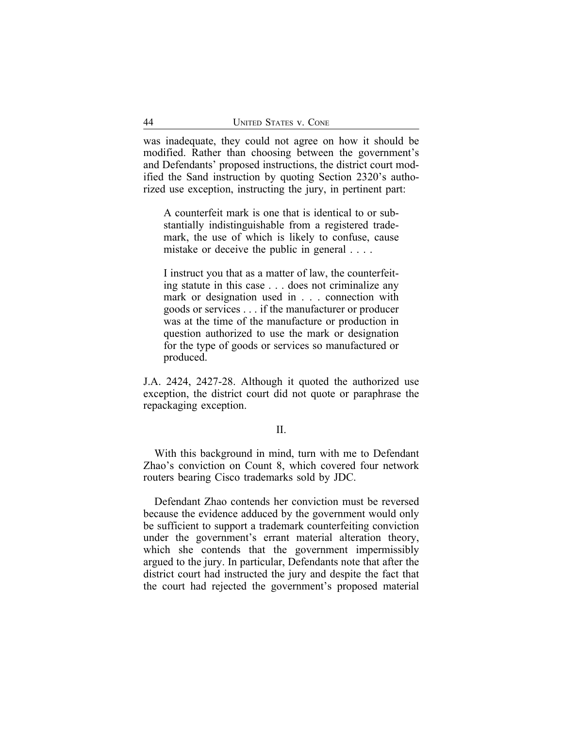was inadequate, they could not agree on how it should be modified. Rather than choosing between the government's and Defendants' proposed instructions, the district court modified the Sand instruction by quoting Section 2320's authorized use exception, instructing the jury, in pertinent part:

> A counterfeit mark is one that is identical to or substantially indistinguishable from a registered trademark, the use of which is likely to confuse, cause mistake or deceive the public in general . . . .
>
> I instruct you that as a matter of law, the counterfeiting statute in this case . . . does not criminalize any mark or designation used in . . . connection with goods or services . . . if the manufacturer or producer was at the time of the manufacture or production in question authorized to use the mark or designation for the type of goods or services so manufactured or produced.

J.A. 2424, 2427-28. Although it quoted the authorized use exception, the district court did not quote or paraphrase the repackaging exception.

## II.

With this background in mind, turn with me to Defendant Zhao's conviction on Count 8, which covered four network routers bearing Cisco trademarks sold by JDC.

Defendant Zhao contends her conviction must be reversed because the evidence adduced by the government would only be sufficient to support a trademark counterfeiting conviction under the government's errant material alteration theory, which she contends that the government impermissibly argued to the jury. In particular, Defendants note that after the district court had instructed the jury and despite the fact that the court had rejected the government's proposed material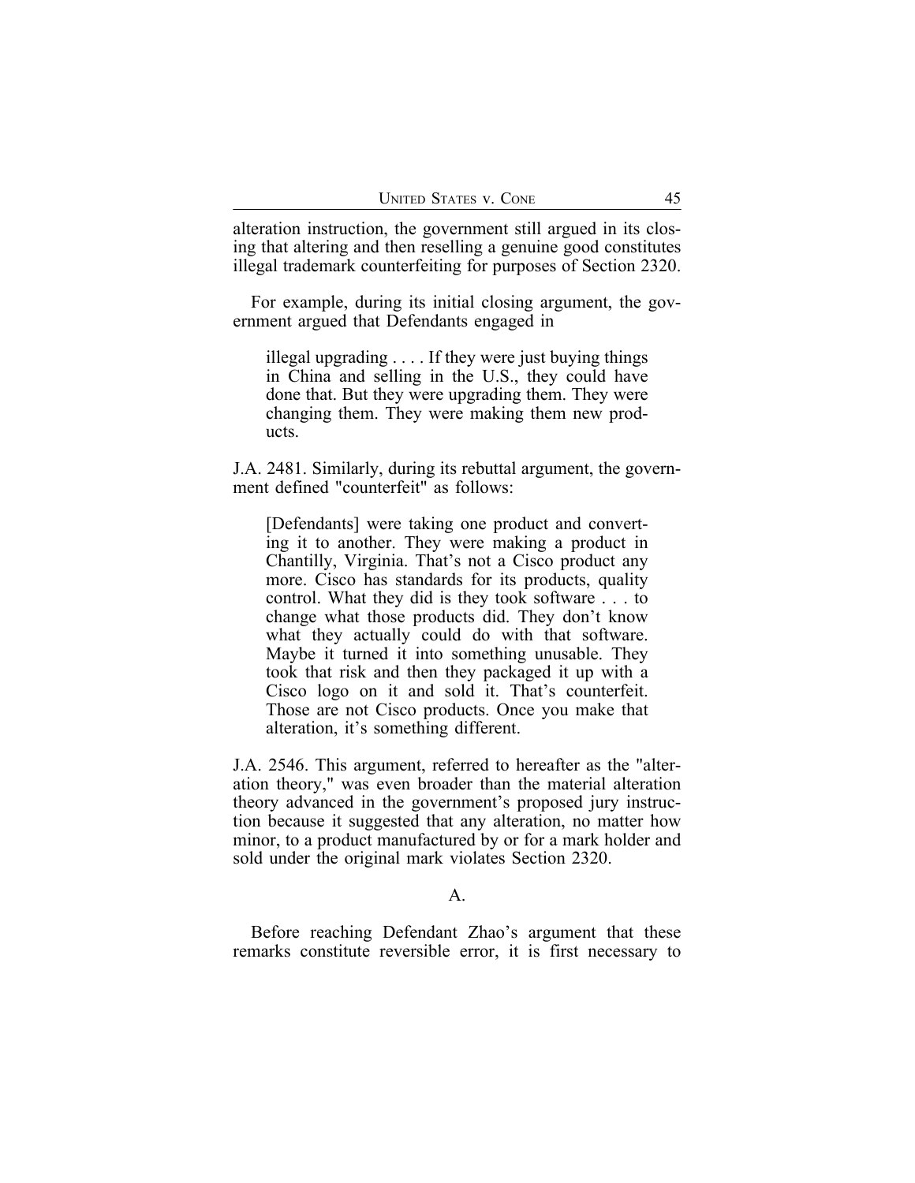alteration instruction, the government still argued in its closing that altering and then reselling a genuine good constitutes illegal trademark counterfeiting for purposes of Section 2320.

For example, during its initial closing argument, the government argued that Defendants engaged in

> illegal upgrading . . . . If they were just buying things in China and selling in the U.S., they could have done that. But they were upgrading them. They were changing them. They were making them new products.

J.A. 2481. Similarly, during its rebuttal argument, the government defined "counterfeit" as follows:

> [Defendants] were taking one product and converting it to another. They were making a product in Chantilly, Virginia. That's not a Cisco product any more. Cisco has standards for its products, quality control. What they did is they took software . . . to change what those products did. They don't know what they actually could do with that software. Maybe it turned it into something unusable. They took that risk and then they packaged it up with a Cisco logo on it and sold it. That's counterfeit. Those are not Cisco products. Once you make that alteration, it's something different.

J.A. 2546. This argument, referred to hereafter as the "alteration theory," was even broader than the material alteration theory advanced in the government's proposed jury instruction because it suggested that any alteration, no matter how minor, to a product manufactured by or for a mark holder and sold under the original mark violates Section 2320.

## A.

Before reaching Defendant Zhao's argument that these remarks constitute reversible error, it is first necessary to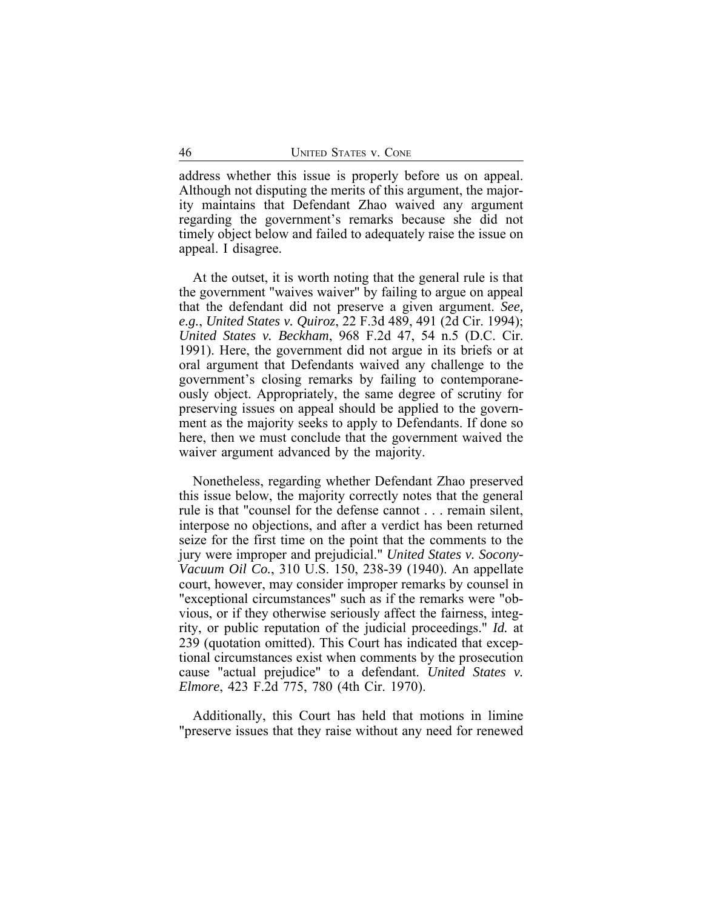address whether this issue is properly before us on appeal. Although not disputing the merits of this argument, the majority maintains that Defendant Zhao waived any argument regarding the government's remarks because she did not timely object below and failed to adequately raise the issue on appeal. I disagree.

At the outset, it is worth noting that the general rule is that the government "waives waiver" by failing to argue on appeal that the defendant did not preserve a given argument. *See, e.g.*, *United States v. Quiroz*, 22 F.3d 489, 491 (2d Cir. 1994); *United States v. Beckham*, 968 F.2d 47, 54 n.5 (D.C. Cir. 1991). Here, the government did not argue in its briefs or at oral argument that Defendants waived any challenge to the government's closing remarks by failing to contemporaneously object. Appropriately, the same degree of scrutiny for preserving issues on appeal should be applied to the government as the majority seeks to apply to Defendants. If done so here, then we must conclude that the government waived the waiver argument advanced by the majority.

Nonetheless, regarding whether Defendant Zhao preserved this issue below, the majority correctly notes that the general rule is that "counsel for the defense cannot . . . remain silent, interpose no objections, and after a verdict has been returned seize for the first time on the point that the comments to the jury were improper and prejudicial." *United States v. Socony-Vacuum Oil Co.*, 310 U.S. 150, 238-39 (1940). An appellate court, however, may consider improper remarks by counsel in "exceptional circumstances" such as if the remarks were "obvious, or if they otherwise seriously affect the fairness, integrity, or public reputation of the judicial proceedings." *Id.* at 239 (quotation omitted). This Court has indicated that exceptional circumstances exist when comments by the prosecution cause "actual prejudice" to a defendant. *United States v. Elmore*, 423 F.2d 775, 780 (4th Cir. 1970).

Additionally, this Court has held that motions in limine "preserve issues that they raise without any need for renewed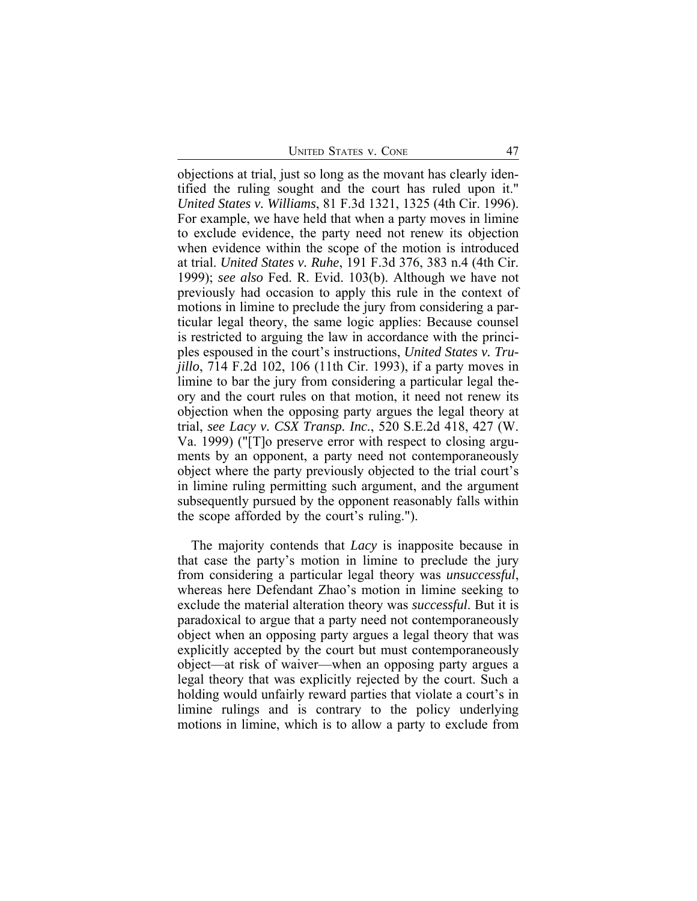objections at trial, just so long as the movant has clearly identified the ruling sought and the court has ruled upon it." *United States v. Williams*, 81 F.3d 1321, 1325 (4th Cir. 1996). For example, we have held that when a party moves in limine to exclude evidence, the party need not renew its objection when evidence within the scope of the motion is introduced at trial. *United States v. Ruhe*, 191 F.3d 376, 383 n.4 (4th Cir. 1999); *see also* Fed. R. Evid. 103(b). Although we have not previously had occasion to apply this rule in the context of motions in limine to preclude the jury from considering a particular legal theory, the same logic applies: Because counsel is restricted to arguing the law in accordance with the principles espoused in the court's instructions, *United States v. Trujillo*, 714 F.2d 102, 106 (11th Cir. 1993), if a party moves in limine to bar the jury from considering a particular legal theory and the court rules on that motion, it need not renew its objection when the opposing party argues the legal theory at trial, *see Lacy v. CSX Transp. Inc.*, 520 S.E.2d 418, 427 (W. Va. 1999) ("[T]o preserve error with respect to closing arguments by an opponent, a party need not contemporaneously object where the party previously objected to the trial court's in limine ruling permitting such argument, and the argument subsequently pursued by the opponent reasonably falls within the scope afforded by the court's ruling.").

The majority contends that *Lacy* is inapposite because in that case the party's motion in limine to preclude the jury from considering a particular legal theory was *unsuccessful*, whereas here Defendant Zhao's motion in limine seeking to exclude the material alteration theory was *successful*. But it is paradoxical to argue that a party need not contemporaneously object when an opposing party argues a legal theory that was explicitly accepted by the court but must contemporaneously object—at risk of waiver—when an opposing party argues a legal theory that was explicitly rejected by the court. Such a holding would unfairly reward parties that violate a court's in limine rulings and is contrary to the policy underlying motions in limine, which is to allow a party to exclude from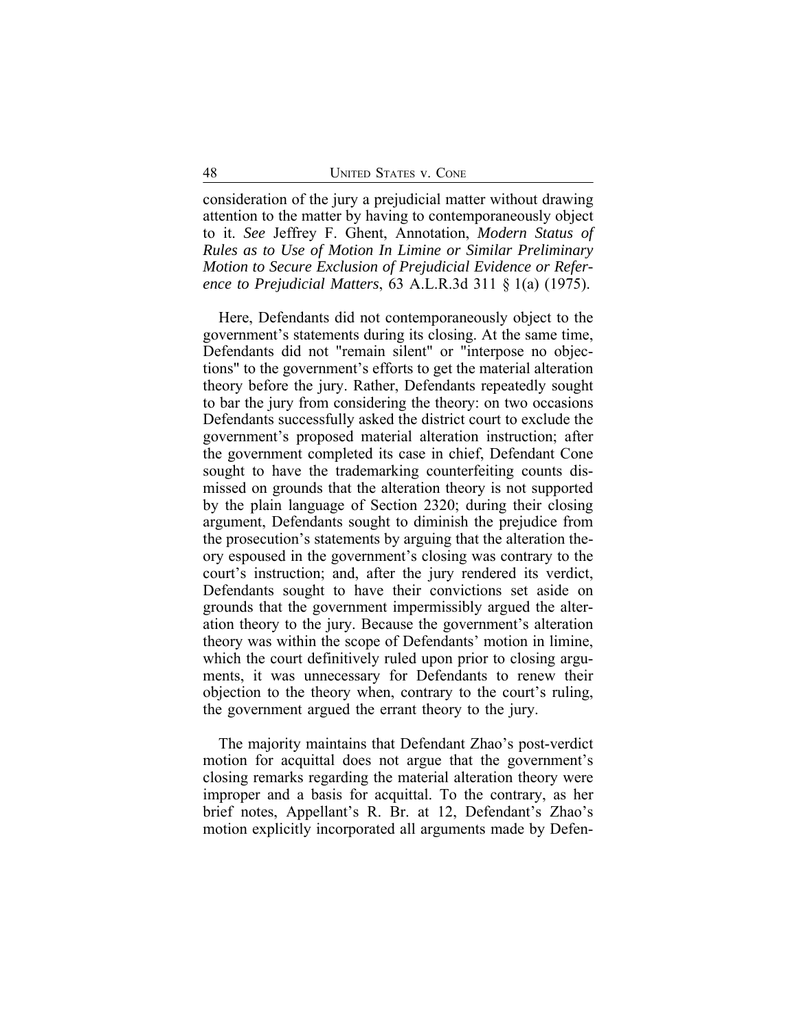consideration of the jury a prejudicial matter without drawing attention to the matter by having to contemporaneously object to it. *See* Jeffrey F. Ghent, Annotation, *Modern Status of Rules as to Use of Motion In Limine or Similar Preliminary Motion to Secure Exclusion of Prejudicial Evidence or Reference to Prejudicial Matters*, 63 A.L.R.3d 311 § 1(a) (1975).

Here, Defendants did not contemporaneously object to the government's statements during its closing. At the same time, Defendants did not "remain silent" or "interpose no objections" to the government's efforts to get the material alteration theory before the jury. Rather, Defendants repeatedly sought to bar the jury from considering the theory: on two occasions Defendants successfully asked the district court to exclude the government's proposed material alteration instruction; after the government completed its case in chief, Defendant Cone sought to have the trademarking counterfeiting counts dismissed on grounds that the alteration theory is not supported by the plain language of Section 2320; during their closing argument, Defendants sought to diminish the prejudice from the prosecution's statements by arguing that the alteration theory espoused in the government's closing was contrary to the court's instruction; and, after the jury rendered its verdict, Defendants sought to have their convictions set aside on grounds that the government impermissibly argued the alteration theory to the jury. Because the government's alteration theory was within the scope of Defendants' motion in limine, which the court definitively ruled upon prior to closing arguments, it was unnecessary for Defendants to renew their objection to the theory when, contrary to the court's ruling, the government argued the errant theory to the jury.

The majority maintains that Defendant Zhao's post-verdict motion for acquittal does not argue that the government's closing remarks regarding the material alteration theory were improper and a basis for acquittal. To the contrary, as her brief notes, Appellant's R. Br. at 12, Defendant's Zhao's motion explicitly incorporated all arguments made by Defen-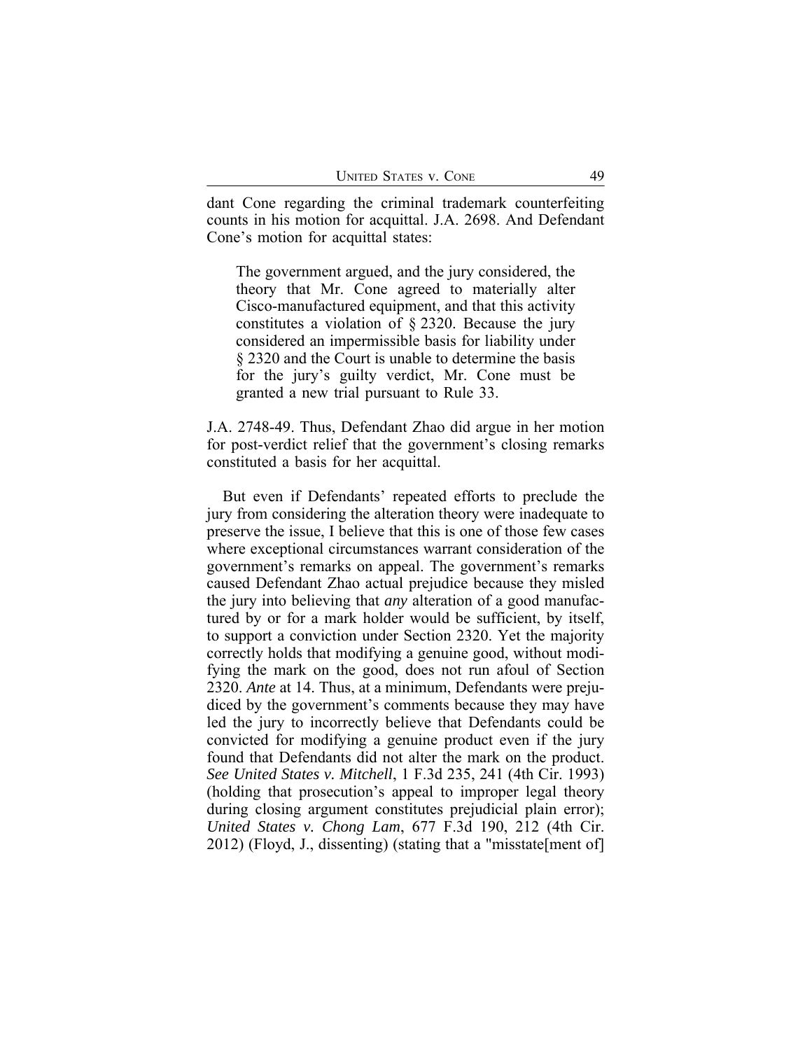dant Cone regarding the criminal trademark counterfeiting counts in his motion for acquittal. J.A. 2698. And Defendant Cone's motion for acquittal states:

> The government argued, and the jury considered, the theory that Mr. Cone agreed to materially alter Cisco-manufactured equipment, and that this activity constitutes a violation of § 2320. Because the jury considered an impermissible basis for liability under § 2320 and the Court is unable to determine the basis for the jury's guilty verdict, Mr. Cone must be granted a new trial pursuant to Rule 33.

J.A. 2748-49. Thus, Defendant Zhao did argue in her motion for post-verdict relief that the government's closing remarks constituted a basis for her acquittal.

But even if Defendants' repeated efforts to preclude the jury from considering the alteration theory were inadequate to preserve the issue, I believe that this is one of those few cases where exceptional circumstances warrant consideration of the government's remarks on appeal. The government's remarks caused Defendant Zhao actual prejudice because they misled the jury into believing that *any* alteration of a good manufactured by or for a mark holder would be sufficient, by itself, to support a conviction under Section 2320. Yet the majority correctly holds that modifying a genuine good, without modifying the mark on the good, does not run afoul of Section 2320. *Ante* at 14. Thus, at a minimum, Defendants were prejudiced by the government's comments because they may have led the jury to incorrectly believe that Defendants could be convicted for modifying a genuine product even if the jury found that Defendants did not alter the mark on the product. *See United States v. Mitchell*, 1 F.3d 235, 241 (4th Cir. 1993) (holding that prosecution's appeal to improper legal theory during closing argument constitutes prejudicial plain error); *United States v. Chong Lam*, 677 F.3d 190, 212 (4th Cir. 2012) (Floyd, J., dissenting) (stating that a "misstate[ment of]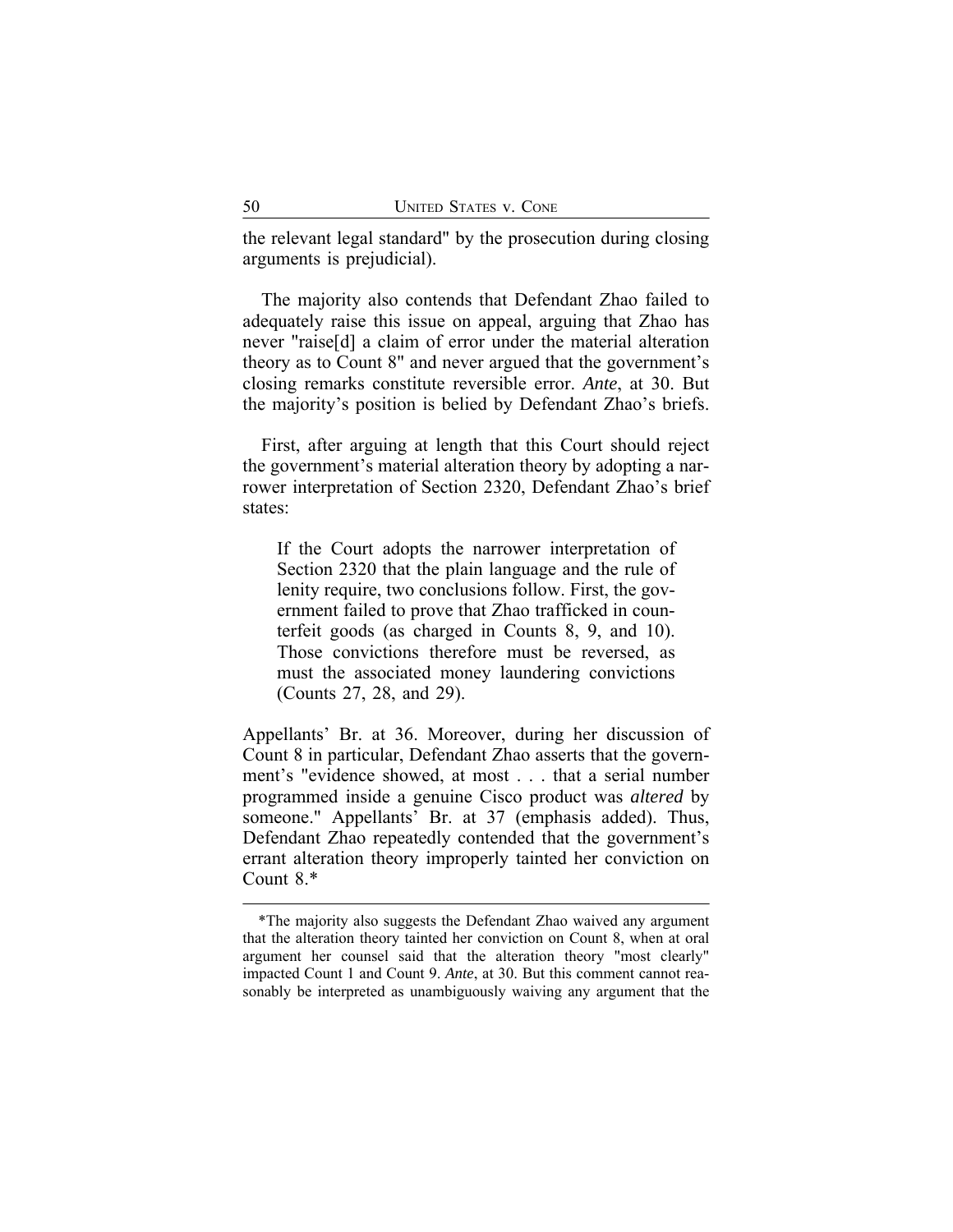the relevant legal standard" by the prosecution during closing arguments is prejudicial).

The majority also contends that Defendant Zhao failed to adequately raise this issue on appeal, arguing that Zhao has never "raise[d] a claim of error under the material alteration theory as to Count 8" and never argued that the government's closing remarks constitute reversible error. *Ante*, at 30. But the majority's position is belied by Defendant Zhao's briefs.

First, after arguing at length that this Court should reject the government's material alteration theory by adopting a narrower interpretation of Section 2320, Defendant Zhao's brief states:

> If the Court adopts the narrower interpretation of Section 2320 that the plain language and the rule of lenity require, two conclusions follow. First, the government failed to prove that Zhao trafficked in counterfeit goods (as charged in Counts 8, 9, and 10). Those convictions therefore must be reversed, as must the associated money laundering convictions (Counts 27, 28, and 29).

Appellants' Br. at 36. Moreover, during her discussion of Count 8 in particular, Defendant Zhao asserts that the government's "evidence showed, at most . . . that a serial number programmed inside a genuine Cisco product was *altered* by someone." Appellants' Br. at 37 (emphasis added). Thus, Defendant Zhao repeatedly contended that the government's errant alteration theory improperly tainted her conviction on Count 8.*

---

*The majority also suggests the Defendant Zhao waived any argument that the alteration theory tainted her conviction on Count 8, when at oral argument her counsel said that the alteration theory "most clearly" impacted Count 1 and Count 9. *Ante*, at 30. But this comment cannot reasonably be interpreted as unambiguously waiving any argument that the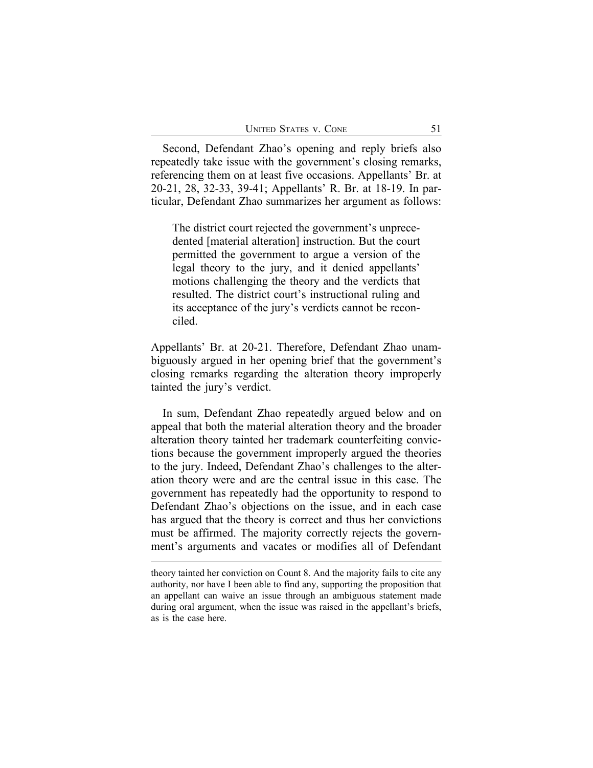Second, Defendant Zhao's opening and reply briefs also repeatedly take issue with the government's closing remarks, referencing them on at least five occasions. Appellants' Br. at 20-21, 28, 32-33, 39-41; Appellants' R. Br. at 18-19. In particular, Defendant Zhao summarizes her argument as follows:

> The district court rejected the government's unprecedented [material alteration] instruction. But the court permitted the government to argue a version of the legal theory to the jury, and it denied appellants' motions challenging the theory and the verdicts that resulted. The district court's instructional ruling and its acceptance of the jury's verdicts cannot be reconciled.

Appellants' Br. at 20-21. Therefore, Defendant Zhao unambiguously argued in her opening brief that the government's closing remarks regarding the alteration theory improperly tainted the jury's verdict.

In sum, Defendant Zhao repeatedly argued below and on appeal that both the material alteration theory and the broader alteration theory tainted her trademark counterfeiting convictions because the government improperly argued the theories to the jury. Indeed, Defendant Zhao's challenges to the alteration theory were and are the central issue in this case. The government has repeatedly had the opportunity to respond to Defendant Zhao's objections on the issue, and in each case has argued that the theory is correct and thus her convictions must be affirmed. The majority correctly rejects the government's arguments and vacates or modifies all of Defendant

---

theory tainted her conviction on Count 8. And the majority fails to cite any authority, nor have I been able to find any, supporting the proposition that an appellant can waive an issue through an ambiguous statement made during oral argument, when the issue was raised in the appellant's briefs, as is the case here.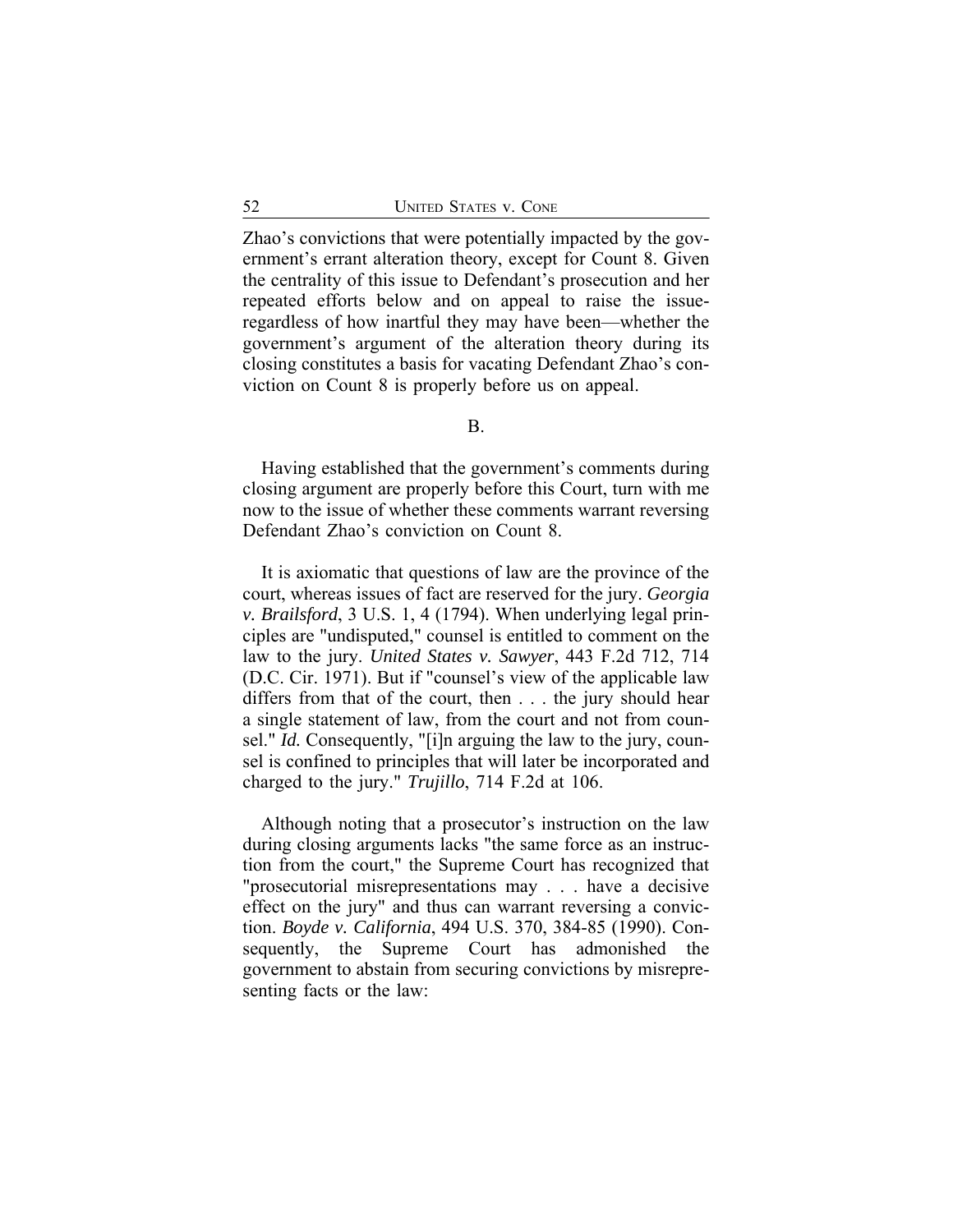Zhao's convictions that were potentially impacted by the government's errant alteration theory, except for Count 8. Given the centrality of this issue to Defendant's prosecution and her repeated efforts below and on appeal to raise the issue-regardless of how inartful they may have been—whether the government's argument of the alteration theory during its closing constitutes a basis for vacating Defendant Zhao's conviction on Count 8 is properly before us on appeal.

B.

Having established that the government's comments during closing argument are properly before this Court, turn with me now to the issue of whether these comments warrant reversing Defendant Zhao's conviction on Count 8.

It is axiomatic that questions of law are the province of the court, whereas issues of fact are reserved for the jury. *Georgia v. Brailsford*, 3 U.S. 1, 4 (1794). When underlying legal principles are "undisputed," counsel is entitled to comment on the law to the jury. *United States v. Sawyer*, 443 F.2d 712, 714 (D.C. Cir. 1971). But if "counsel's view of the applicable law differs from that of the court, then . . . the jury should hear a single statement of law, from the court and not from counsel." *Id.* Consequently, "[i]n arguing the law to the jury, counsel is confined to principles that will later be incorporated and charged to the jury." *Trujillo*, 714 F.2d at 106.

Although noting that a prosecutor's instruction on the law during closing arguments lacks "the same force as an instruction from the court," the Supreme Court has recognized that "prosecutorial misrepresentations may . . . have a decisive effect on the jury" and thus can warrant reversing a conviction. *Boyde v. California*, 494 U.S. 370, 384-85 (1990). Consequently, the Supreme Court has admonished the government to abstain from securing convictions by misrepresenting facts or the law: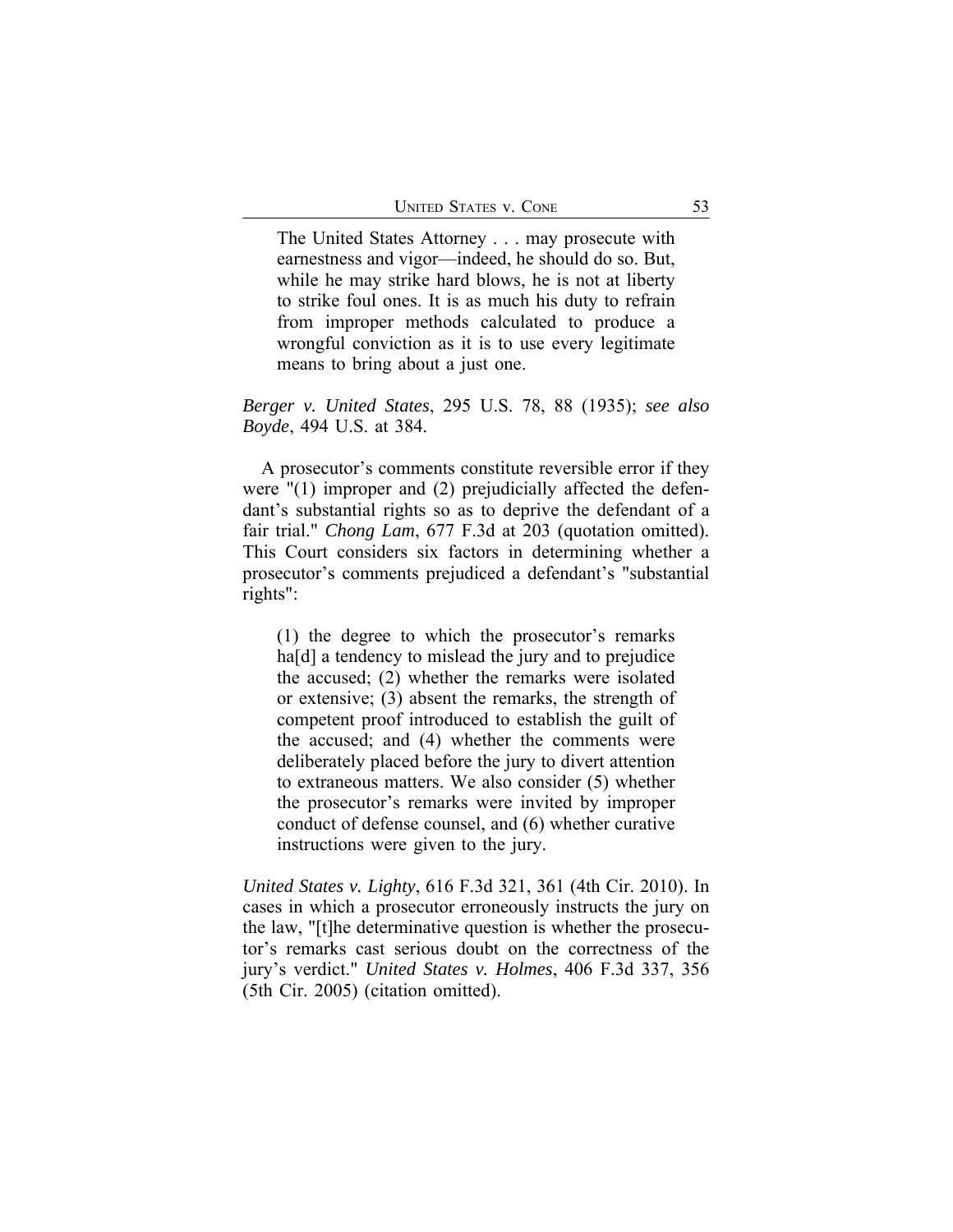> The United States Attorney . . . may prosecute with earnestness and vigor—indeed, he should do so. But, while he may strike hard blows, he is not at liberty to strike foul ones. It is as much his duty to refrain from improper methods calculated to produce a wrongful conviction as it is to use every legitimate means to bring about a just one.

*Berger v. United States*, 295 U.S. 78, 88 (1935); *see also Boyde*, 494 U.S. at 384.

A prosecutor's comments constitute reversible error if they were "(1) improper and (2) prejudicially affected the defendant's substantial rights so as to deprive the defendant of a fair trial." *Chong Lam*, 677 F.3d at 203 (quotation omitted). This Court considers six factors in determining whether a prosecutor's comments prejudiced a defendant's "substantial rights":

> (1) the degree to which the prosecutor's remarks ha[d] a tendency to mislead the jury and to prejudice the accused; (2) whether the remarks were isolated or extensive; (3) absent the remarks, the strength of competent proof introduced to establish the guilt of the accused; and (4) whether the comments were deliberately placed before the jury to divert attention to extraneous matters. We also consider (5) whether the prosecutor's remarks were invited by improper conduct of defense counsel, and (6) whether curative instructions were given to the jury.

*United States v. Lighty*, 616 F.3d 321, 361 (4th Cir. 2010). In cases in which a prosecutor erroneously instructs the jury on the law, "[t]he determinative question is whether the prosecutor's remarks cast serious doubt on the correctness of the jury's verdict." *United States v. Holmes*, 406 F.3d 337, 356 (5th Cir. 2005) (citation omitted).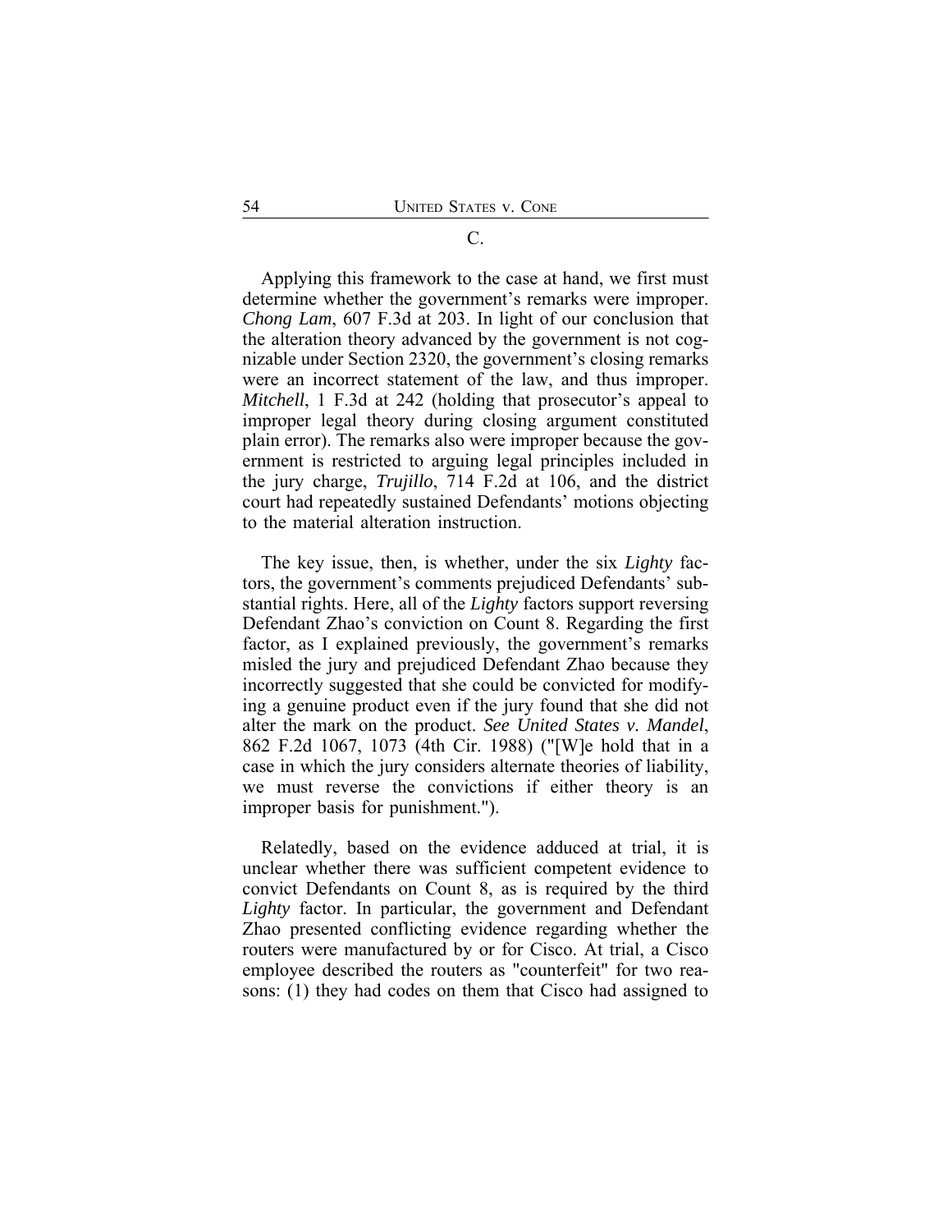C.

Applying this framework to the case at hand, we first must determine whether the government's remarks were improper. *Chong Lam*, 607 F.3d at 203. In light of our conclusion that the alteration theory advanced by the government is not cognizable under Section 2320, the government's closing remarks were an incorrect statement of the law, and thus improper. *Mitchell*, 1 F.3d at 242 (holding that prosecutor's appeal to improper legal theory during closing argument constituted plain error). The remarks also were improper because the government is restricted to arguing legal principles included in the jury charge, *Trujillo*, 714 F.2d at 106, and the district court had repeatedly sustained Defendants' motions objecting to the material alteration instruction.

The key issue, then, is whether, under the six *Lighty* factors, the government's comments prejudiced Defendants' substantial rights. Here, all of the *Lighty* factors support reversing Defendant Zhao's conviction on Count 8. Regarding the first factor, as I explained previously, the government's remarks misled the jury and prejudiced Defendant Zhao because they incorrectly suggested that she could be convicted for modifying a genuine product even if the jury found that she did not alter the mark on the product. *See United States v. Mandel*, 862 F.2d 1067, 1073 (4th Cir. 1988) ("[W]e hold that in a case in which the jury considers alternate theories of liability, we must reverse the convictions if either theory is an improper basis for punishment.").

Relatedly, based on the evidence adduced at trial, it is unclear whether there was sufficient competent evidence to convict Defendants on Count 8, as is required by the third *Lighty* factor. In particular, the government and Defendant Zhao presented conflicting evidence regarding whether the routers were manufactured by or for Cisco. At trial, a Cisco employee described the routers as "counterfeit" for two reasons: (1) they had codes on them that Cisco had assigned to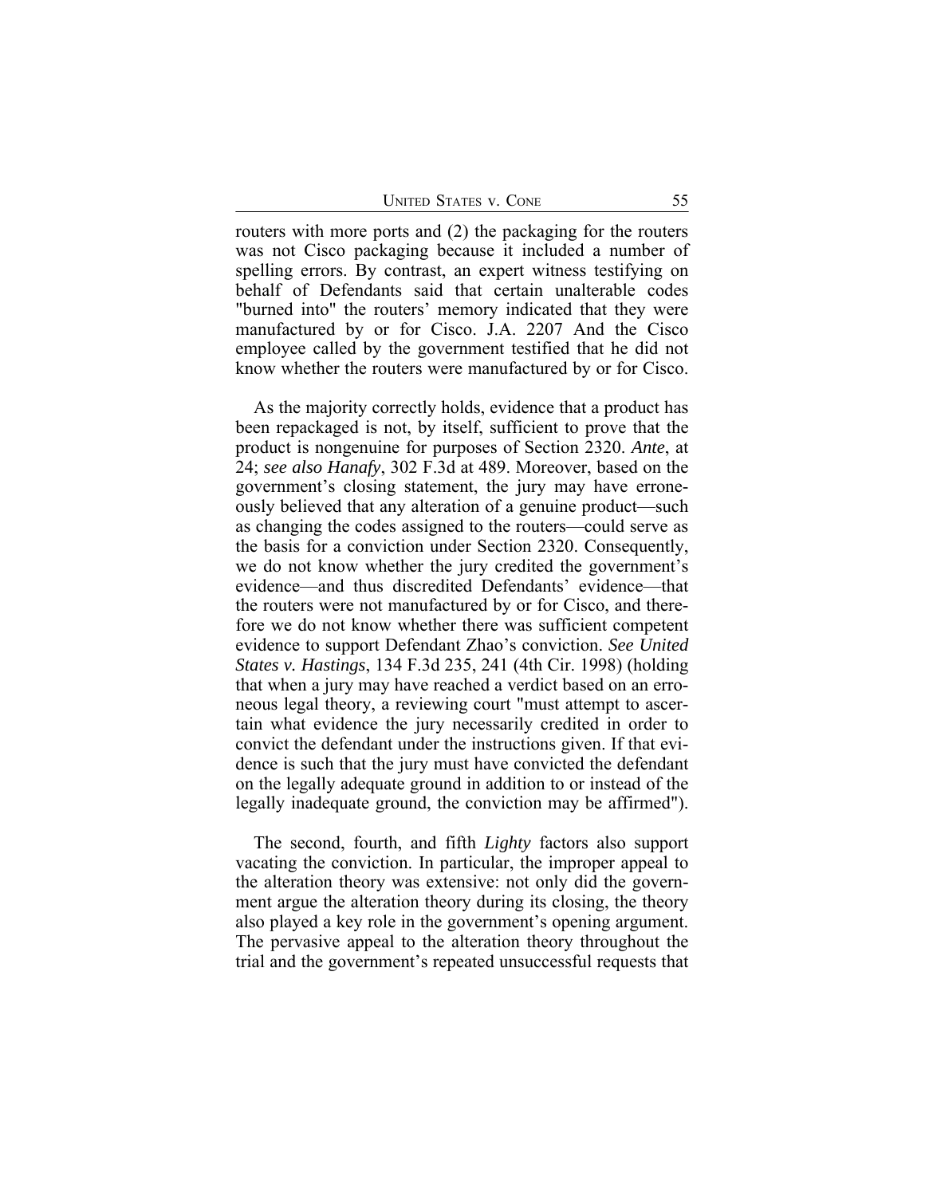routers with more ports and (2) the packaging for the routers was not Cisco packaging because it included a number of spelling errors. By contrast, an expert witness testifying on behalf of Defendants said that certain unalterable codes "burned into" the routers' memory indicated that they were manufactured by or for Cisco. J.A. 2207 And the Cisco employee called by the government testified that he did not know whether the routers were manufactured by or for Cisco.

As the majority correctly holds, evidence that a product has been repackaged is not, by itself, sufficient to prove that the product is nongenuine for purposes of Section 2320. *Ante*, at 24; *see also Hanafy*, 302 F.3d at 489. Moreover, based on the government's closing statement, the jury may have erroneously believed that any alteration of a genuine product—such as changing the codes assigned to the routers—could serve as the basis for a conviction under Section 2320. Consequently, we do not know whether the jury credited the government's evidence—and thus discredited Defendants' evidence—that the routers were not manufactured by or for Cisco, and therefore we do not know whether there was sufficient competent evidence to support Defendant Zhao's conviction. *See United States v. Hastings*, 134 F.3d 235, 241 (4th Cir. 1998) (holding that when a jury may have reached a verdict based on an erroneous legal theory, a reviewing court "must attempt to ascertain what evidence the jury necessarily credited in order to convict the defendant under the instructions given. If that evidence is such that the jury must have convicted the defendant on the legally adequate ground in addition to or instead of the legally inadequate ground, the conviction may be affirmed").

The second, fourth, and fifth *Lighty* factors also support vacating the conviction. In particular, the improper appeal to the alteration theory was extensive: not only did the government argue the alteration theory during its closing, the theory also played a key role in the government's opening argument. The pervasive appeal to the alteration theory throughout the trial and the government's repeated unsuccessful requests that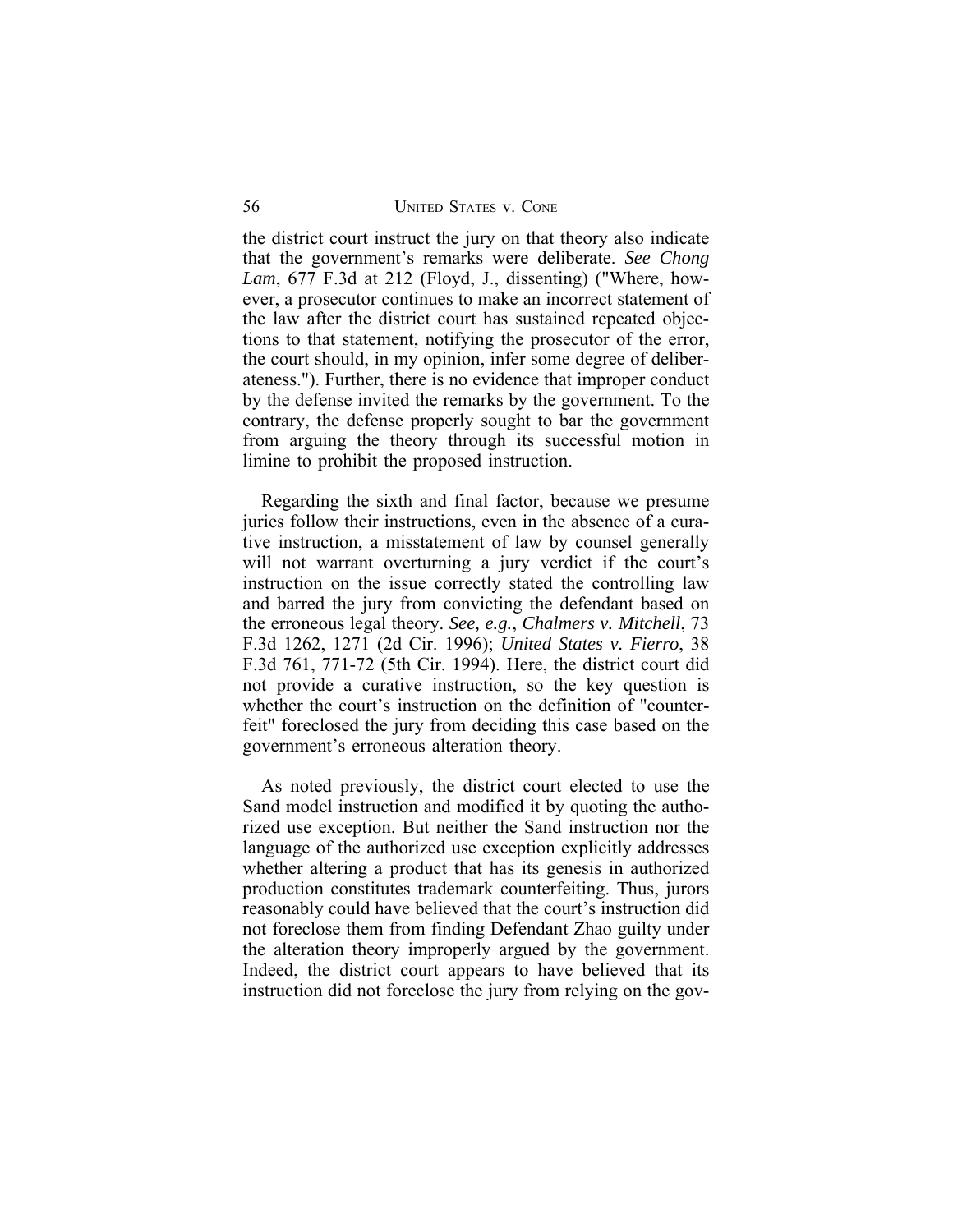the district court instruct the jury on that theory also indicate that the government's remarks were deliberate. *See Chong Lam*, 677 F.3d at 212 (Floyd, J., dissenting) ("Where, however, a prosecutor continues to make an incorrect statement of the law after the district court has sustained repeated objections to that statement, notifying the prosecutor of the error, the court should, in my opinion, infer some degree of deliberateness."). Further, there is no evidence that improper conduct by the defense invited the remarks by the government. To the contrary, the defense properly sought to bar the government from arguing the theory through its successful motion in limine to prohibit the proposed instruction.

Regarding the sixth and final factor, because we presume juries follow their instructions, even in the absence of a curative instruction, a misstatement of law by counsel generally will not warrant overturning a jury verdict if the court's instruction on the issue correctly stated the controlling law and barred the jury from convicting the defendant based on the erroneous legal theory. *See, e.g.*, *Chalmers v. Mitchell*, 73 F.3d 1262, 1271 (2d Cir. 1996); *United States v. Fierro*, 38 F.3d 761, 771-72 (5th Cir. 1994). Here, the district court did not provide a curative instruction, so the key question is whether the court's instruction on the definition of "counterfeit" foreclosed the jury from deciding this case based on the government's erroneous alteration theory.

As noted previously, the district court elected to use the Sand model instruction and modified it by quoting the authorized use exception. But neither the Sand instruction nor the language of the authorized use exception explicitly addresses whether altering a product that has its genesis in authorized production constitutes trademark counterfeiting. Thus, jurors reasonably could have believed that the court's instruction did not foreclose them from finding Defendant Zhao guilty under the alteration theory improperly argued by the government. Indeed, the district court appears to have believed that its instruction did not foreclose the jury from relying on the gov-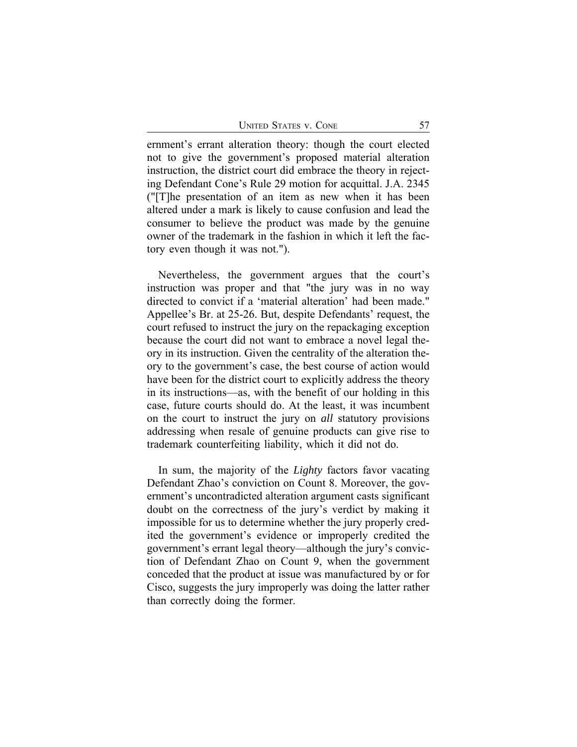ernment's errant alteration theory: though the court elected not to give the government's proposed material alteration instruction, the district court did embrace the theory in rejecting Defendant Cone's Rule 29 motion for acquittal. J.A. 2345 ("[T]he presentation of an item as new when it has been altered under a mark is likely to cause confusion and lead the consumer to believe the product was made by the genuine owner of the trademark in the fashion in which it left the factory even though it was not.").

Nevertheless, the government argues that the court's instruction was proper and that "the jury was in no way directed to convict if a 'material alteration' had been made." Appellee's Br. at 25-26. But, despite Defendants' request, the court refused to instruct the jury on the repackaging exception because the court did not want to embrace a novel legal theory in its instruction. Given the centrality of the alteration theory to the government's case, the best course of action would have been for the district court to explicitly address the theory in its instructions—as, with the benefit of our holding in this case, future courts should do. At the least, it was incumbent on the court to instruct the jury on *all* statutory provisions addressing when resale of genuine products can give rise to trademark counterfeiting liability, which it did not do.

In sum, the majority of the *Lighty* factors favor vacating Defendant Zhao's conviction on Count 8. Moreover, the government's uncontradicted alteration argument casts significant doubt on the correctness of the jury's verdict by making it impossible for us to determine whether the jury properly credited the government's evidence or improperly credited the government's errant legal theory—although the jury's conviction of Defendant Zhao on Count 9, when the government conceded that the product at issue was manufactured by or for Cisco, suggests the jury improperly was doing the latter rather than correctly doing the former.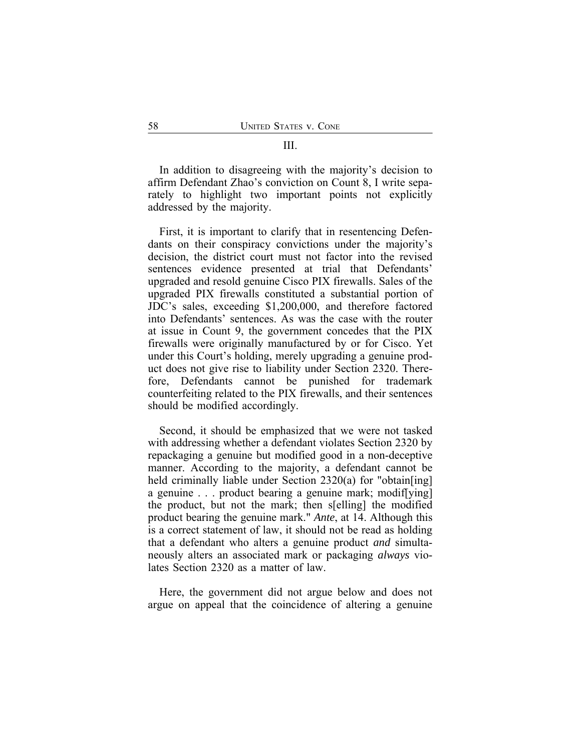## III.

In addition to disagreeing with the majority's decision to affirm Defendant Zhao's conviction on Count 8, I write separately to highlight two important points not explicitly addressed by the majority.

First, it is important to clarify that in resentencing Defendants on their conspiracy convictions under the majority's decision, the district court must not factor into the revised sentences evidence presented at trial that Defendants' upgraded and resold genuine Cisco PIX firewalls. Sales of the upgraded PIX firewalls constituted a substantial portion of JDC's sales, exceeding $1,200,000, and therefore factored into Defendants' sentences. As was the case with the router at issue in Count 9, the government concedes that the PIX firewalls were originally manufactured by or for Cisco. Yet under this Court's holding, merely upgrading a genuine product does not give rise to liability under Section 2320. Therefore, Defendants cannot be punished for trademark counterfeiting related to the PIX firewalls, and their sentences should be modified accordingly.

Second, it should be emphasized that we were not tasked with addressing whether a defendant violates Section 2320 by repackaging a genuine but modified good in a non-deceptive manner. According to the majority, a defendant cannot be held criminally liable under Section 2320(a) for "obtain[ing] a genuine . . . product bearing a genuine mark; modif[ying] the product, but not the mark; then s[elling] the modified product bearing the genuine mark." *Ante*, at 14. Although this is a correct statement of law, it should not be read as holding that a defendant who alters a genuine product *and* simultaneously alters an associated mark or packaging *always* violates Section 2320 as a matter of law.

Here, the government did not argue below and does not argue on appeal that the coincidence of altering a genuine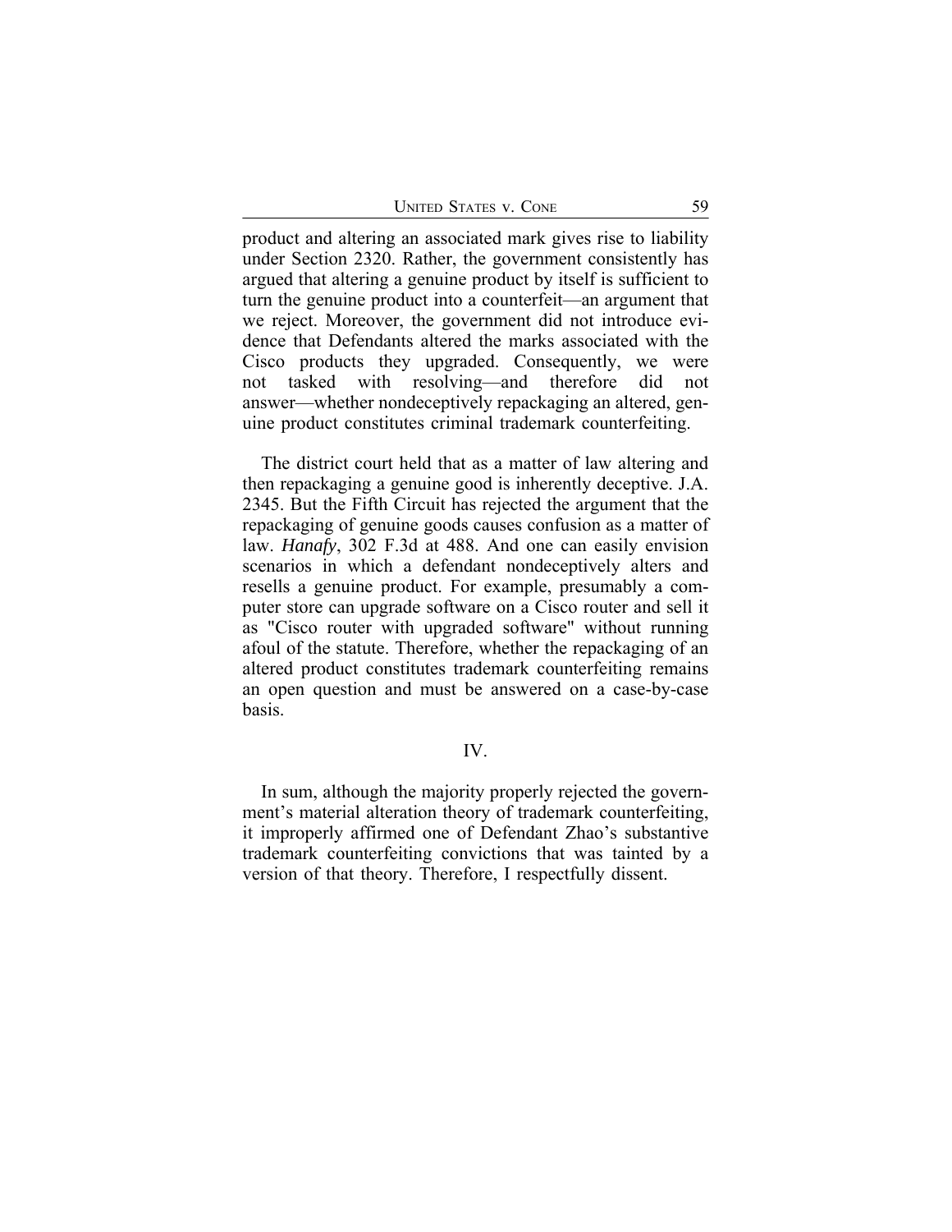product and altering an associated mark gives rise to liability under Section 2320. Rather, the government consistently has argued that altering a genuine product by itself is sufficient to turn the genuine product into a counterfeit—an argument that we reject. Moreover, the government did not introduce evidence that Defendants altered the marks associated with the Cisco products they upgraded. Consequently, we were not tasked with resolving—and therefore did not answer—whether nondeceptively repackaging an altered, genuine product constitutes criminal trademark counterfeiting.

The district court held that as a matter of law altering and then repackaging a genuine good is inherently deceptive. J.A. 2345. But the Fifth Circuit has rejected the argument that the repackaging of genuine goods causes confusion as a matter of law. *Hanafy*, 302 F.3d at 488. And one can easily envision scenarios in which a defendant nondeceptively alters and resells a genuine product. For example, presumably a computer store can upgrade software on a Cisco router and sell it as "Cisco router with upgraded software" without running afoul of the statute. Therefore, whether the repackaging of an altered product constitutes trademark counterfeiting remains an open question and must be answered on a case-by-case basis.

## IV.

In sum, although the majority properly rejected the government's material alteration theory of trademark counterfeiting, it improperly affirmed one of Defendant Zhao's substantive trademark counterfeiting convictions that was tainted by a version of that theory. Therefore, I respectfully dissent.